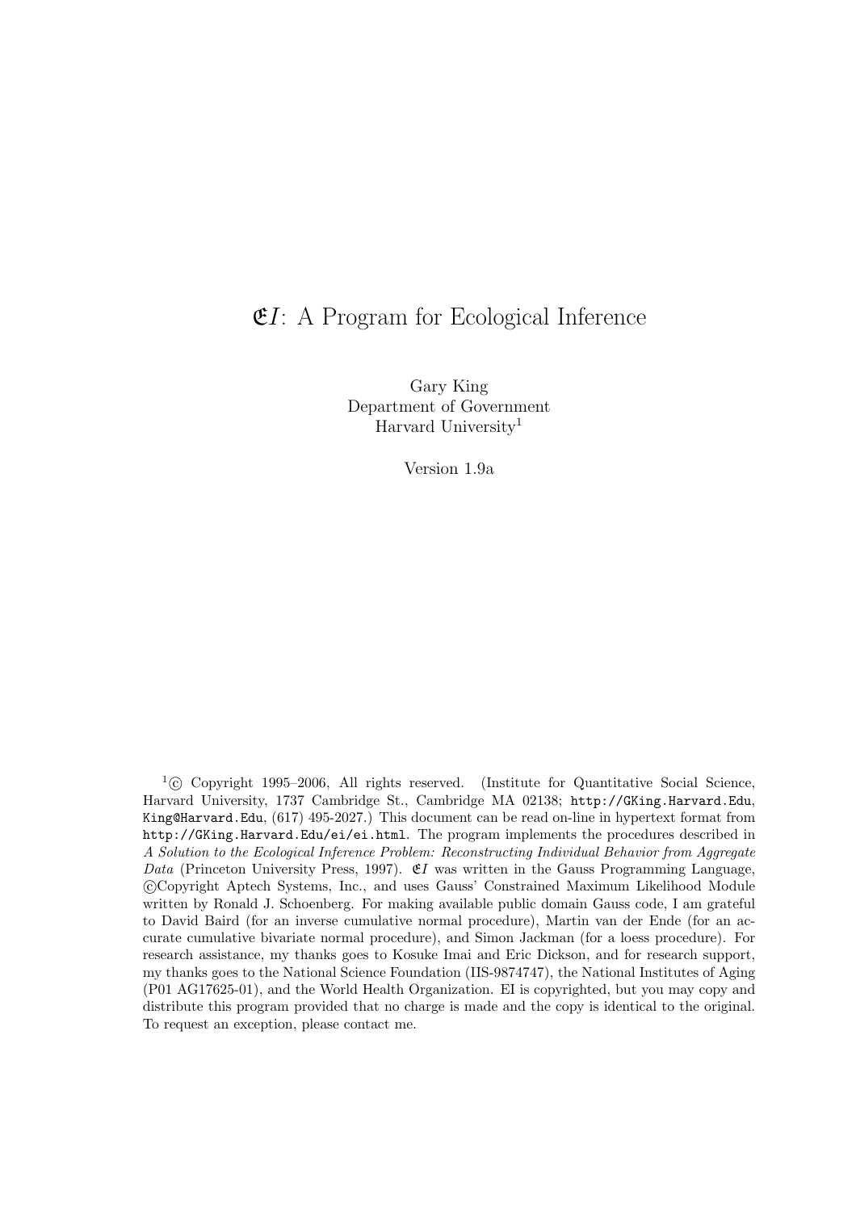# $\mathfrak{E}I$: A Program for Ecological Inference

Gary King
Department of Government
Harvard University[1]

Version 1.9a

[1] © Copyright 1995–2006, All rights reserved. (Institute for Quantitative Social Science, Harvard University, 1737 Cambridge St., Cambridge MA 02138; `http://GKing.Harvard.Edu`, `King@Harvard.Edu`, (617) 495-2027.) This document can be read on-line in hypertext format from `http://GKing.Harvard.Edu/ei/ei.html`. The program implements the procedures described in *A Solution to the Ecological Inference Problem: Reconstructing Individual Behavior from Aggregate Data* (Princeton University Press, 1997). $\mathfrak{E}I$ was written in the Gauss Programming Language, ©Copyright Aptech Systems, Inc., and uses Gauss' Constrained Maximum Likelihood Module written by Ronald J. Schoenberg. For making available public domain Gauss code, I am grateful to David Baird (for an inverse cumulative normal procedure), Martin van der Ende (for an accurate cumulative bivariate normal procedure), and Simon Jackman (for a loess procedure). For research assistance, my thanks goes to Kosuke Imai and Eric Dickson, and for research support, my thanks goes to the National Science Foundation (IIS-9874747), the National Institutes of Aging (P01 AG17625-01), and the World Health Organization. EI is copyrighted, but you may copy and distribute this program provided that no charge is made and the copy is identical to the original. To request an exception, please contact me.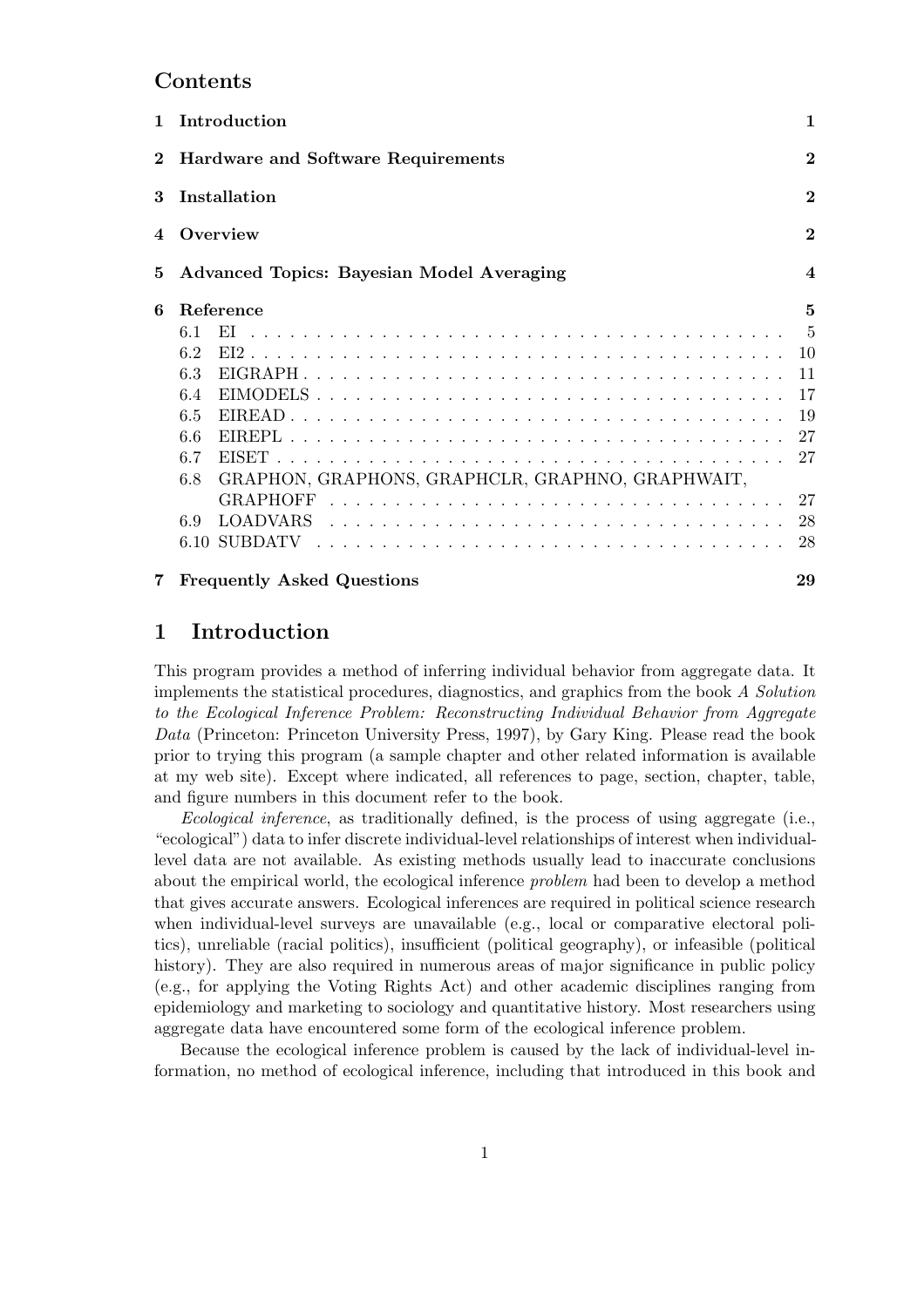# Contents

| | | |
|---|---|---|
| **1** | **Introduction** | **1** |
| **2** | **Hardware and Software Requirements** | **2** |
| **3** | **Installation** | **2** |
| **4** | **Overview** | **2** |
| **5** | **Advanced Topics: Bayesian Model Averaging** | **4** |
| **6** | **Reference** | **5** |
| | 6.1 EI | 5 |
| | 6.2 EI2 | 10 |
| | 6.3 EIGRAPH | 11 |
| | 6.4 EIMODELS | 17 |
| | 6.5 EIREAD | 19 |
| | 6.6 EIREPL | 27 |
| | 6.7 EISET | 27 |
| | 6.8 GRAPHON, GRAPHONS, GRAPHCLR, GRAPHNO, GRAPHWAIT, GRAPHOFF | 27 |
| | 6.9 LOADVARS | 28 |
| | 6.10 SUBDATV | 28 |
| **7** | **Frequently Asked Questions** | **29** |

# 1 Introduction

This program provides a method of inferring individual behavior from aggregate data. It implements the statistical procedures, diagnostics, and graphics from the book *A Solution to the Ecological Inference Problem: Reconstructing Individual Behavior from Aggregate Data* (Princeton: Princeton University Press, 1997), by Gary King. Please read the book prior to trying this program (a sample chapter and other related information is available at my web site). Except where indicated, all references to page, section, chapter, table, and figure numbers in this document refer to the book.

*Ecological inference*, as traditionally defined, is the process of using aggregate (i.e., "ecological") data to infer discrete individual-level relationships of interest when individual-level data are not available. As existing methods usually lead to inaccurate conclusions about the empirical world, the ecological inference *problem* had been to develop a method that gives accurate answers. Ecological inferences are required in political science research when individual-level surveys are unavailable (e.g., local or comparative electoral politics), unreliable (racial politics), insufficient (political geography), or infeasible (political history). They are also required in numerous areas of major significance in public policy (e.g., for applying the Voting Rights Act) and other academic disciplines ranging from epidemiology and marketing to sociology and quantitative history. Most researchers using aggregate data have encountered some form of the ecological inference problem.

Because the ecological inference problem is caused by the lack of individual-level information, no method of ecological inference, including that introduced in this book and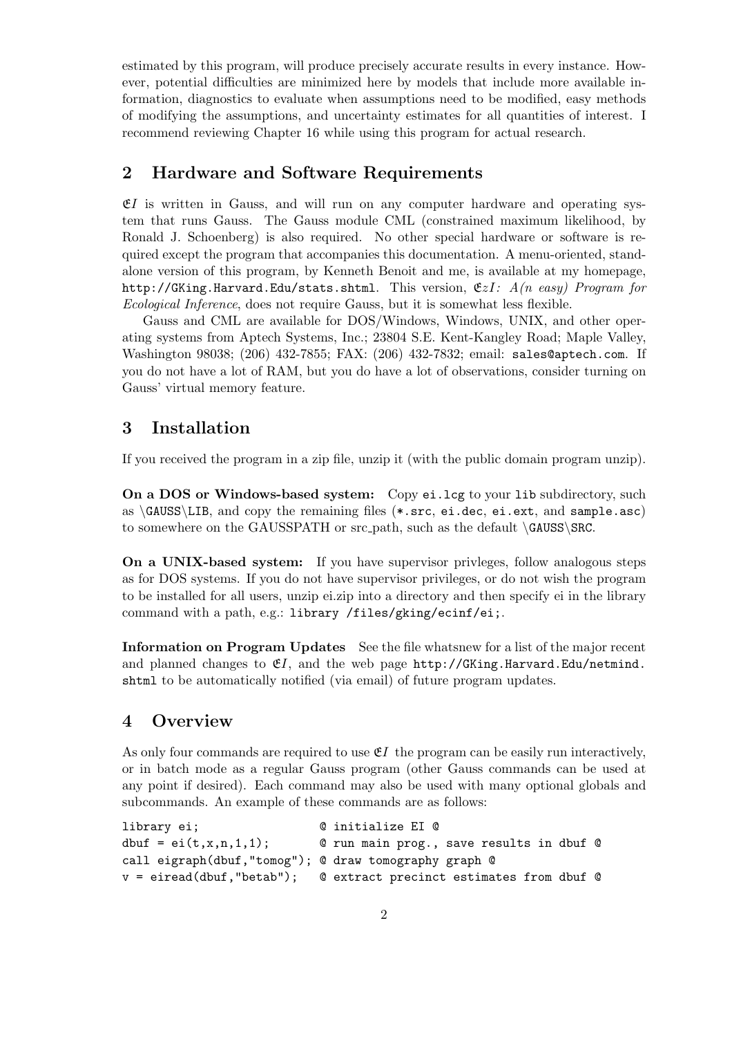estimated by this program, will produce precisely accurate results in every instance. However, potential difficulties are minimized here by models that include more available information, diagnostics to evaluate when assumptions need to be modified, easy methods of modifying the assumptions, and uncertainty estimates for all quantities of interest. I recommend reviewing Chapter 16 while using this program for actual research.

## 2 Hardware and Software Requirements

$\mathfrak{E}I$ is written in Gauss, and will run on any computer hardware and operating system that runs Gauss. The Gauss module CML (constrained maximum likelihood, by Ronald J. Schoenberg) is also required. No other special hardware or software is required except the program that accompanies this documentation. A menu-oriented, standalone version of this program, by Kenneth Benoit and me, is available at my homepage, `http://GKing.Harvard.Edu/stats.shtml`. This version, $\mathfrak{E}zI$: *A(n easy) Program for Ecological Inference*, does not require Gauss, but it is somewhat less flexible.

Gauss and CML are available for DOS/Windows, Windows, UNIX, and other operating systems from Aptech Systems, Inc.; 23804 S.E. Kent-Kangley Road; Maple Valley, Washington 98038; (206) 432-7855; FAX: (206) 432-7832; email: `sales@aptech.com`. If you do not have a lot of RAM, but you do have a lot of observations, consider turning on Gauss' virtual memory feature.

## 3 Installation

If you received the program in a zip file, unzip it (with the public domain program unzip).

**On a DOS or Windows-based system:** Copy `ei.lcg` to your `lib` subdirectory, such as `\GAUSS\LIB`, and copy the remaining files (`*.src`, `ei.dec`, `ei.ext`, and `sample.asc`) to somewhere on the GAUSSPATH or src_path, such as the default `\GAUSS\SRC`.

**On a UNIX-based system:** If you have supervisor privleges, follow analogous steps as for DOS systems. If you do not have supervisor privileges, or do not wish the program to be installed for all users, unzip ei.zip into a directory and then specify ei in the library command with a path, e.g.: `library /files/gking/ecinf/ei;`.

**Information on Program Updates** See the file whatsnew for a list of the major recent and planned changes to $\mathfrak{E}I$, and the web page `http://GKing.Harvard.Edu/netmind.shtml` to be automatically notified (via email) of future program updates.

## 4 Overview

As only four commands are required to use $\mathfrak{E}I$ the program can be easily run interactively, or in batch mode as a regular Gauss program (other Gauss commands can be used at any point if desired). Each command may also be used with many optional globals and subcommands. An example of these commands are as follows:

```
library ei;                 @ initialize EI @
dbuf = ei(t,x,n,1,1);       @ run main prog., save results in dbuf @
call eigraph(dbuf,"tomog"); @ draw tomography graph @
v = eiread(dbuf,"betab");   @ extract precinct estimates from dbuf @
```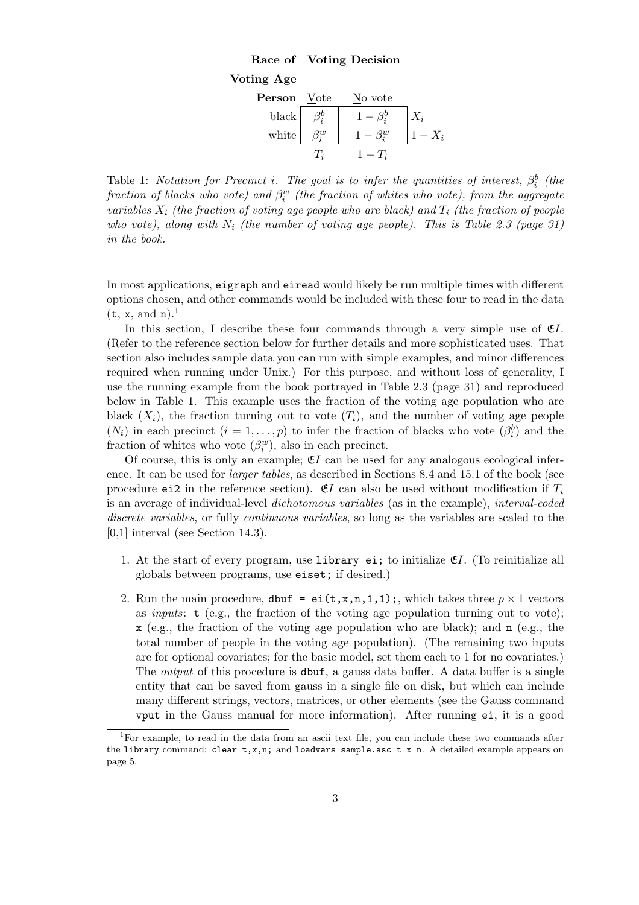| Race of Voting Age Person | Voting Decision | | |
|---|---|---|---|
| | Vote | No vote | |
| black | $\beta_i^b$ | $1-\beta_i^b$ | $X_i$ |
| white | $\beta_i^w$ | $1-\beta_i^w$ | $1-X_i$ |
| | $T_i$ | $1-T_i$ | |

Table 1: *Notation for Precinct $i$. The goal is to infer the quantities of interest, $\beta_i^b$ (the fraction of blacks who vote) and $\beta_i^w$ (the fraction of whites who vote), from the aggregate variables $X_i$ (the fraction of voting age people who are black) and $T_i$ (the fraction of people who vote), along with $N_i$ (the number of voting age people). This is Table 2.3 (page 31) in the book.*

In most applications, `eigraph` and `eiread` would likely be run multiple times with different options chosen, and other commands would be included with these four to read in the data (`t`, `x`, and `n`).[1]

In this section, I describe these four commands through a very simple use of $\mathfrak{E}I$. (Refer to the reference section below for further details and more sophisticated uses. That section also includes sample data you can run with simple examples, and minor differences required when running under Unix.) For this purpose, and without loss of generality, I use the running example from the book portrayed in Table 2.3 (page 31) and reproduced below in Table 1. This example uses the fraction of the voting age population who are black ($X_i$), the fraction turning out to vote ($T_i$), and the number of voting age people ($N_i$) in each precinct ($i = 1, \ldots, p$) to infer the fraction of blacks who vote ($\beta_i^b$) and the fraction of whites who vote ($\beta_i^w$), also in each precinct.

Of course, this is only an example; $\mathfrak{E}I$ can be used for any analogous ecological inference. It can be used for *larger tables*, as described in Sections 8.4 and 15.1 of the book (see procedure `ei2` in the reference section). $\mathfrak{E}I$ can also be used without modification if $T_i$ is an average of individual-level *dichotomous variables* (as in the example), *interval-coded discrete variables*, or fully *continuous variables*, so long as the variables are scaled to the [0,1] interval (see Section 14.3).

1. At the start of every program, use `library ei;` to initialize $\mathfrak{E}I$. (To reinitialize all globals between programs, use `eiset;` if desired.)

2. Run the main procedure, `dbuf = ei(t,x,n,1,1);`, which takes three $p \times 1$ vectors as *inputs*: `t` (e.g., the fraction of the voting age population turning out to vote); `x` (e.g., the fraction of the voting age population who are black); and `n` (e.g., the total number of people in the voting age population). (The remaining two inputs are for optional covariates; for the basic model, set them each to 1 for no covariates.) The *output* of this procedure is `dbuf`, a gauss data buffer. A data buffer is a single entity that can be saved from gauss in a single file on disk, but which can include many different strings, vectors, matrices, or other elements (see the Gauss command `vput` in the Gauss manual for more information). After running `ei`, it is a good

[1] For example, to read in the data from an ascii text file, you can include these two commands after the `library` command: `clear t,x,n;` and `loadvars sample.asc t x n`. A detailed example appears on page 5.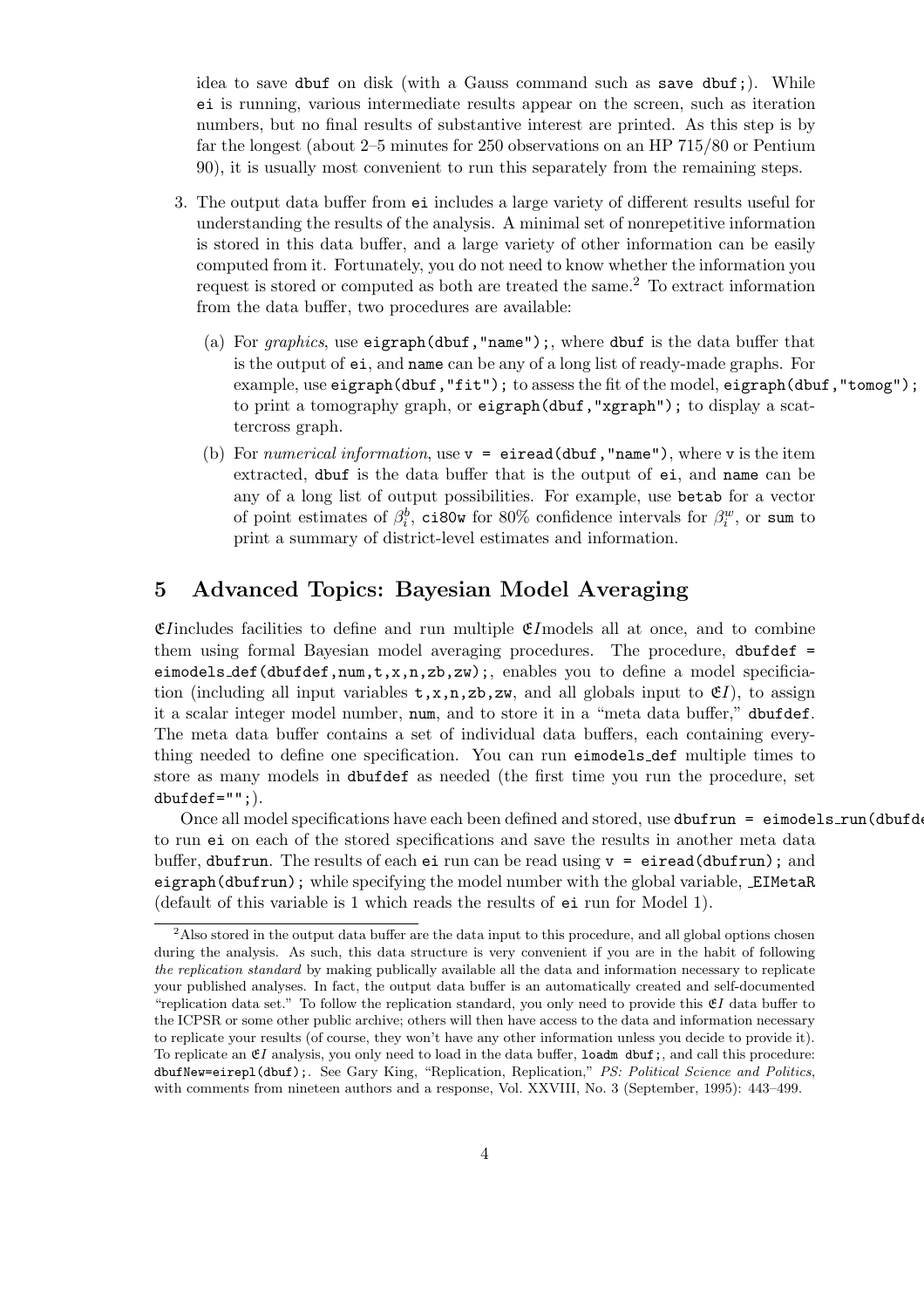idea to save `dbuf` on disk (with a Gauss command such as `save dbuf;`). While `ei` is running, various intermediate results appear on the screen, such as iteration numbers, but no final results of substantive interest are printed. As this step is by far the longest (about 2–5 minutes for 250 observations on an HP 715/80 or Pentium 90), it is usually most convenient to run this separately from the remaining steps.

3. The output data buffer from `ei` includes a large variety of different results useful for understanding the results of the analysis. A minimal set of nonrepetitive information is stored in this data buffer, and a large variety of other information can be easily computed from it. Fortunately, you do not need to know whether the information you request is stored or computed as both are treated the same.[2] To extract information from the data buffer, two procedures are available:

   (a) For *graphics*, use `eigraph(dbuf,"name");`, where `dbuf` is the data buffer that is the output of `ei`, and `name` can be any of a long list of ready-made graphs. For example, use `eigraph(dbuf,"fit");` to assess the fit of the model, `eigraph(dbuf,"tomog");` to print a tomography graph, or `eigraph(dbuf,"xgraph");` to display a scattercross graph.

   (b) For *numerical information*, use `v = eiread(dbuf,"name")`, where `v` is the item extracted, `dbuf` is the data buffer that is the output of `ei`, and `name` can be any of a long list of output possibilities. For example, use `betab` for a vector of point estimates of $\beta_i^b$, `ci80w` for 80% confidence intervals for $\beta_i^w$, or `sum` to print a summary of district-level estimates and information.

## 5 Advanced Topics: Bayesian Model Averaging

$\mathfrak{E}I$includes facilities to define and run multiple $\mathfrak{E}I$models all at once, and to combine them using formal Bayesian model averaging procedures. The procedure, `dbufdef = eimodels_def(dbufdef,num,t,x,n,zb,zw);`, enables you to define a model specificiation (including all input variables `t,x,n,zb,zw`, and all globals input to $\mathfrak{E}I$), to assign it a scalar integer model number, `num`, and to store it in a "meta data buffer," `dbufdef`. The meta data buffer contains a set of individual data buffers, each containing everything needed to define one specification. You can run `eimodels_def` multiple times to store as many models in `dbufdef` as needed (the first time you run the procedure, set `dbufdef="";`).

Once all model specifications have each been defined and stored, use `dbufrun = eimodels_run(dbufde` to run `ei` on each of the stored specifications and save the results in another meta data buffer, `dbufrun`. The results of each `ei` run can be read using `v = eiread(dbufrun);` and `eigraph(dbufrun);` while specifying the model number with the global variable, `_EIMetaR` (default of this variable is 1 which reads the results of `ei` run for Model 1).

[2] Also stored in the output data buffer are the data input to this procedure, and all global options chosen during the analysis. As such, this data structure is very convenient if you are in the habit of following *the replication standard* by making publically available all the data and information necessary to replicate your published analyses. In fact, the output data buffer is an automatically created and self-documented "replication data set." To follow the replication standard, you only need to provide this $\mathfrak{E}I$ data buffer to the ICPSR or some other public archive; others will then have access to the data and information necessary to replicate your results (of course, they won't have any other information unless you decide to provide it). To replicate an $\mathfrak{E}I$ analysis, you only need to load in the data buffer, `loadm dbuf;`, and call this procedure: `dbufNew=eirepl(dbuf);`. See Gary King, "Replication, Replication," *PS: Political Science and Politics*, with comments from nineteen authors and a response, Vol. XXVIII, No. 3 (September, 1995): 443–499.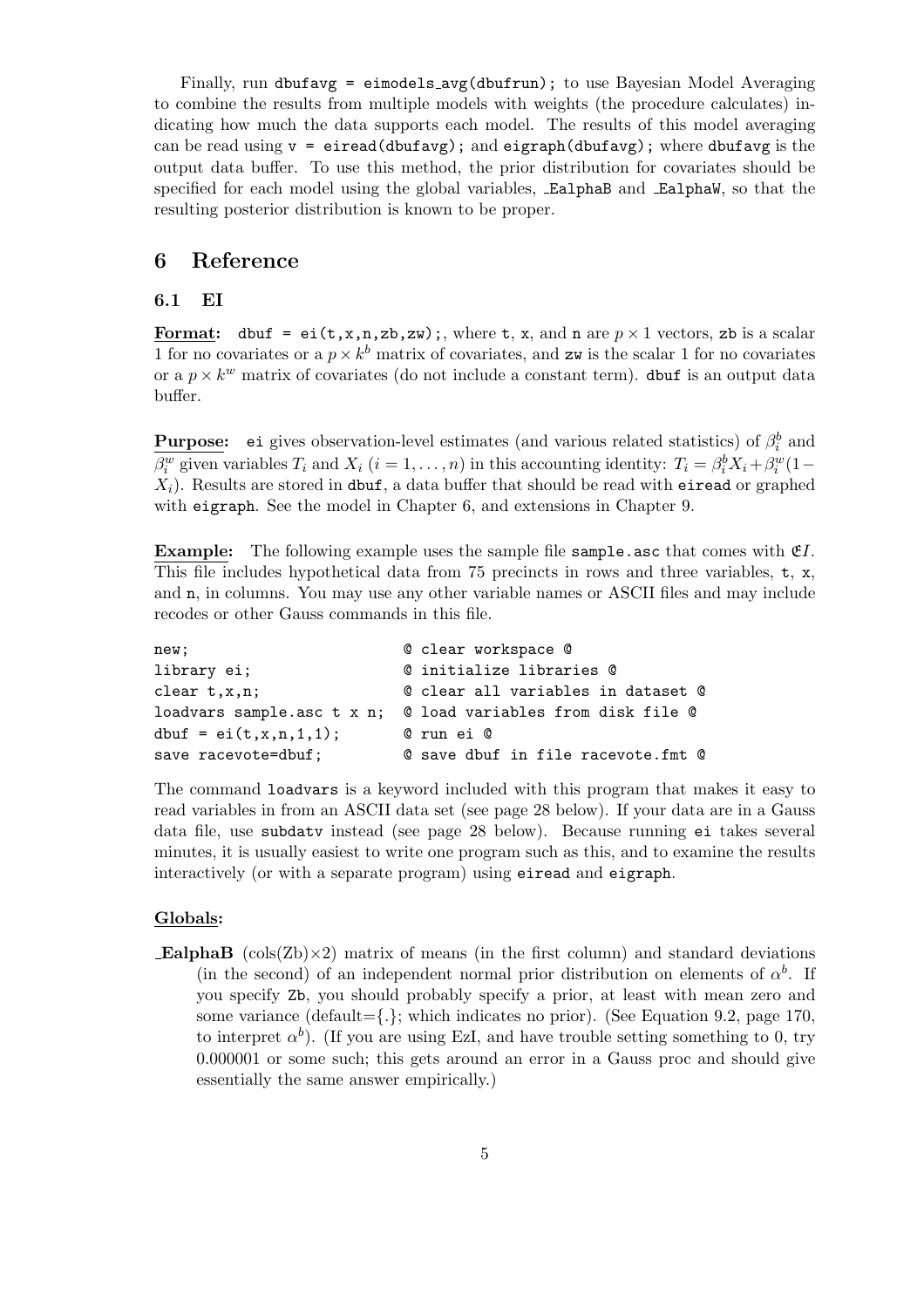Finally, run `dbufavg = eimodels_avg(dbufrun);` to use Bayesian Model Averaging to combine the results from multiple models with weights (the procedure calculates) indicating how much the data supports each model. The results of this model averaging can be read using `v = eiread(dbufavg);` and `eigraph(dbufavg);` where `dbufavg` is the output data buffer. To use this method, the prior distribution for covariates should be specified for each model using the global variables, `_EalphaB` and `_EalphaW`, so that the resulting posterior distribution is known to be proper.

# 6 Reference

## 6.1 EI

**Format:** `dbuf = ei(t,x,n,zb,zw);`, where `t`, `x`, and `n` are $p \times 1$ vectors, `zb` is a scalar 1 for no covariates or a $p \times k^b$ matrix of covariates, and `zw` is the scalar 1 for no covariates or a $p \times k^w$ matrix of covariates (do not include a constant term). `dbuf` is an output data buffer.

**Purpose:** `ei` gives observation-level estimates (and various related statistics) of $\beta_i^b$ and $\beta_i^w$ given variables $T_i$ and $X_i$ ($i = 1, \ldots, n$) in this accounting identity: $T_i = \beta_i^b X_i + \beta_i^w (1 - X_i)$. Results are stored in `dbuf`, a data buffer that should be read with `eiread` or graphed with `eigraph`. See the model in Chapter 6, and extensions in Chapter 9.

**Example:** The following example uses the sample file `sample.asc` that comes with $\mathfrak{E}I$. This file includes hypothetical data from 75 precincts in rows and three variables, `t`, `x`, and `n`, in columns. You may use any other variable names or ASCII files and may include recodes or other Gauss commands in this file.

```
new;                          @ clear workspace @
library ei;                   @ initialize libraries @
clear t,x,n;                  @ clear all variables in dataset @
loadvars sample.asc t x n;    @ load variables from disk file @
dbuf = ei(t,x,n,1,1);         @ run ei @
save racevote=dbuf;           @ save dbuf in file racevote.fmt @
```

The command `loadvars` is a keyword included with this program that makes it easy to read variables in from an ASCII data set (see page 28 below). If your data are in a Gauss data file, use `subdatv` instead (see page 28 below). Because running `ei` takes several minutes, it is usually easiest to write one program such as this, and to examine the results interactively (or with a separate program) using `eiread` and `eigraph`.

**Globals:**

**_EalphaB** (cols(Zb)×2) matrix of means (in the first column) and standard deviations (in the second) of an independent normal prior distribution on elements of $\alpha^b$. If you specify `Zb`, you should probably specify a prior, at least with mean zero and some variance (default={.}; which indicates no prior). (See Equation 9.2, page 170, to interpret $\alpha^b$). (If you are using EzI, and have trouble setting something to 0, try 0.000001 or some such; this gets around an error in a Gauss proc and should give essentially the same answer empirically.)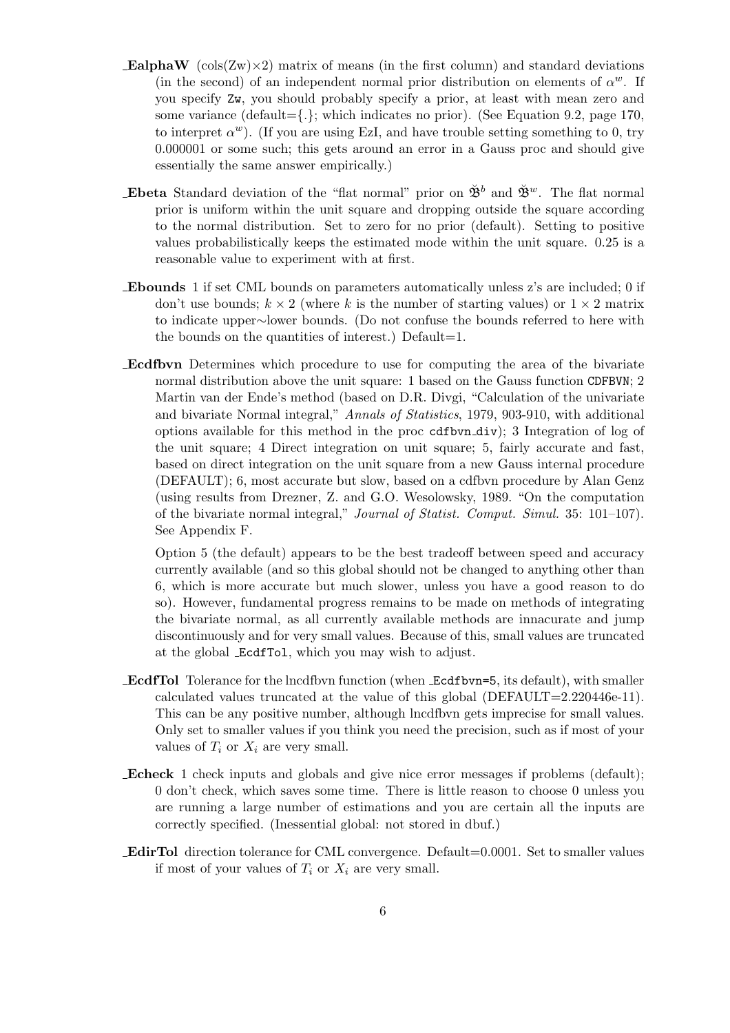**_EalphaW** (cols(Zw)×2) matrix of means (in the first column) and standard deviations (in the second) of an independent normal prior distribution on elements of $\alpha^w$. If you specify `Zw`, you should probably specify a prior, at least with mean zero and some variance (default={.}; which indicates no prior). (See Equation 9.2, page 170, to interpret $\alpha^w$). (If you are using EzI, and have trouble setting something to 0, try 0.000001 or some such; this gets around an error in a Gauss proc and should give essentially the same answer empirically.)

**_Ebeta** Standard deviation of the "flat normal" prior on $\breve{\mathfrak{B}}^b$ and $\breve{\mathfrak{B}}^w$. The flat normal prior is uniform within the unit square and dropping outside the square according to the normal distribution. Set to zero for no prior (default). Setting to positive values probabilistically keeps the estimated mode within the unit square. 0.25 is a reasonable value to experiment with at first.

**_Ebounds** 1 if set CML bounds on parameters automatically unless z's are included; 0 if don't use bounds; $k \times 2$ (where $k$ is the number of starting values) or $1 \times 2$ matrix to indicate upper∼lower bounds. (Do not confuse the bounds referred to here with the bounds on the quantities of interest.) Default=1.

**_Ecdfbvn** Determines which procedure to use for computing the area of the bivariate normal distribution above the unit square: 1 based on the Gauss function `CDFBVN`; 2 Martin van der Ende's method (based on D.R. Divgi, "Calculation of the univariate and bivariate Normal integral," *Annals of Statistics*, 1979, 903-910, with additional options available for this method in the proc `cdfbvn_div`); 3 Integration of log of the unit square; 4 Direct integration on unit square; 5, fairly accurate and fast, based on direct integration on the unit square from a new Gauss internal procedure (DEFAULT); 6, most accurate but slow, based on a cdfbvn procedure by Alan Genz (using results from Drezner, Z. and G.O. Wesolowsky, 1989. "On the computation of the bivariate normal integral," *Journal of Statist. Comput. Simul.* 35: 101–107). See Appendix F.

Option 5 (the default) appears to be the best tradeoff between speed and accuracy currently available (and so this global should not be changed to anything other than 6, which is more accurate but much slower, unless you have a good reason to do so). However, fundamental progress remains to be made on methods of integrating the bivariate normal, as all currently available methods are innacurate and jump discontinuously and for very small values. Because of this, small values are truncated at the global `_EcdfTol`, which you may wish to adjust.

**_EcdfTol** Tolerance for the lncdfbvn function (when `_Ecdfbvn=5`, its default), with smaller calculated values truncated at the value of this global (DEFAULT=2.220446e-11). This can be any positive number, although lncdfbvn gets imprecise for small values. Only set to smaller values if you think you need the precision, such as if most of your values of $T_i$ or $X_i$ are very small.

**_Echeck** 1 check inputs and globals and give nice error messages if problems (default); 0 don't check, which saves some time. There is little reason to choose 0 unless you are running a large number of estimations and you are certain all the inputs are correctly specified. (Inessential global: not stored in dbuf.)

**_EdirTol** direction tolerance for CML convergence. Default=0.0001. Set to smaller values if most of your values of $T_i$ or $X_i$ are very small.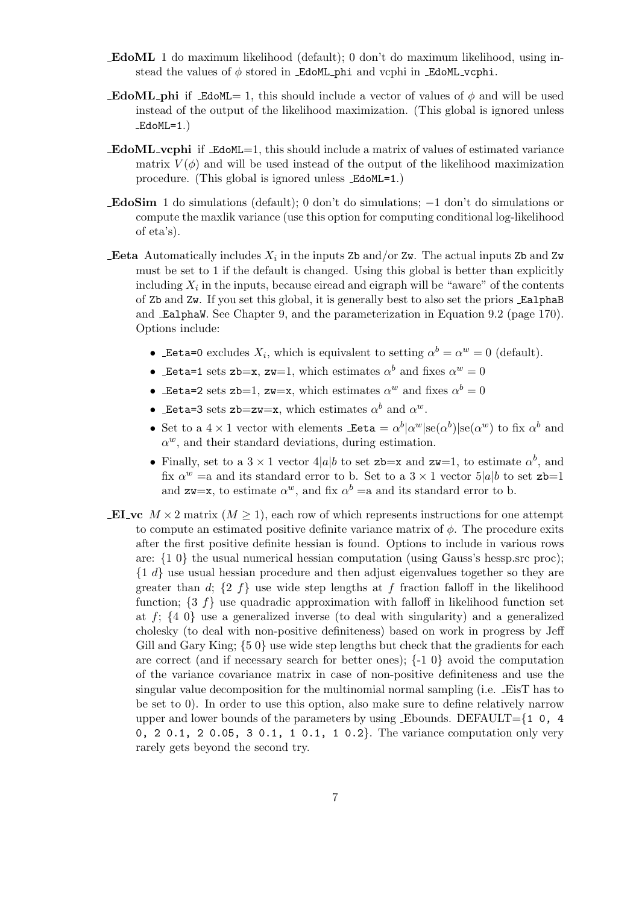**_EdoML** 1 do maximum likelihood (default); 0 don't do maximum likelihood, using instead the values of $\phi$ stored in `_EdoML_phi` and vcphi in `_EdoML_vcphi`.

**_EdoML_phi** if `_EdoML`= 1, this should include a vector of values of $\phi$ and will be used instead of the output of the likelihood maximization. (This global is ignored unless `_EdoML=1`.)

**_EdoML_vcphi** if `_EdoML`=1, this should include a matrix of values of estimated variance matrix $V(\phi)$ and will be used instead of the output of the likelihood maximization procedure. (This global is ignored unless `_EdoML=1`.)

**_EdoSim** 1 do simulations (default); 0 don't do simulations; $-1$ don't do simulations or compute the maxlik variance (use this option for computing conditional log-likelihood of eta's).

**_Eeta** Automatically includes $X_i$ in the inputs `Zb` and/or `Zw`. The actual inputs `Zb` and `Zw` must be set to 1 if the default is changed. Using this global is better than explicitly including $X_i$ in the inputs, because eiread and eigraph will be "aware" of the contents of `Zb` and `Zw`. If you set this global, it is generally best to also set the priors `_EalphaB` and `_EalphaW`. See Chapter 9, and the parameterization in Equation 9.2 (page 170). Options include:

- `_Eeta=0` excludes $X_i$, which is equivalent to setting $\alpha^b = \alpha^w = 0$ (default).
- `_Eeta=1` sets `zb`=`x`, `zw`=1, which estimates $\alpha^b$ and fixes $\alpha^w = 0$
- `_Eeta=2` sets `zb`=1, `zw`=`x`, which estimates $\alpha^w$ and fixes $\alpha^b = 0$
- `_Eeta=3` sets `zb`=`zw`=`x`, which estimates $\alpha^b$ and $\alpha^w$.
- Set to a $4 \times 1$ vector with elements `_Eeta` $= \alpha^b|\alpha^w|\text{se}(\alpha^b)|\text{se}(\alpha^w)$ to fix $\alpha^b$ and $\alpha^w$, and their standard deviations, during estimation.
- Finally, set to a $3 \times 1$ vector $4|a|b$ to set `zb=x` and `zw`=1, to estimate $\alpha^b$, and fix $\alpha^w$ =a and its standard error to b. Set to a $3 \times 1$ vector $5|a|b$ to set `zb`=1 and `zw=x`, to estimate $\alpha^w$, and fix $\alpha^b$ =a and its standard error to b.

**_EI_vc** $M \times 2$ matrix ($M \geq 1$), each row of which represents instructions for one attempt to compute an estimated positive definite variance matrix of $\phi$. The procedure exits after the first positive definite hessian is found. Options to include in various rows are: {1 0} the usual numerical hessian computation (using Gauss's hessp.src proc); {1 $d$} use usual hessian procedure and then adjust eigenvalues together so they are greater than $d$; {2 $f$} use wide step lengths at $f$ fraction falloff in the likelihood function; {3 $f$} use quadradic approximation with falloff in likelihood function set at $f$; {4 0} use a generalized inverse (to deal with singularity) and a generalized cholesky (to deal with non-positive definiteness) based on work in progress by Jeff Gill and Gary King; {5 0} use wide step lengths but check that the gradients for each are correct (and if necessary search for better ones); {-1 0} avoid the computation of the variance covariance matrix in case of non-positive definiteness and use the singular value decomposition for the multinomial normal sampling (i.e. _EisT has to be set to 0). In order to use this option, also make sure to define relatively narrow upper and lower bounds of the parameters by using _Ebounds. DEFAULT={`1 0, 4 0, 2 0.1, 2 0.05, 3 0.1, 1 0.1, 1 0.2`}. The variance computation only very rarely gets beyond the second try.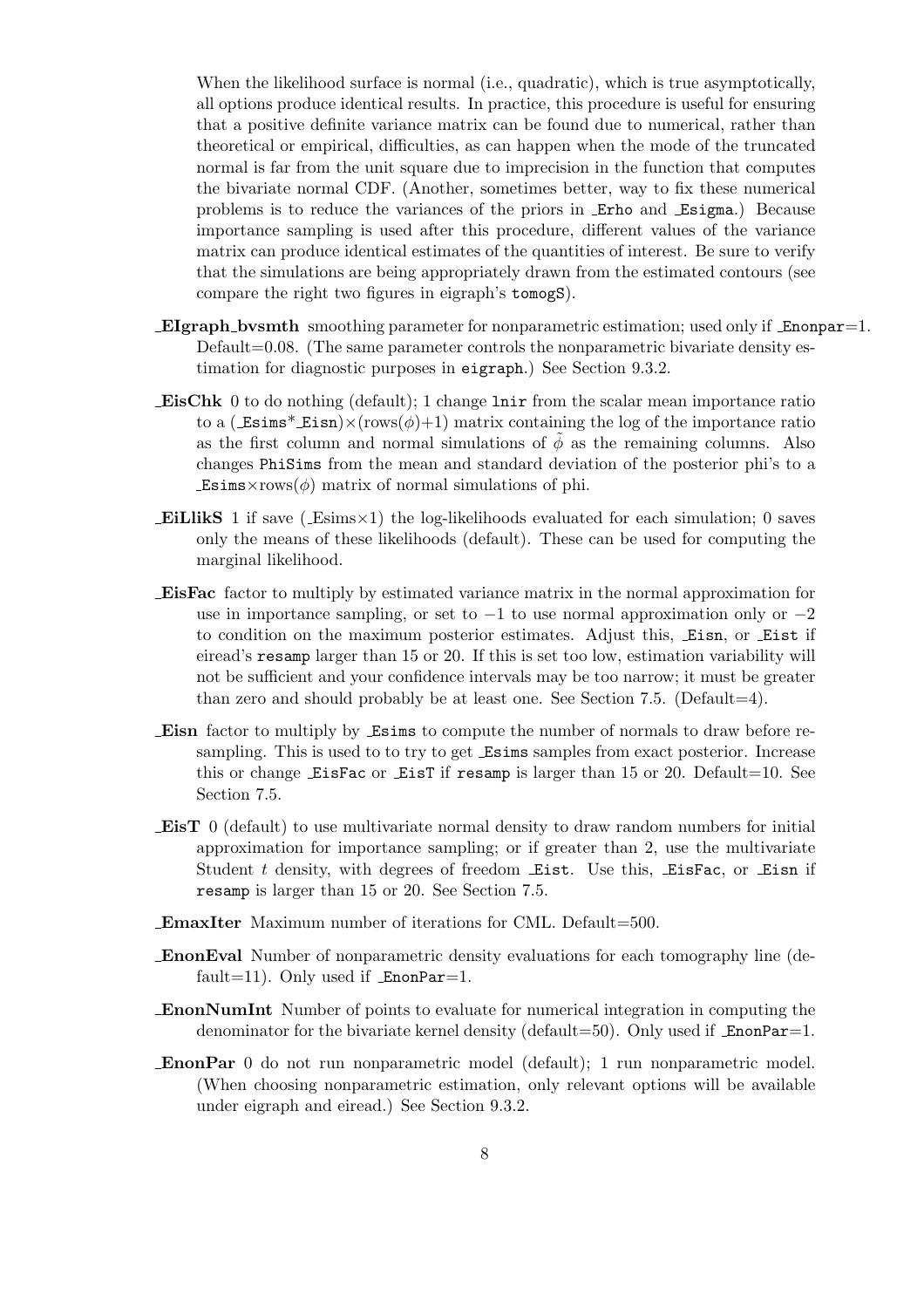When the likelihood surface is normal (i.e., quadratic), which is true asymptotically, all options produce identical results. In practice, this procedure is useful for ensuring that a positive definite variance matrix can be found due to numerical, rather than theoretical or empirical, difficulties, as can happen when the mode of the truncated normal is far from the unit square due to imprecision in the function that computes the bivariate normal CDF. (Another, sometimes better, way to fix these numerical problems is to reduce the variances of the priors in `_Erho` and `_Esigma`.) Because importance sampling is used after this procedure, different values of the variance matrix can produce identical estimates of the quantities of interest. Be sure to verify that the simulations are being appropriately drawn from the estimated contours (see compare the right two figures in eigraph's `tomogS`).

**_EIgraph_bvsmth** smoothing parameter for nonparametric estimation; used only if `_Enonpar`=1. Default=0.08. (The same parameter controls the nonparametric bivariate density estimation for diagnostic purposes in `eigraph`.) See Section 9.3.2.

**_EisChk** 0 to do nothing (default); 1 change `lnir` from the scalar mean importance ratio to a (`_Esims`*`_Eisn`)×(rows($\phi$)+1) matrix containing the log of the importance ratio as the first column and normal simulations of $\tilde{\phi}$ as the remaining columns. Also changes `PhiSims` from the mean and standard deviation of the posterior phi's to a `_Esims`×rows($\phi$) matrix of normal simulations of phi.

**_EiLlikS** 1 if save (_Esims×1) the log-likelihoods evaluated for each simulation; 0 saves only the means of these likelihoods (default). These can be used for computing the marginal likelihood.

**_EisFac** factor to multiply by estimated variance matrix in the normal approximation for use in importance sampling, or set to −1 to use normal approximation only or −2 to condition on the maximum posterior estimates. Adjust this, `_Eisn`, or `_Eist` if eiread's `resamp` larger than 15 or 20. If this is set too low, estimation variability will not be sufficient and your confidence intervals may be too narrow; it must be greater than zero and should probably be at least one. See Section 7.5. (Default=4).

**_Eisn** factor to multiply by `_Esims` to compute the number of normals to draw before resampling. This is used to to try to get `_Esims` samples from exact posterior. Increase this or change `_EisFac` or `_EisT` if `resamp` is larger than 15 or 20. Default=10. See Section 7.5.

**_EisT** 0 (default) to use multivariate normal density to draw random numbers for initial approximation for importance sampling; or if greater than 2, use the multivariate Student $t$ density, with degrees of freedom `_Eist`. Use this, `_EisFac`, or `_Eisn` if `resamp` is larger than 15 or 20. See Section 7.5.

**_EmaxIter** Maximum number of iterations for CML. Default=500.

**_EnonEval** Number of nonparametric density evaluations for each tomography line (default=11). Only used if `_EnonPar`=1.

**_EnonNumInt** Number of points to evaluate for numerical integration in computing the denominator for the bivariate kernel density (default=50). Only used if `_EnonPar`=1.

**_EnonPar** 0 do not run nonparametric model (default); 1 run nonparametric model. (When choosing nonparametric estimation, only relevant options will be available under eigraph and eiread.) See Section 9.3.2.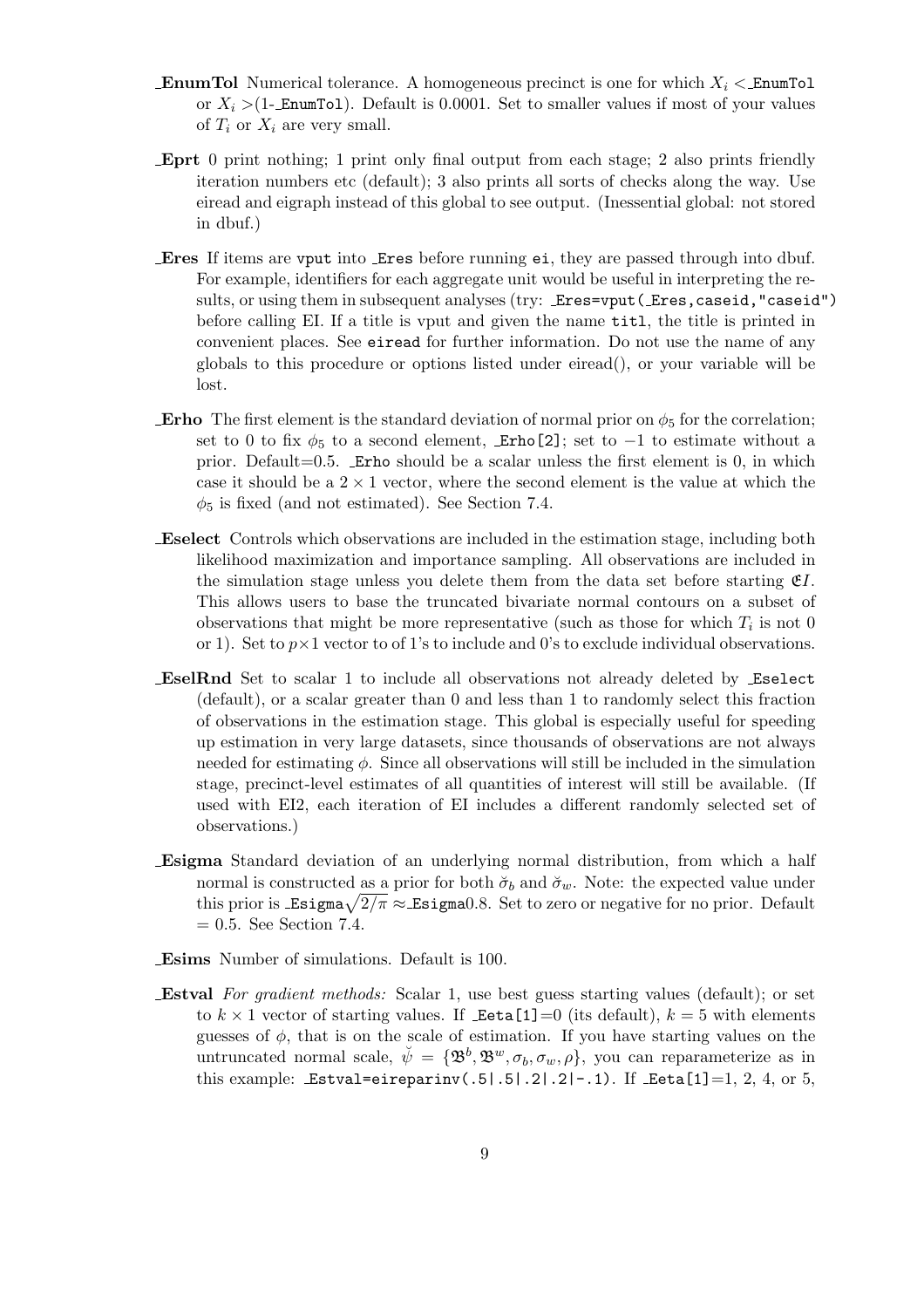**_EnumTol** Numerical tolerance. A homogeneous precinct is one for which $X_i <$ _EnumTol or $X_i >$(1-_EnumTol). Default is 0.0001. Set to smaller values if most of your values of $T_i$ or $X_i$ are very small.

**_Eprt** 0 print nothing; 1 print only final output from each stage; 2 also prints friendly iteration numbers etc (default); 3 also prints all sorts of checks along the way. Use eiread and eigraph instead of this global to see output. (Inessential global: not stored in dbuf.)

**_Eres** If items are `vput` into `_Eres` before running `ei`, they are passed through into dbuf. For example, identifiers for each aggregate unit would be useful in interpreting the results, or using them in subsequent analyses (try: `_Eres=vput(_Eres,caseid,"caseid")` before calling EI. If a title is vput and given the name `titl`, the title is printed in convenient places. See `eiread` for further information. Do not use the name of any globals to this procedure or options listed under eiread(), or your variable will be lost.

**_Erho** The first element is the standard deviation of normal prior on $\phi_5$ for the correlation; set to 0 to fix $\phi_5$ to a second element, `_Erho[2]`; set to $-1$ to estimate without a prior. Default=0.5. `_Erho` should be a scalar unless the first element is 0, in which case it should be a $2 \times 1$ vector, where the second element is the value at which the $\phi_5$ is fixed (and not estimated). See Section 7.4.

**_Eselect** Controls which observations are included in the estimation stage, including both likelihood maximization and importance sampling. All observations are included in the simulation stage unless you delete them from the data set before starting $\mathfrak{E}I$. This allows users to base the truncated bivariate normal contours on a subset of observations that might be more representative (such as those for which $T_i$ is not 0 or 1). Set to $p \times 1$ vector to of 1's to include and 0's to exclude individual observations.

**_EselRnd** Set to scalar 1 to include all observations not already deleted by `_Eselect` (default), or a scalar greater than 0 and less than 1 to randomly select this fraction of observations in the estimation stage. This global is especially useful for speeding up estimation in very large datasets, since thousands of observations are not always needed for estimating $\phi$. Since all observations will still be included in the simulation stage, precinct-level estimates of all quantities of interest will still be available. (If used with EI2, each iteration of EI includes a different randomly selected set of observations.)

**_Esigma** Standard deviation of an underlying normal distribution, from which a half normal is constructed as a prior for both $\breve{\sigma}_b$ and $\breve{\sigma}_w$. Note: the expected value under this prior is `_Esigma`$\sqrt{2/\pi} \approx$ `_Esigma`0.8. Set to zero or negative for no prior. Default $= 0.5$. See Section 7.4.

**_Esims** Number of simulations. Default is 100.

**_Estval** *For gradient methods:* Scalar 1, use best guess starting values (default); or set to $k \times 1$ vector of starting values. If `_Eeta[1]`=0 (its default), $k = 5$ with elements guesses of $\phi$, that is on the scale of estimation. If you have starting values on the untruncated normal scale, $\breve{\psi} = \{\mathfrak{B}^b, \mathfrak{B}^w, \sigma_b, \sigma_w, \rho\}$, you can reparameterize as in this example: `_Estval=eireparinv(.5|.5|.2|.2|-.1)`. If `_Eeta[1]`=1, 2, 4, or 5,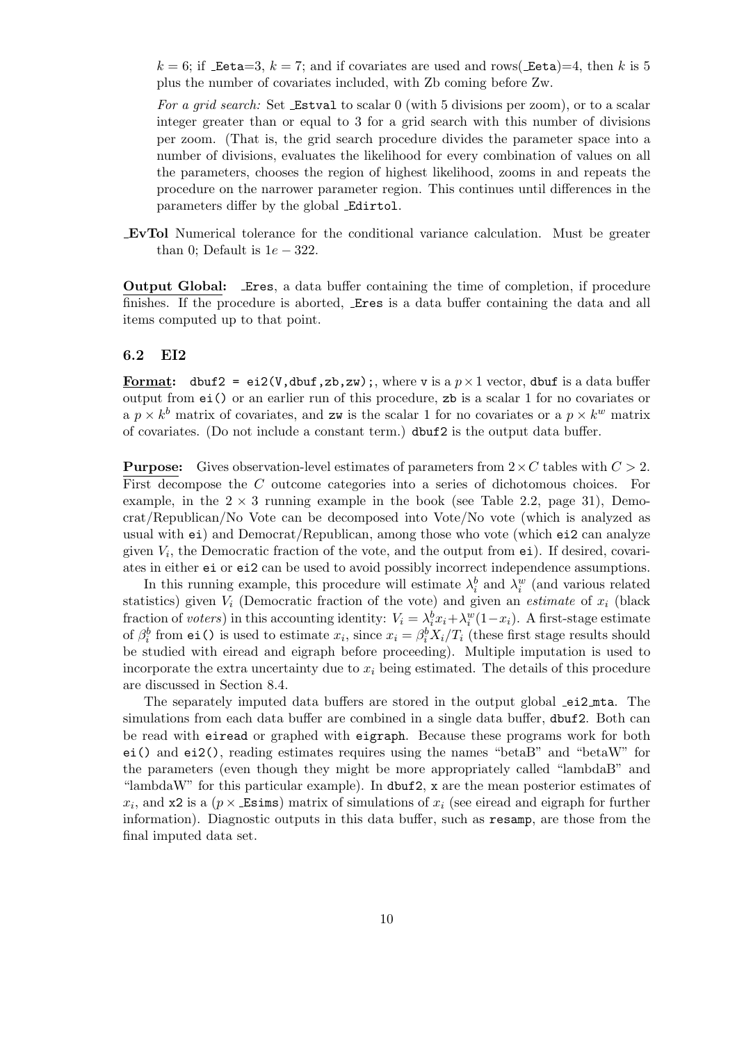$k = 6$; if _Eeta=3, $k = 7$; and if covariates are used and rows(_Eeta)=4, then $k$ is 5 plus the number of covariates included, with Zb coming before Zw.

*For a grid search:* Set `_Estval` to scalar 0 (with 5 divisions per zoom), or to a scalar integer greater than or equal to 3 for a grid search with this number of divisions per zoom. (That is, the grid search procedure divides the parameter space into a number of divisions, evaluates the likelihood for every combination of values on all the parameters, chooses the region of highest likelihood, zooms in and repeats the procedure on the narrower parameter region. This continues until differences in the parameters differ by the global `_Edirtol`.

**_EvTol** Numerical tolerance for the conditional variance calculation. Must be greater than 0; Default is $1e-322$.

**Output Global:** `_Eres`, a data buffer containing the time of completion, if procedure finishes. If the procedure is aborted, `_Eres` is a data buffer containing the data and all items computed up to that point.

### 6.2 EI2

**Format:** `dbuf2 = ei2(V,dbuf,zb,zw);`, where `v` is a $p \times 1$ vector, `dbuf` is a data buffer output from `ei()` or an earlier run of this procedure, `zb` is a scalar 1 for no covariates or a $p \times k^b$ matrix of covariates, and `zw` is the scalar 1 for no covariates or a $p \times k^w$ matrix of covariates. (Do not include a constant term.) `dbuf2` is the output data buffer.

**Purpose:** Gives observation-level estimates of parameters from $2 \times C$ tables with $C > 2$. First decompose the $C$ outcome categories into a series of dichotomous choices. For example, in the $2 \times 3$ running example in the book (see Table 2.2, page 31), Democrat/Republican/No Vote can be decomposed into Vote/No vote (which is analyzed as usual with `ei`) and Democrat/Republican, among those who vote (which `ei2` can analyze given $V_i$, the Democratic fraction of the vote, and the output from `ei`). If desired, covariates in either `ei` or `ei2` can be used to avoid possibly incorrect independence assumptions.

In this running example, this procedure will estimate $\lambda_i^b$ and $\lambda_i^w$ (and various related statistics) given $V_i$ (Democratic fraction of the vote) and given an *estimate* of $x_i$ (black fraction of *voters*) in this accounting identity: $V_i = \lambda_i^b x_i + \lambda_i^w (1 - x_i)$. A first-stage estimate of $\beta_i^b$ from `ei()` is used to estimate $x_i$, since $x_i = \beta_i^b X_i / T_i$ (these first stage results should be studied with eiread and eigraph before proceeding). Multiple imputation is used to incorporate the extra uncertainty due to $x_i$ being estimated. The details of this procedure are discussed in Section 8.4.

The separately imputed data buffers are stored in the output global `_ei2_mta`. The simulations from each data buffer are combined in a single data buffer, `dbuf2`. Both can be read with `eiread` or graphed with `eigraph`. Because these programs work for both `ei()` and `ei2()`, reading estimates requires using the names "betaB" and "betaW" for the parameters (even though they might be more appropriately called "lambdaB" and "lambdaW" for this particular example). In `dbuf2`, `x` are the mean posterior estimates of $x_i$, and `x2` is a ($p \times$ `_Esims`) matrix of simulations of $x_i$ (see eiread and eigraph for further information). Diagnostic outputs in this data buffer, such as `resamp`, are those from the final imputed data set.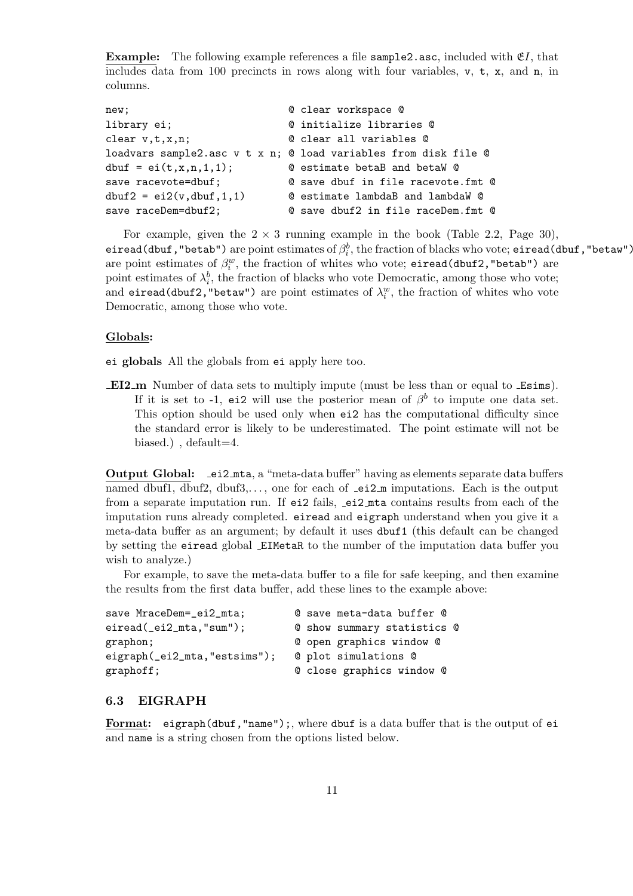**Example:** The following example references a file `sample2.asc`, included with $\mathfrak{E}I$, that includes data from 100 precincts in rows along with four variables, `v`, `t`, `x`, and `n`, in columns.

```
new;                           @ clear workspace @
library ei;                    @ initialize libraries @
clear v,t,x,n;                 @ clear all variables @
loadvars sample2.asc v t x n; @ load variables from disk file @
dbuf = ei(t,x,n,1,1);          @ estimate betaB and betaW @
save racevote=dbuf;            @ save dbuf in file racevote.fmt @
dbuf2 = ei2(v,dbuf,1,1)        @ estimate lambdaB and lambdaW @
save raceDem=dbuf2;            @ save dbuf2 in file raceDem.fmt @
```

For example, given the $2 \times 3$ running example in the book (Table 2.2, Page 30), `eiread(dbuf,"betab")` are point estimates of $\beta_i^b$, the fraction of blacks who vote; `eiread(dbuf,"betaw")` are point estimates of $\beta_i^w$, the fraction of whites who vote; `eiread(dbuf2,"betab")` are point estimates of $\lambda_i^b$, the fraction of blacks who vote Democratic, among those who vote; and `eiread(dbuf2,"betaw")` are point estimates of $\lambda_i^w$, the fraction of whites who vote Democratic, among those who vote.

**Globals:**

**ei globals** All the globals from `ei` apply here too.

**_EI2_m** Number of data sets to multiply impute (must be less than or equal to _Esims). If it is set to -1, `ei2` will use the posterior mean of $\beta^b$ to impute one data set. This option should be used only when `ei2` has the computational difficulty since the standard error is likely to be underestimated. The point estimate will not be biased.) , default=4.

**Output Global:** `_ei2_mta`, a "meta-data buffer" having as elements separate data buffers named dbuf1, dbuf2, dbuf3,..., one for each of _ei2_m imputations. Each is the output from a separate imputation run. If `ei2` fails, `_ei2_mta` contains results from each of the imputation runs already completed. `eiread` and `eigraph` understand when you give it a meta-data buffer as an argument; by default it uses `dbuf1` (this default can be changed by setting the `eiread` global _EIMetaR to the number of the imputation data buffer you wish to analyze.)

For example, to save the meta-data buffer to a file for safe keeping, and then examine the results from the first data buffer, add these lines to the example above:

```
save MraceDem=_ei2_mta;        @ save meta-data buffer @
eiread(_ei2_mta,"sum");        @ show summary statistics @
graphon;                       @ open graphics window @
eigraph(_ei2_mta,"estsims");   @ plot simulations @
graphoff;                      @ close graphics window @
```

### 6.3 EIGRAPH

**Format:** `eigraph(dbuf,"name");`, where `dbuf` is a data buffer that is the output of `ei` and `name` is a string chosen from the options listed below.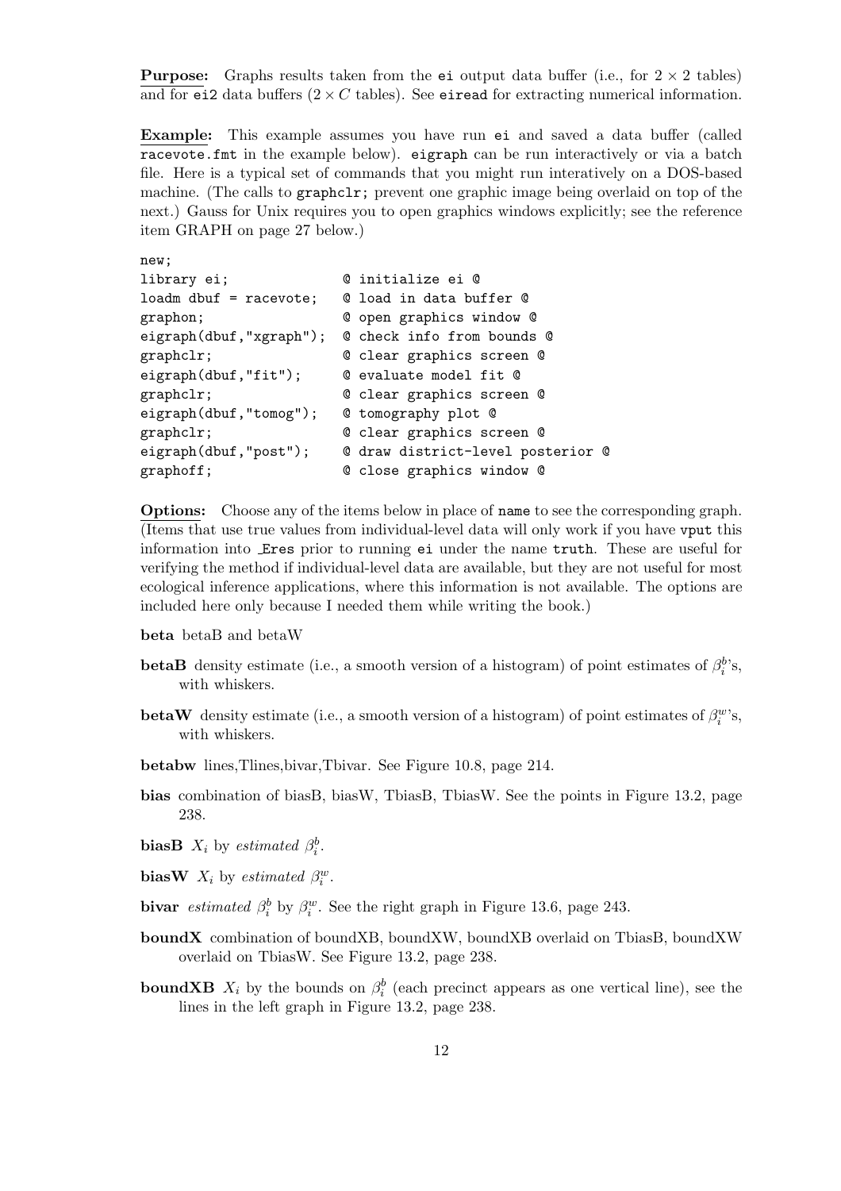**Purpose:** Graphs results taken from the `ei` output data buffer (i.e., for $2 \times 2$ tables) and for `ei2` data buffers ($2 \times C$ tables). See `eiread` for extracting numerical information.

**Example:** This example assumes you have run `ei` and saved a data buffer (called `racevote.fmt` in the example below). `eigraph` can be run interactively or via a batch file. Here is a typical set of commands that you might run interatively on a DOS-based machine. (The calls to `graphclr;` prevent one graphic image being overlaid on top of the next.) Gauss for Unix requires you to open graphics windows explicitly; see the reference item GRAPH on page 27 below.)

```
new;
library ei;              @ initialize ei @
loadm dbuf = racevote;   @ load in data buffer @
graphon;                 @ open graphics window @
eigraph(dbuf,"xgraph");  @ check info from bounds @
graphclr;                @ clear graphics screen @
eigraph(dbuf,"fit");     @ evaluate model fit @
graphclr;                @ clear graphics screen @
eigraph(dbuf,"tomog");   @ tomography plot @
graphclr;                @ clear graphics screen @
eigraph(dbuf,"post");    @ draw district-level posterior @
graphoff;                @ close graphics window @
```

**Options:** Choose any of the items below in place of `name` to see the corresponding graph. (Items that use true values from individual-level data will only work if you have `vput` this information into `_Eres` prior to running `ei` under the name `truth`. These are useful for verifying the method if individual-level data are available, but they are not useful for most ecological inference applications, where this information is not available. The options are included here only because I needed them while writing the book.)

**beta** betaB and betaW

**betaB** density estimate (i.e., a smooth version of a histogram) of point estimates of $\beta_i^b$'s, with whiskers.

**betaW** density estimate (i.e., a smooth version of a histogram) of point estimates of $\beta_i^w$'s, with whiskers.

**betabw** lines,Tlines,bivar,Tbivar. See Figure 10.8, page 214.

**bias** combination of biasB, biasW, TbiasB, TbiasW. See the points in Figure 13.2, page 238.

**biasB** $X_i$ by *estimated* $\beta_i^b$.

**biasW** $X_i$ by *estimated* $\beta_i^w$.

**bivar** *estimated* $\beta_i^b$ by $\beta_i^w$. See the right graph in Figure 13.6, page 243.

**boundX** combination of boundXB, boundXW, boundXB overlaid on TbiasB, boundXW overlaid on TbiasW. See Figure 13.2, page 238.

**boundXB** $X_i$ by the bounds on $\beta_i^b$ (each precinct appears as one vertical line), see the lines in the left graph in Figure 13.2, page 238.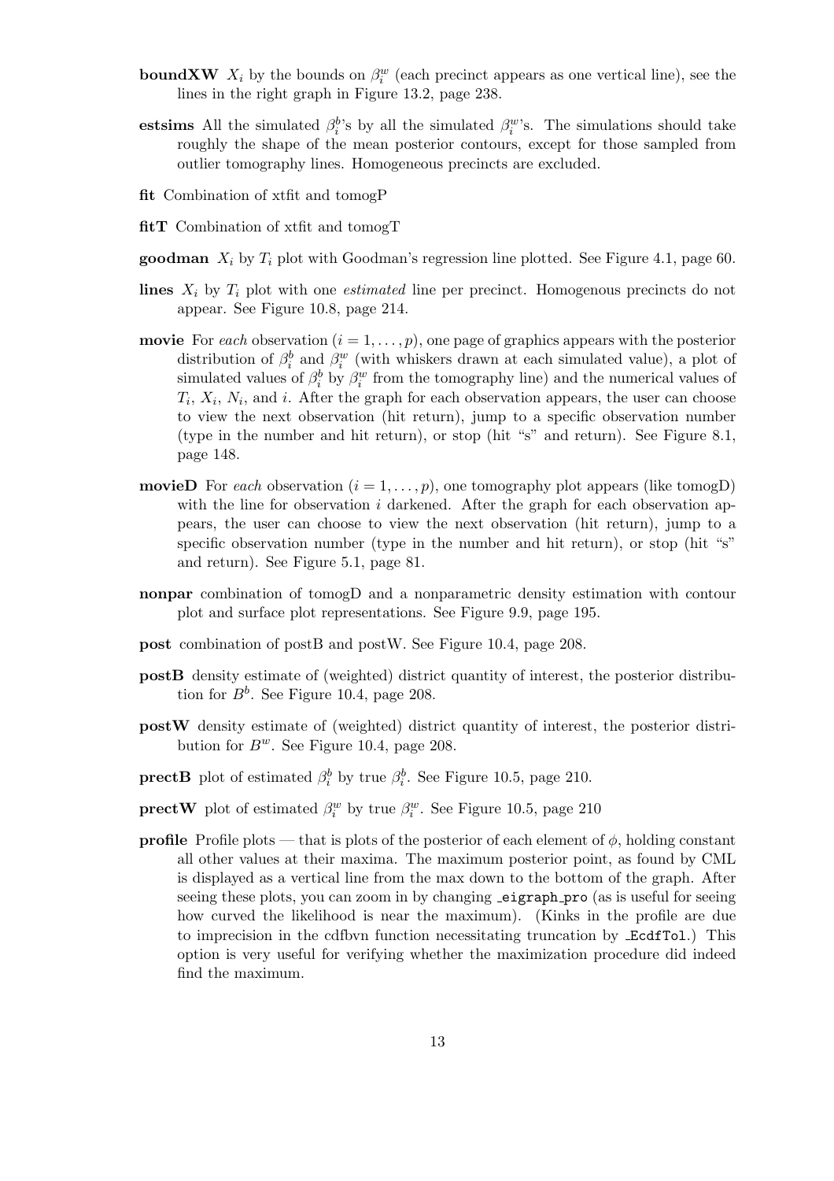**boundXW** $X_i$ by the bounds on $\beta_i^w$ (each precinct appears as one vertical line), see the lines in the right graph in Figure 13.2, page 238.

**estsims** All the simulated $\beta_i^b$'s by all the simulated $\beta_i^w$'s. The simulations should take roughly the shape of the mean posterior contours, except for those sampled from outlier tomography lines. Homogeneous precincts are excluded.

**fit** Combination of xtfit and tomogP

**fitT** Combination of xtfit and tomogT

**goodman** $X_i$ by $T_i$ plot with Goodman's regression line plotted. See Figure 4.1, page 60.

**lines** $X_i$ by $T_i$ plot with one *estimated* line per precinct. Homogenous precincts do not appear. See Figure 10.8, page 214.

**movie** For *each* observation ($i = 1, \ldots, p$), one page of graphics appears with the posterior distribution of $\beta_i^b$ and $\beta_i^w$ (with whiskers drawn at each simulated value), a plot of simulated values of $\beta_i^b$ by $\beta_i^w$ from the tomography line) and the numerical values of $T_i$, $X_i$, $N_i$, and $i$. After the graph for each observation appears, the user can choose to view the next observation (hit return), jump to a specific observation number (type in the number and hit return), or stop (hit "s" and return). See Figure 8.1, page 148.

**movieD** For *each* observation ($i = 1, \ldots, p$), one tomography plot appears (like tomogD) with the line for observation $i$ darkened. After the graph for each observation appears, the user can choose to view the next observation (hit return), jump to a specific observation number (type in the number and hit return), or stop (hit "s" and return). See Figure 5.1, page 81.

**nonpar** combination of tomogD and a nonparametric density estimation with contour plot and surface plot representations. See Figure 9.9, page 195.

**post** combination of postB and postW. See Figure 10.4, page 208.

**postB** density estimate of (weighted) district quantity of interest, the posterior distribution for $B^b$. See Figure 10.4, page 208.

**postW** density estimate of (weighted) district quantity of interest, the posterior distribution for $B^w$. See Figure 10.4, page 208.

**prectB** plot of estimated $\beta_i^b$ by true $\beta_i^b$. See Figure 10.5, page 210.

**prectW** plot of estimated $\beta_i^w$ by true $\beta_i^w$. See Figure 10.5, page 210

**profile** Profile plots — that is plots of the posterior of each element of $\phi$, holding constant all other values at their maxima. The maximum posterior point, as found by CML is displayed as a vertical line from the max down to the bottom of the graph. After seeing these plots, you can zoom in by changing `_eigraph_pro` (as is useful for seeing how curved the likelihood is near the maximum). (Kinks in the profile are due to imprecision in the cdfbvn function necessitating truncation by `_EcdfTol`.) This option is very useful for verifying whether the maximization procedure did indeed find the maximum.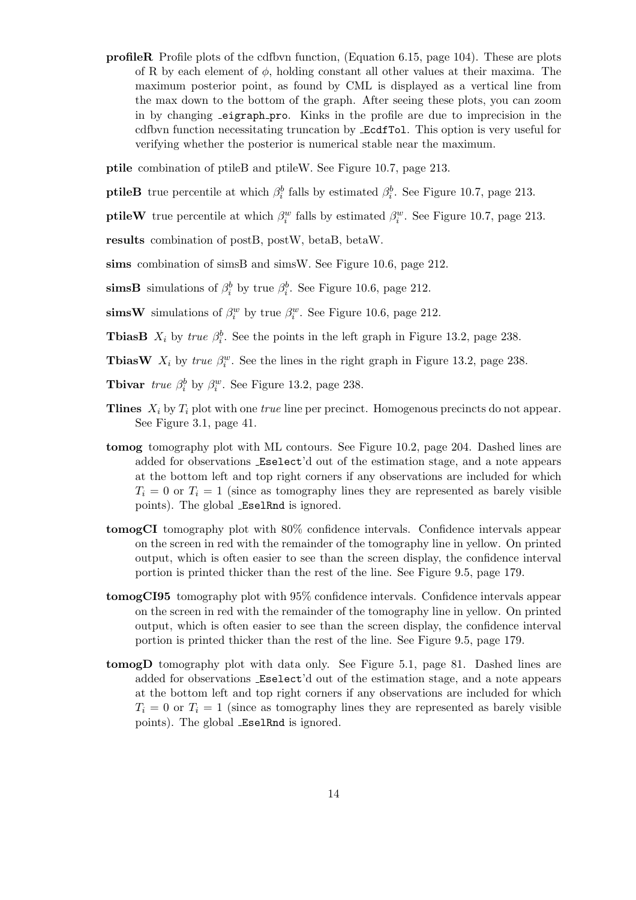**profileR** Profile plots of the cdfbvn function, (Equation 6.15, page 104). These are plots of R by each element of $\phi$, holding constant all other values at their maxima. The maximum posterior point, as found by CML is displayed as a vertical line from the max down to the bottom of the graph. After seeing these plots, you can zoom in by changing `_eigraph_pro`. Kinks in the profile are due to imprecision in the cdfbvn function necessitating truncation by `_EcdfTol`. This option is very useful for verifying whether the posterior is numerical stable near the maximum.

**ptile** combination of ptileB and ptileW. See Figure 10.7, page 213.

**ptileB** true percentile at which $\beta_i^b$ falls by estimated $\beta_i^b$. See Figure 10.7, page 213.

**ptileW** true percentile at which $\beta_i^w$ falls by estimated $\beta_i^w$. See Figure 10.7, page 213.

**results** combination of postB, postW, betaB, betaW.

**sims** combination of simsB and simsW. See Figure 10.6, page 212.

**simsB** simulations of $\beta_i^b$ by true $\beta_i^b$. See Figure 10.6, page 212.

**simsW** simulations of $\beta_i^w$ by true $\beta_i^w$. See Figure 10.6, page 212.

**TbiasB** $X_i$ by *true* $\beta_i^b$. See the points in the left graph in Figure 13.2, page 238.

**TbiasW** $X_i$ by *true* $\beta_i^w$. See the lines in the right graph in Figure 13.2, page 238.

**Tbivar** *true* $\beta_i^b$ by $\beta_i^w$. See Figure 13.2, page 238.

**Tlines** $X_i$ by $T_i$ plot with one *true* line per precinct. Homogenous precincts do not appear. See Figure 3.1, page 41.

**tomog** tomography plot with ML contours. See Figure 10.2, page 204. Dashed lines are added for observations `_Eselect`'d out of the estimation stage, and a note appears at the bottom left and top right corners if any observations are included for which $T_i = 0$ or $T_i = 1$ (since as tomography lines they are represented as barely visible points). The global `_EselRnd` is ignored.

**tomogCI** tomography plot with 80% confidence intervals. Confidence intervals appear on the screen in red with the remainder of the tomography line in yellow. On printed output, which is often easier to see than the screen display, the confidence interval portion is printed thicker than the rest of the line. See Figure 9.5, page 179.

**tomogCI95** tomography plot with 95% confidence intervals. Confidence intervals appear on the screen in red with the remainder of the tomography line in yellow. On printed output, which is often easier to see than the screen display, the confidence interval portion is printed thicker than the rest of the line. See Figure 9.5, page 179.

**tomogD** tomography plot with data only. See Figure 5.1, page 81. Dashed lines are added for observations `_Eselect`'d out of the estimation stage, and a note appears at the bottom left and top right corners if any observations are included for which $T_i = 0$ or $T_i = 1$ (since as tomography lines they are represented as barely visible points). The global `_EselRnd` is ignored.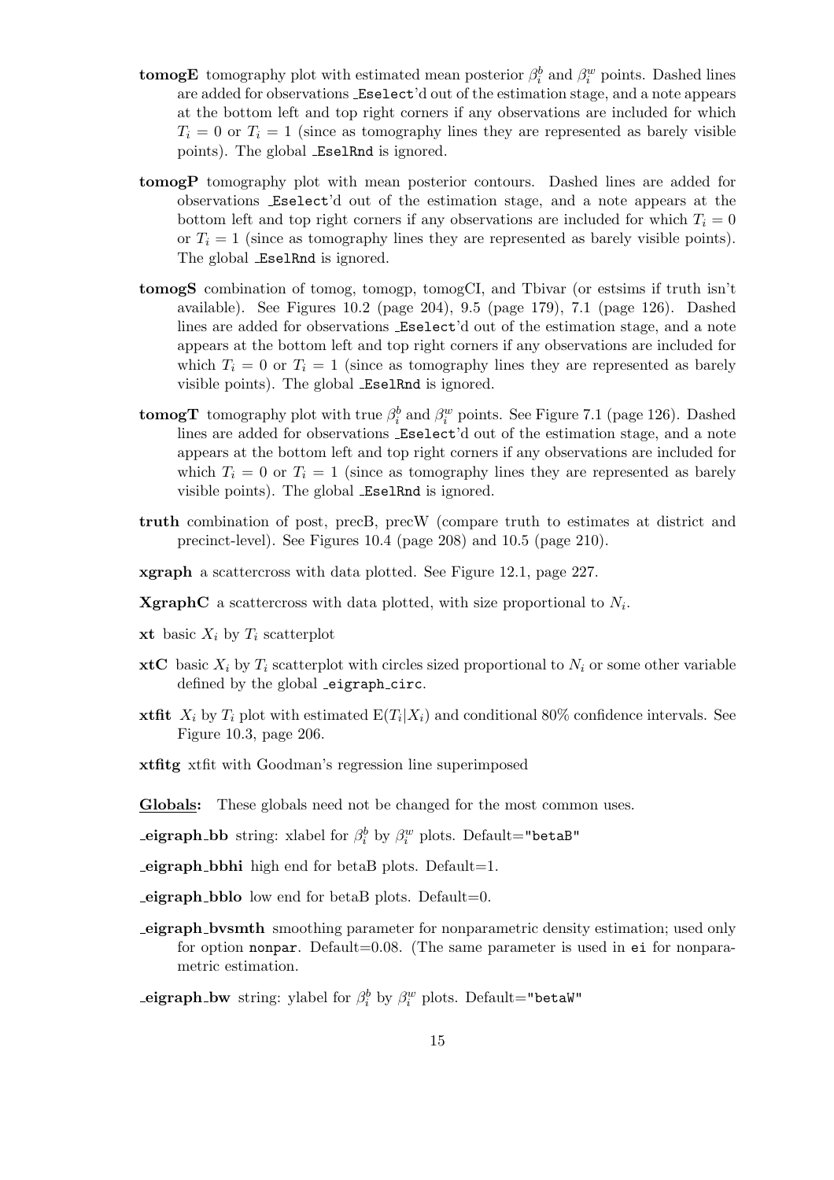**tomogE** tomography plot with estimated mean posterior $\beta_i^b$ and $\beta_i^w$ points. Dashed lines are added for observations `_Eselect`'d out of the estimation stage, and a note appears at the bottom left and top right corners if any observations are included for which $T_i = 0$ or $T_i = 1$ (since as tomography lines they are represented as barely visible points). The global `_EselRnd` is ignored.

**tomogP** tomography plot with mean posterior contours. Dashed lines are added for observations `_Eselect`'d out of the estimation stage, and a note appears at the bottom left and top right corners if any observations are included for which $T_i = 0$ or $T_i = 1$ (since as tomography lines they are represented as barely visible points). The global `_EselRnd` is ignored.

**tomogS** combination of tomog, tomogp, tomogCI, and Tbivar (or estsims if truth isn't available). See Figures 10.2 (page 204), 9.5 (page 179), 7.1 (page 126). Dashed lines are added for observations `_Eselect`'d out of the estimation stage, and a note appears at the bottom left and top right corners if any observations are included for which $T_i = 0$ or $T_i = 1$ (since as tomography lines they are represented as barely visible points). The global `_EselRnd` is ignored.

**tomogT** tomography plot with true $\beta_i^b$ and $\beta_i^w$ points. See Figure 7.1 (page 126). Dashed lines are added for observations `_Eselect`'d out of the estimation stage, and a note appears at the bottom left and top right corners if any observations are included for which $T_i = 0$ or $T_i = 1$ (since as tomography lines they are represented as barely visible points). The global `_EselRnd` is ignored.

**truth** combination of post, precB, precW (compare truth to estimates at district and precinct-level). See Figures 10.4 (page 208) and 10.5 (page 210).

**xgraph** a scattercross with data plotted. See Figure 12.1, page 227.

**XgraphC** a scattercross with data plotted, with size proportional to $N_i$.

**xt** basic $X_i$ by $T_i$ scatterplot

**xtC** basic $X_i$ by $T_i$ scatterplot with circles sized proportional to $N_i$ or some other variable defined by the global `_eigraph_circ`.

**xtfit** $X_i$ by $T_i$ plot with estimated $\mathrm{E}(T_i|X_i)$ and conditional 80% confidence intervals. See Figure 10.3, page 206.

**xtfitg** xtfit with Goodman's regression line superimposed

**Globals:** These globals need not be changed for the most common uses.

**_eigraph_bb** string: xlabel for $\beta_i^b$ by $\beta_i^w$ plots. Default=`"betaB"`

**_eigraph_bbhi** high end for betaB plots. Default=1.

**_eigraph_bblo** low end for betaB plots. Default=0.

**_eigraph_bvsmth** smoothing parameter for nonparametric density estimation; used only for option `nonpar`. Default=0.08. (The same parameter is used in `ei` for nonparametric estimation.

**_eigraph_bw** string: ylabel for $\beta_i^b$ by $\beta_i^w$ plots. Default=`"betaW"`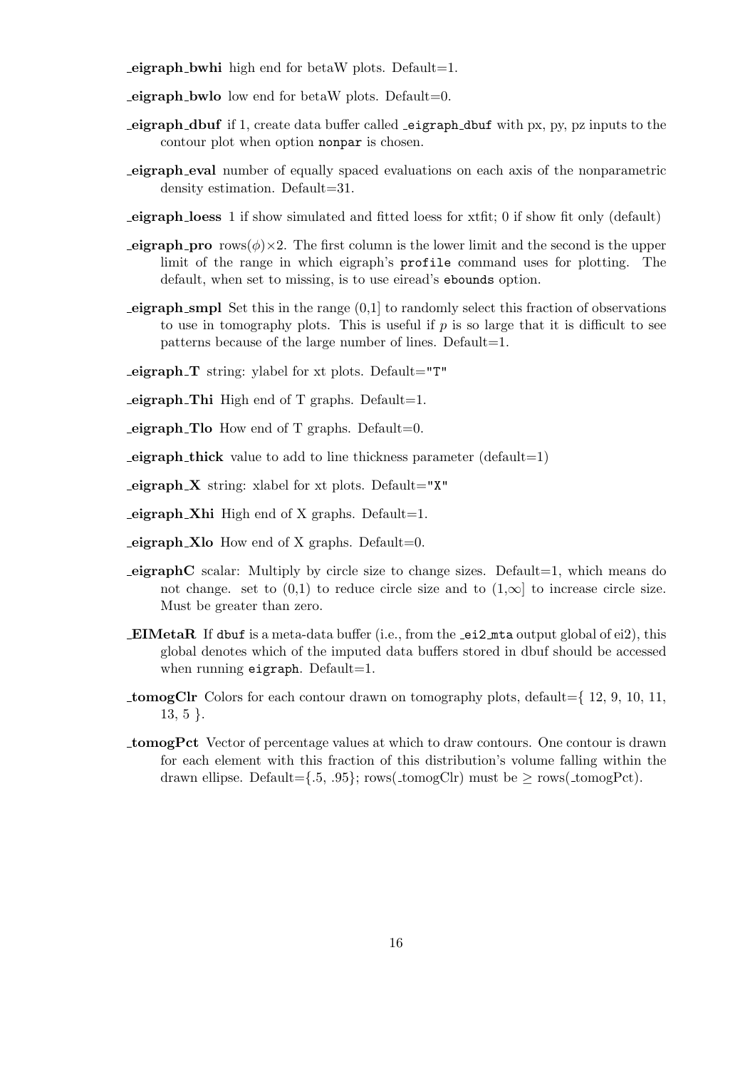**_eigraph_bwhi** high end for betaW plots. Default=1.

**_eigraph_bwlo** low end for betaW plots. Default=0.

**_eigraph_dbuf** if 1, create data buffer called `_eigraph_dbuf` with px, py, pz inputs to the contour plot when option `nonpar` is chosen.

**_eigraph_eval** number of equally spaced evaluations on each axis of the nonparametric density estimation. Default=31.

**_eigraph_loess** 1 if show simulated and fitted loess for xtfit; 0 if show fit only (default)

**_eigraph_pro** rows($\phi$)$\times$2. The first column is the lower limit and the second is the upper limit of the range in which eigraph's `profile` command uses for plotting. The default, when set to missing, is to use eiread's `ebounds` option.

**_eigraph_smpl** Set this in the range (0,1] to randomly select this fraction of observations to use in tomography plots. This is useful if $p$ is so large that it is difficult to see patterns because of the large number of lines. Default=1.

**_eigraph_T** string: ylabel for xt plots. Default="T"

**_eigraph_Thi** High end of T graphs. Default=1.

**_eigraph_Tlo** How end of T graphs. Default=0.

**_eigraph_thick** value to add to line thickness parameter (default=1)

**_eigraph_X** string: xlabel for xt plots. Default="X"

**_eigraph_Xhi** High end of X graphs. Default=1.

**_eigraph_Xlo** How end of X graphs. Default=0.

**_eigraphC** scalar: Multiply by circle size to change sizes. Default=1, which means do not change. set to (0,1) to reduce circle size and to $(1,\infty]$ to increase circle size. Must be greater than zero.

**_EIMetaR** If `dbuf` is a meta-data buffer (i.e., from the `_ei2_mta` output global of ei2), this global denotes which of the imputed data buffers stored in dbuf should be accessed when running `eigraph`. Default=1.

**_tomogClr** Colors for each contour drawn on tomography plots, default={ 12, 9, 10, 11, 13, 5 }.

**_tomogPct** Vector of percentage values at which to draw contours. One contour is drawn for each element with this fraction of this distribution's volume falling within the drawn ellipse. Default={.5, .95}; rows(_tomogClr) must be $\geq$ rows(_tomogPct).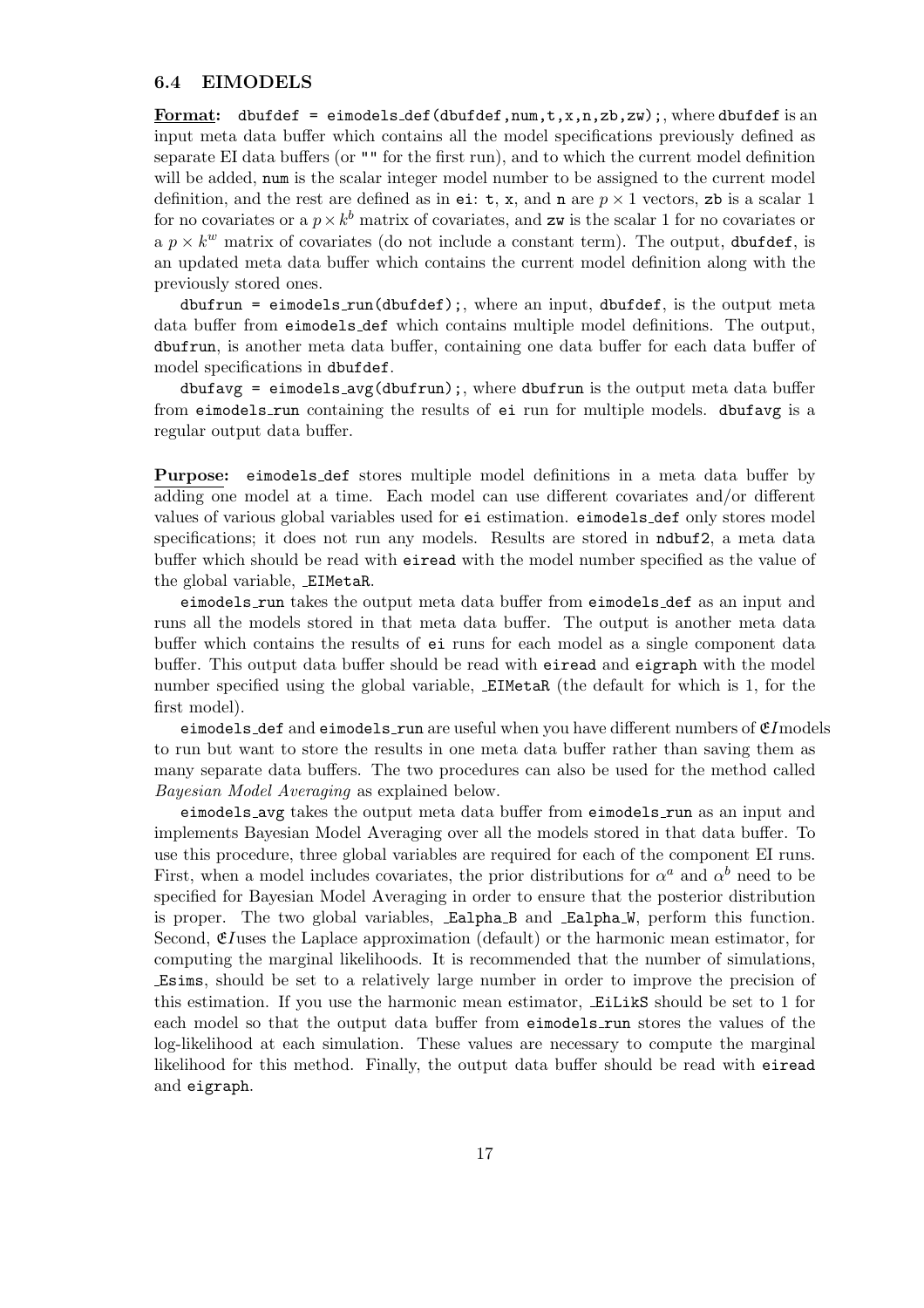### 6.4 EIMODELS

**Format:** `dbufdef = eimodels_def(dbufdef,num,t,x,n,zb,zw);`, where `dbufdef` is an input meta data buffer which contains all the model specifications previously defined as separate EI data buffers (or `""` for the first run), and to which the current model definition will be added, `num` is the scalar integer model number to be assigned to the current model definition, and the rest are defined as in `ei`: `t`, `x`, and `n` are $p \times 1$ vectors, `zb` is a scalar 1 for no covariates or a $p \times k^b$ matrix of covariates, and `zw` is the scalar 1 for no covariates or a $p \times k^w$ matrix of covariates (do not include a constant term). The output, `dbufdef`, is an updated meta data buffer which contains the current model definition along with the previously stored ones.

`dbufrun = eimodels_run(dbufdef);`, where an input, `dbufdef`, is the output meta data buffer from `eimodels_def` which contains multiple model definitions. The output, `dbufrun`, is another meta data buffer, containing one data buffer for each data buffer of model specifications in `dbufdef`.

`dbufavg = eimodels_avg(dbufrun);`, where `dbufrun` is the output meta data buffer from `eimodels_run` containing the results of `ei` run for multiple models. `dbufavg` is a regular output data buffer.

**Purpose:** `eimodels_def` stores multiple model definitions in a meta data buffer by adding one model at a time. Each model can use different covariates and/or different values of various global variables used for `ei` estimation. `eimodels_def` only stores model specifications; it does not run any models. Results are stored in `ndbuf2`, a meta data buffer which should be read with `eiread` with the model number specified as the value of the global variable, `_EIMetaR`.

`eimodels_run` takes the output meta data buffer from `eimodels_def` as an input and runs all the models stored in that meta data buffer. The output is another meta data buffer which contains the results of `ei` runs for each model as a single component data buffer. This output data buffer should be read with `eiread` and `eigraph` with the model number specified using the global variable, `_EIMetaR` (the default for which is 1, for the first model).

`eimodels_def` and `eimodels_run` are useful when you have different numbers of $\mathfrak{E}I$models to run but want to store the results in one meta data buffer rather than saving them as many separate data buffers. The two procedures can also be used for the method called *Bayesian Model Averaging* as explained below.

`eimodels_avg` takes the output meta data buffer from `eimodels_run` as an input and implements Bayesian Model Averaging over all the models stored in that data buffer. To use this procedure, three global variables are required for each of the component EI runs. First, when a model includes covariates, the prior distributions for $\alpha^a$ and $\alpha^b$ need to be specified for Bayesian Model Averaging in order to ensure that the posterior distribution is proper. The two global variables, `_Ealpha_B` and `_Ealpha_W`, perform this function. Second, $\mathfrak{E}I$uses the Laplace approximation (default) or the harmonic mean estimator, for computing the marginal likelihoods. It is recommended that the number of simulations, `_Esims`, should be set to a relatively large number in order to improve the precision of this estimation. If you use the harmonic mean estimator, `_EiLikS` should be set to 1 for each model so that the output data buffer from `eimodels_run` stores the values of the log-likelihood at each simulation. These values are necessary to compute the marginal likelihood for this method. Finally, the output data buffer should be read with `eiread` and `eigraph`.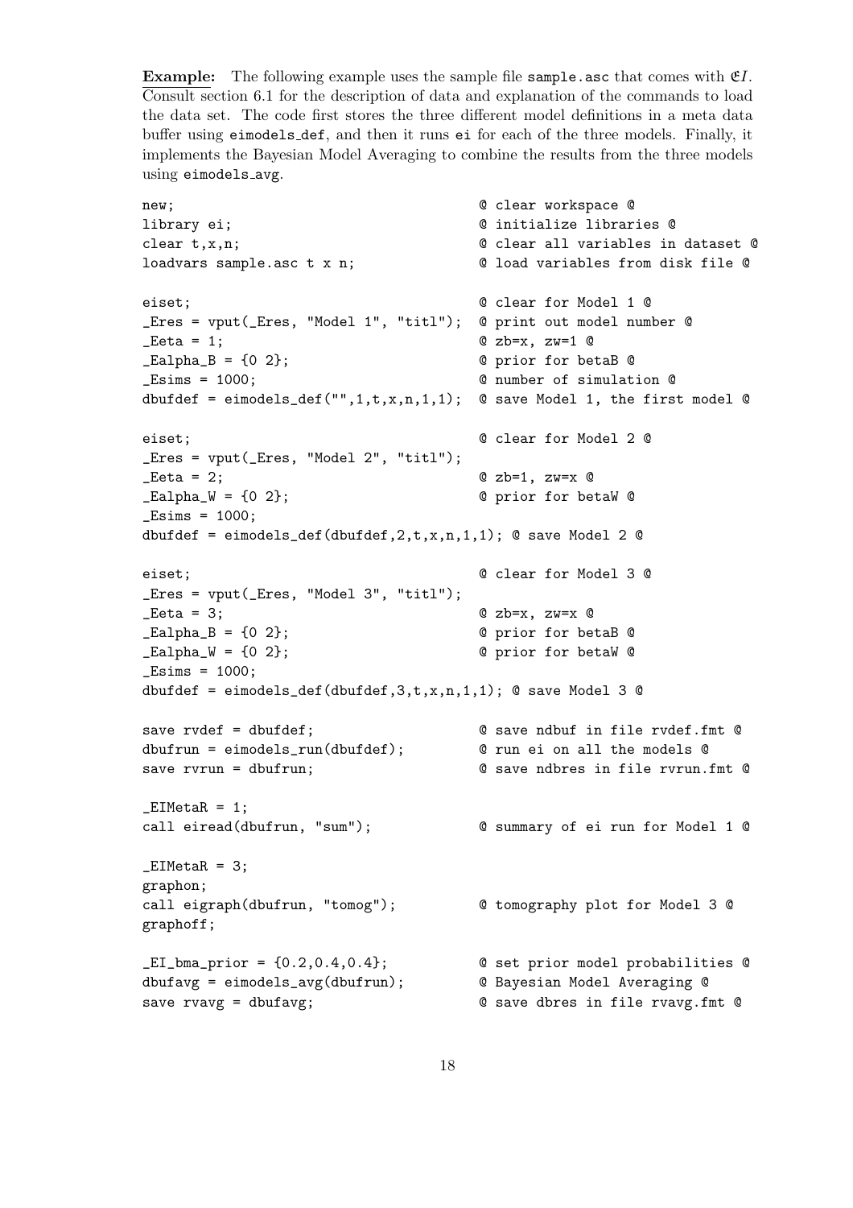**Example:** The following example uses the sample file `sample.asc` that comes with $\mathfrak{E}I$. Consult section 6.1 for the description of data and explanation of the commands to load the data set. The code first stores the three different model definitions in a meta data buffer using `eimodels_def`, and then it runs `ei` for each of the three models. Finally, it implements the Bayesian Model Averaging to combine the results from the three models using `eimodels_avg`.

```
new;                                     @ clear workspace @
library ei;                              @ initialize libraries @
clear t,x,n;                             @ clear all variables in dataset @
loadvars sample.asc t x n;               @ load variables from disk file @

eiset;                                   @ clear for Model 1 @
_Eres = vput(_Eres, "Model 1", "titl");  @ print out model number @
_Eeta = 1;                               @ zb=x, zw=1 @
_Ealpha_B = {0 2};                       @ prior for betaB @
_Esims = 1000;                           @ number of simulation @
dbufdef = eimodels_def("",1,t,x,n,1,1);  @ save Model 1, the first model @

eiset;                                   @ clear for Model 2 @
_Eres = vput(_Eres, "Model 2", "titl");
_Eeta = 2;                               @ zb=1, zw=x @
_Ealpha_W = {0 2};                       @ prior for betaW @
_Esims = 1000;
dbufdef = eimodels_def(dbufdef,2,t,x,n,1,1); @ save Model 2 @

eiset;                                   @ clear for Model 3 @
_Eres = vput(_Eres, "Model 3", "titl");
_Eeta = 3;                               @ zb=x, zw=x @
_Ealpha_B = {0 2};                       @ prior for betaB @
_Ealpha_W = {0 2};                       @ prior for betaW @
_Esims = 1000;
dbufdef = eimodels_def(dbufdef,3,t,x,n,1,1); @ save Model 3 @

save rvdef = dbufdef;                    @ save ndbuf in file rvdef.fmt @
dbufrun = eimodels_run(dbufdef);         @ run ei on all the models @
save rvrun = dbufrun;                    @ save ndbres in file rvrun.fmt @

_EIMetaR = 1;
call eiread(dbufrun, "sum");             @ summary of ei run for Model 1 @

_EIMetaR = 3;
graphon;
call eigraph(dbufrun, "tomog");          @ tomography plot for Model 3 @
graphoff;

_EI_bma_prior = {0.2,0.4,0.4};           @ set prior model probabilities @
dbufavg = eimodels_avg(dbufrun);         @ Bayesian Model Averaging @
save rvavg = dbufavg;                    @ save dbres in file rvavg.fmt @
```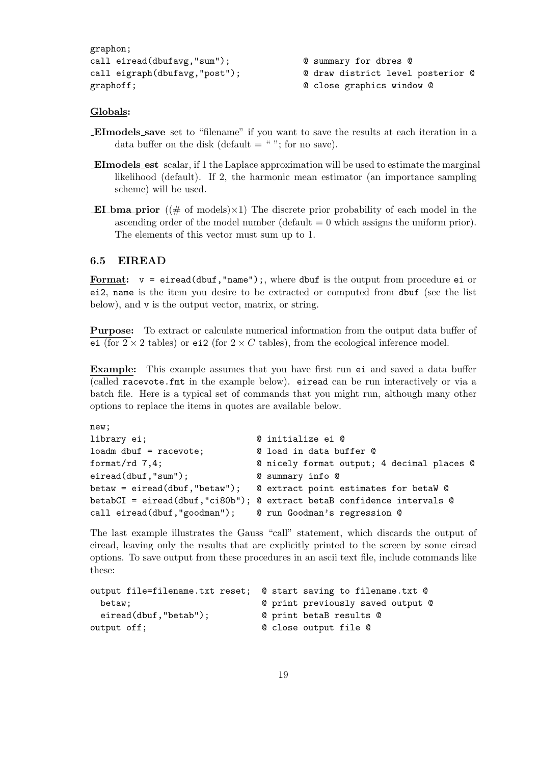```
graphon;
call eiread(dbufavg,"sum");             @ summary for dbres @
call eigraph(dbufavg,"post");           @ draw district level posterior @
graphoff;                               @ close graphics window @
```

**Globals:**

**_EImodels_save** set to "filename" if you want to save the results at each iteration in a data buffer on the disk (default = " "; for no save).

**_EImodels_est** scalar, if 1 the Laplace approximation will be used to estimate the marginal likelihood (default). If 2, the harmonic mean estimator (an importance sampling scheme) will be used.

**_EI_bma_prior** ((# of models)×1) The discrete prior probability of each model in the ascending order of the model number (default = 0 which assigns the uniform prior). The elements of this vector must sum up to 1.

### 6.5 EIREAD

**Format:** `v = eiread(dbuf,"name");`, where `dbuf` is the output from procedure `ei` or `ei2`, `name` is the item you desire to be extracted or computed from `dbuf` (see the list below), and `v` is the output vector, matrix, or string.

**Purpose:** To extract or calculate numerical information from the output data buffer of `ei` (for $2 \times 2$ tables) or `ei2` (for $2 \times C$ tables), from the ecological inference model.

**Example:** This example assumes that you have first run `ei` and saved a data buffer (called `racevote.fmt` in the example below). `eiread` can be run interactively or via a batch file. Here is a typical set of commands that you might run, although many other options to replace the items in quotes are available below.

```
new;
library ei;                       @ initialize ei @
loadm dbuf = racevote;            @ load in data buffer @
format/rd 7,4;                    @ nicely format output; 4 decimal places @
eiread(dbuf,"sum");               @ summary info @
betaw = eiread(dbuf,"betaw");     @ extract point estimates for betaW @
betabCI = eiread(dbuf,"ci80b");   @ extract betaB confidence intervals @
call eiread(dbuf,"goodman");      @ run Goodman's regression @
```

The last example illustrates the Gauss "call" statement, which discards the output of eiread, leaving only the results that are explicitly printed to the screen by some eiread options. To save output from these procedures in an ascii text file, include commands like these:

```
output file=filename.txt reset;  @ start saving to filename.txt @
  betaw;                         @ print previously saved output @
  eiread(dbuf,"betab");          @ print betaB results @
output off;                      @ close output file @
```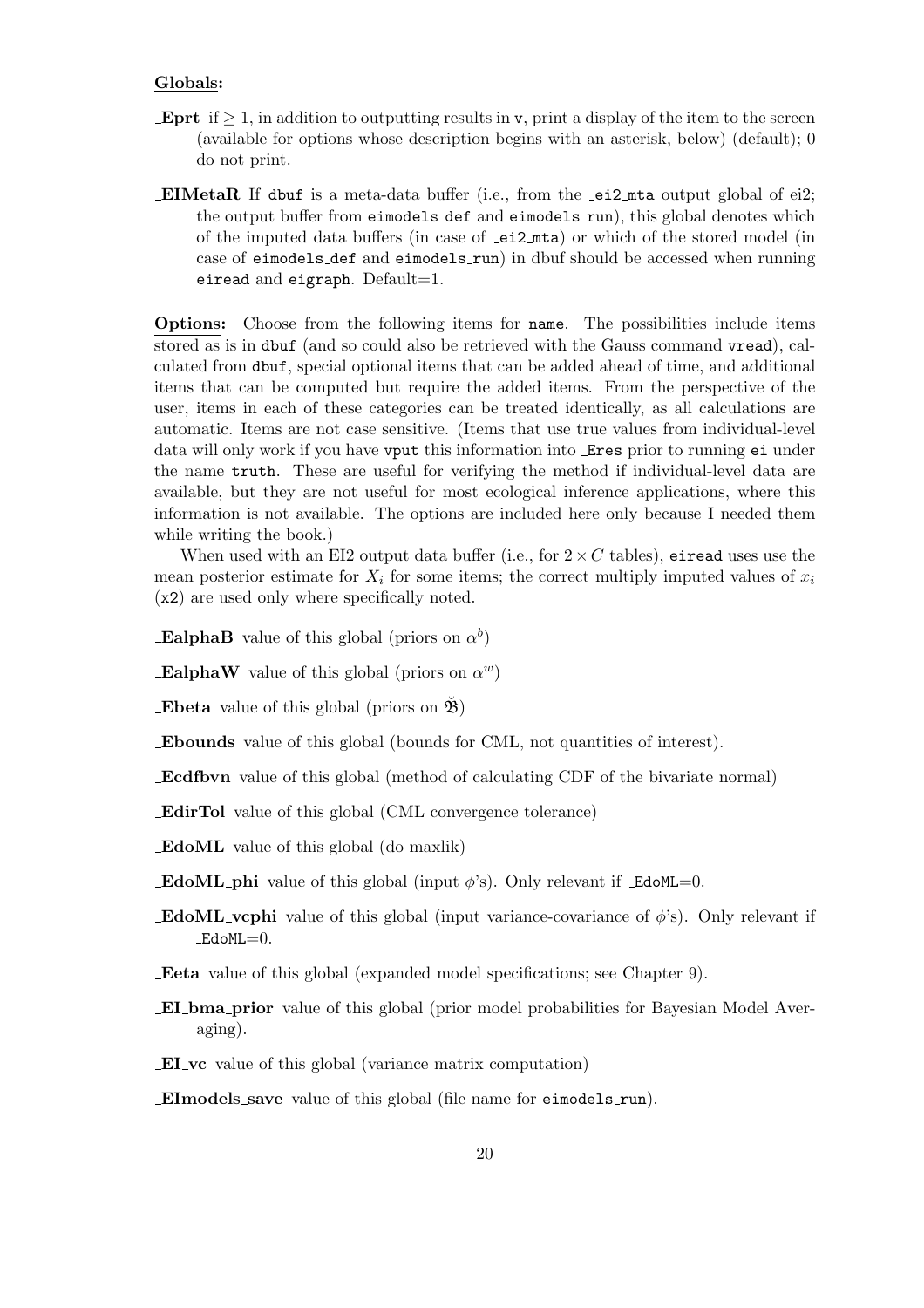**Globals:**

**_Eprt** if $\geq 1$, in addition to outputting results in `v`, print a display of the item to the screen (available for options whose description begins with an asterisk, below) (default); 0 do not print.

**_EIMetaR** If `dbuf` is a meta-data buffer (i.e., from the `_ei2_mta` output global of ei2; the output buffer from `eimodels_def` and `eimodels_run`), this global denotes which of the imputed data buffers (in case of `_ei2_mta`) or which of the stored model (in case of `eimodels_def` and `eimodels_run`) in dbuf should be accessed when running `eiread` and `eigraph`. Default=1.

**Options:** Choose from the following items for `name`. The possibilities include items stored as is in `dbuf` (and so could also be retrieved with the Gauss command `vread`), calculated from `dbuf`, special optional items that can be added ahead of time, and additional items that can be computed but require the added items. From the perspective of the user, items in each of these categories can be treated identically, as all calculations are automatic. Items are not case sensitive. (Items that use true values from individual-level data will only work if you have `vput` this information into `_Eres` prior to running `ei` under the name `truth`. These are useful for verifying the method if individual-level data are available, but they are not useful for most ecological inference applications, where this information is not available. The options are included here only because I needed them while writing the book.)

When used with an EI2 output data buffer (i.e., for $2 \times C$ tables), `eiread` uses use the mean posterior estimate for $X_i$ for some items; the correct multiply imputed values of $x_i$ (`x2`) are used only where specifically noted.

**_EalphaB** value of this global (priors on $\alpha^b$)

**_EalphaW** value of this global (priors on $\alpha^w$)

**_Ebeta** value of this global (priors on $\breve{\mathfrak{B}}$)

**_Ebounds** value of this global (bounds for CML, not quantities of interest).

**_Ecdfbvn** value of this global (method of calculating CDF of the bivariate normal)

**_EdirTol** value of this global (CML convergence tolerance)

**_EdoML** value of this global (do maxlik)

**_EdoML_phi** value of this global (input $\phi$'s). Only relevant if `_EdoML`=0.

**_EdoML_vcphi** value of this global (input variance-covariance of $\phi$'s). Only relevant if `_EdoML`=0.

**_Eeta** value of this global (expanded model specifications; see Chapter 9).

**_EI_bma_prior** value of this global (prior model probabilities for Bayesian Model Averaging).

**_EI_vc** value of this global (variance matrix computation)

**_EImodels_save** value of this global (file name for `eimodels_run`).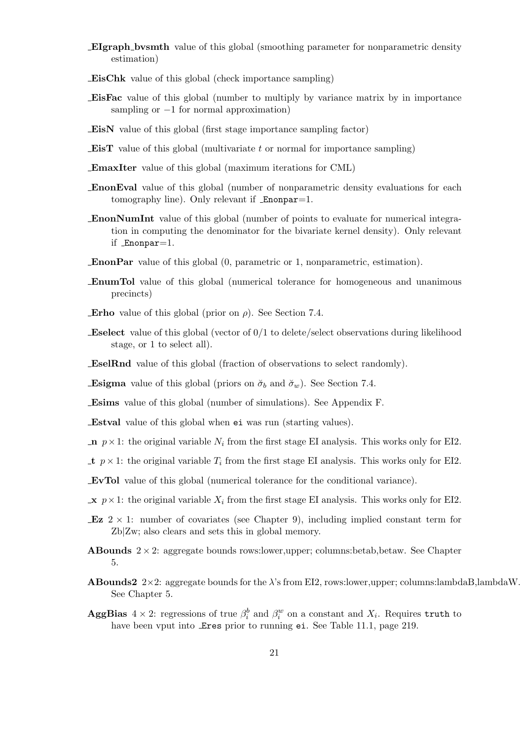**_EIgraph_bvsmth** value of this global (smoothing parameter for nonparametric density estimation)

**_EisChk** value of this global (check importance sampling)

**_EisFac** value of this global (number to multiply by variance matrix by in importance sampling or $-1$ for normal approximation)

**_EisN** value of this global (first stage importance sampling factor)

**_EisT** value of this global (multivariate $t$ or normal for importance sampling)

**_EmaxIter** value of this global (maximum iterations for CML)

**_EnonEval** value of this global (number of nonparametric density evaluations for each tomography line). Only relevant if `_Enonpar`=1.

**_EnonNumInt** value of this global (number of points to evaluate for numerical integration in computing the denominator for the bivariate kernel density). Only relevant if `_Enonpar`=1.

**_EnonPar** value of this global (0, parametric or 1, nonparametric, estimation).

**_EnumTol** value of this global (numerical tolerance for homogeneous and unanimous precincts)

**_Erho** value of this global (prior on $\rho$). See Section 7.4.

**_Eselect** value of this global (vector of 0/1 to delete/select observations during likelihood stage, or 1 to select all).

**_EselRnd** value of this global (fraction of observations to select randomly).

**_Esigma** value of this global (priors on $\breve{\sigma}_b$ and $\breve{\sigma}_w$). See Section 7.4.

**_Esims** value of this global (number of simulations). See Appendix F.

**_Estval** value of this global when `ei` was run (starting values).

**_n** $p \times 1$: the original variable $N_i$ from the first stage EI analysis. This works only for EI2.

**_t** $p \times 1$: the original variable $T_i$ from the first stage EI analysis. This works only for EI2.

**_EvTol** value of this global (numerical tolerance for the conditional variance).

**_x** $p \times 1$: the original variable $X_i$ from the first stage EI analysis. This works only for EI2.

**_Ez** $2 \times 1$: number of covariates (see Chapter 9), including implied constant term for Zb|Zw; also clears and sets this in global memory.

**ABounds** $2 \times 2$: aggregate bounds rows:lower,upper; columns:betab,betaw. See Chapter 5.

**ABounds2** $2 \times 2$: aggregate bounds for the $\lambda$'s from EI2, rows:lower,upper; columns:lambdaB,lambdaW. See Chapter 5.

**AggBias** $4 \times 2$: regressions of true $\beta_i^b$ and $\beta_i^w$ on a constant and $X_i$. Requires `truth` to have been vput into `_Eres` prior to running `ei`. See Table 11.1, page 219.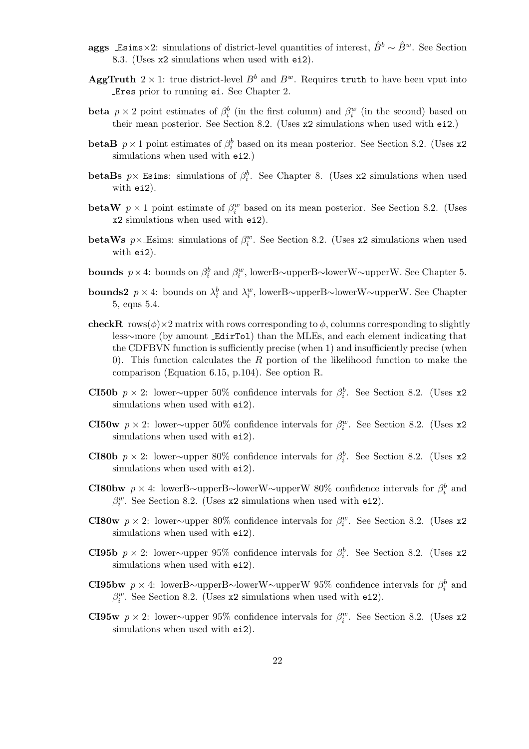**aggs** _Esims×2: simulations of district-level quantities of interest, $\hat{B}^b \sim \hat{B}^w$. See Section 8.3. (Uses `x2` simulations when used with `ei2`).

**AggTruth** $2 \times 1$: true district-level $B^b$ and $B^w$. Requires `truth` to have been vput into _Eres prior to running `ei`. See Chapter 2.

**beta** $p \times 2$ point estimates of $\beta_i^b$ (in the first column) and $\beta_i^w$ (in the second) based on their mean posterior. See Section 8.2. (Uses `x2` simulations when used with `ei2`.)

**betaB** $p \times 1$ point estimates of $\beta_i^b$ based on its mean posterior. See Section 8.2. (Uses `x2` simulations when used with `ei2`.)

**betaBs** $p\times$_Esims: simulations of $\beta_i^b$. See Chapter 8. (Uses `x2` simulations when used with `ei2`).

**betaW** $p \times 1$ point estimate of $\beta_i^w$ based on its mean posterior. See Section 8.2. (Uses `x2` simulations when used with `ei2`).

**betaWs** $p\times$_Esims: simulations of $\beta_i^w$. See Section 8.2. (Uses `x2` simulations when used with `ei2`).

**bounds** $p \times 4$: bounds on $\beta_i^b$ and $\beta_i^w$, lowerB∼upperB∼lowerW∼upperW. See Chapter 5.

**bounds2** $p \times 4$: bounds on $\lambda_i^b$ and $\lambda_i^w$, lowerB∼upperB∼lowerW∼upperW. See Chapter 5, eqns 5.4.

**checkR** rows($\phi$)×2 matrix with rows corresponding to $\phi$, columns corresponding to slightly less∼more (by amount _EdirTol) than the MLEs, and each element indicating that the CDFBVN function is sufficiently precise (when 1) and insufficiently precise (when 0). This function calculates the $R$ portion of the likelihood function to make the comparison (Equation 6.15, p.104). See option R.

**CI50b** $p \times 2$: lower∼upper 50% confidence intervals for $\beta_i^b$. See Section 8.2. (Uses `x2` simulations when used with `ei2`).

**CI50w** $p \times 2$: lower∼upper 50% confidence intervals for $\beta_i^w$. See Section 8.2. (Uses `x2` simulations when used with `ei2`).

**CI80b** $p \times 2$: lower∼upper 80% confidence intervals for $\beta_i^b$. See Section 8.2. (Uses `x2` simulations when used with `ei2`).

**CI80bw** $p \times 4$: lowerB∼upperB∼lowerW∼upperW 80% confidence intervals for $\beta_i^b$ and $\beta_i^w$. See Section 8.2. (Uses `x2` simulations when used with `ei2`).

**CI80w** $p \times 2$: lower∼upper 80% confidence intervals for $\beta_i^w$. See Section 8.2. (Uses `x2` simulations when used with `ei2`).

**CI95b** $p \times 2$: lower∼upper 95% confidence intervals for $\beta_i^b$. See Section 8.2. (Uses `x2` simulations when used with `ei2`).

**CI95bw** $p \times 4$: lowerB∼upperB∼lowerW∼upperW 95% confidence intervals for $\beta_i^b$ and $\beta_i^w$. See Section 8.2. (Uses `x2` simulations when used with `ei2`).

**CI95w** $p \times 2$: lower∼upper 95% confidence intervals for $\beta_i^w$. See Section 8.2. (Uses `x2` simulations when used with `ei2`).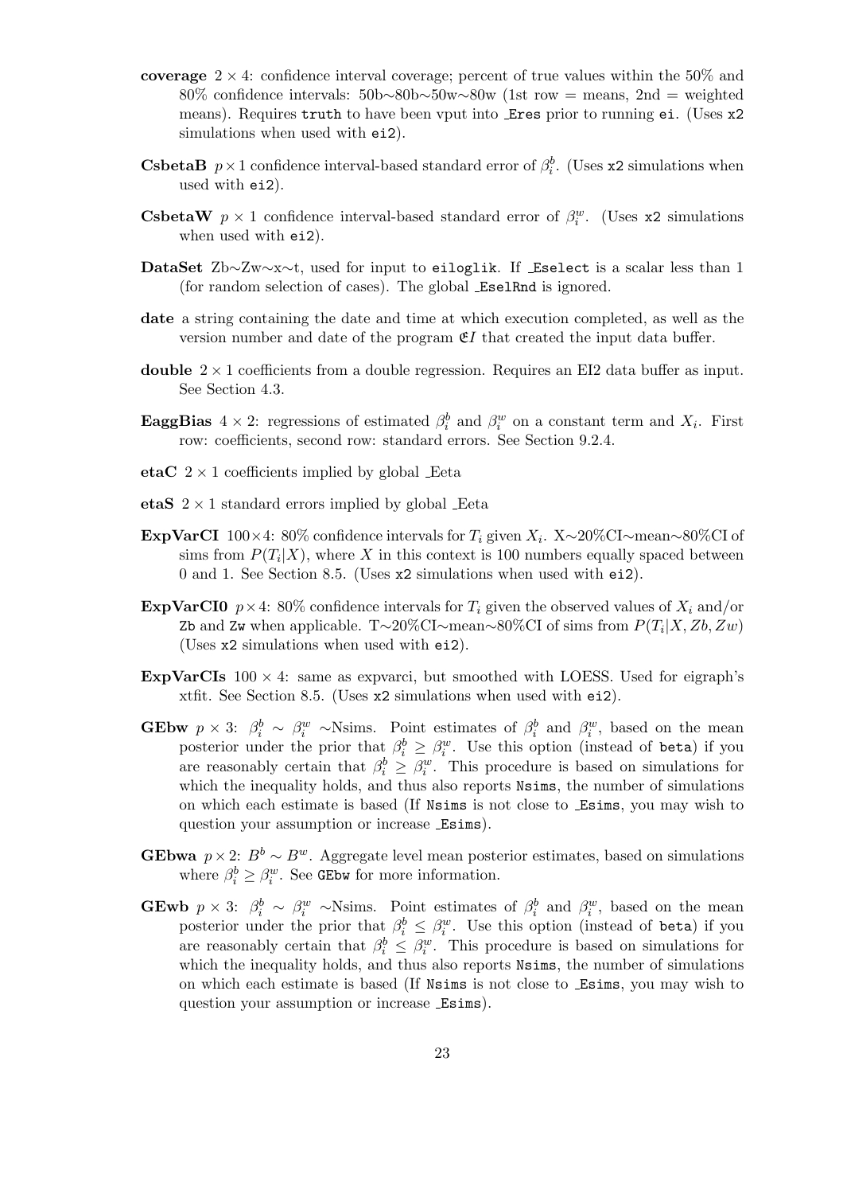**coverage** $2 \times 4$: confidence interval coverage; percent of true values within the 50% and 80% confidence intervals: 50b~80b~50w~80w (1st row = means, 2nd = weighted means). Requires `truth` to have been vput into _Eres prior to running `ei`. (Uses `x2` simulations when used with `ei2`).

**CsbetaB** $p \times 1$ confidence interval-based standard error of $\beta_i^b$. (Uses `x2` simulations when used with `ei2`).

**CsbetaW** $p \times 1$ confidence interval-based standard error of $\beta_i^w$. (Uses `x2` simulations when used with `ei2`).

**DataSet** Zb~Zw~x~t, used for input to `eiloglik`. If _Eselect is a scalar less than 1 (for random selection of cases). The global _EselRnd is ignored.

**date** a string containing the date and time at which execution completed, as well as the version number and date of the program $\mathfrak{E}I$ that created the input data buffer.

**double** $2 \times 1$ coefficients from a double regression. Requires an EI2 data buffer as input. See Section 4.3.

**EaggBias** $4 \times 2$: regressions of estimated $\beta_i^b$ and $\beta_i^w$ on a constant term and $X_i$. First row: coefficients, second row: standard errors. See Section 9.2.4.

**etaC** $2 \times 1$ coefficients implied by global _Eeta

**etaS** $2 \times 1$ standard errors implied by global _Eeta

**ExpVarCI** $100 \times 4$: 80% confidence intervals for $T_i$ given $X_i$. X~20%CI~mean~80%CI of sims from $P(T_i|X)$, where $X$ in this context is 100 numbers equally spaced between 0 and 1. See Section 8.5. (Uses `x2` simulations when used with `ei2`).

**ExpVarCI0** $p \times 4$: 80% confidence intervals for $T_i$ given the observed values of $X_i$ and/or `Zb` and `Zw` when applicable. T~20%CI~mean~80%CI of sims from $P(T_i|X, Zb, Zw)$ (Uses `x2` simulations when used with `ei2`).

**ExpVarCIs** $100 \times 4$: same as expvarci, but smoothed with LOESS. Used for eigraph's xtfit. See Section 8.5. (Uses `x2` simulations when used with `ei2`).

**GEbw** $p \times 3$: $\beta_i^b \sim \beta_i^w$ ~Nsims. Point estimates of $\beta_i^b$ and $\beta_i^w$, based on the mean posterior under the prior that $\beta_i^b \geq \beta_i^w$. Use this option (instead of `beta`) if you are reasonably certain that $\beta_i^b \geq \beta_i^w$. This procedure is based on simulations for which the inequality holds, and thus also reports `Nsims`, the number of simulations on which each estimate is based (If `Nsims` is not close to _Esims, you may wish to question your assumption or increase _Esims).

**GEbwa** $p \times 2$: $B^b \sim B^w$. Aggregate level mean posterior estimates, based on simulations where $\beta_i^b \geq \beta_i^w$. See `GEbw` for more information.

**GEwb** $p \times 3$: $\beta_i^b \sim \beta_i^w$ ~Nsims. Point estimates of $\beta_i^b$ and $\beta_i^w$, based on the mean posterior under the prior that $\beta_i^b \leq \beta_i^w$. Use this option (instead of `beta`) if you are reasonably certain that $\beta_i^b \leq \beta_i^w$. This procedure is based on simulations for which the inequality holds, and thus also reports `Nsims`, the number of simulations on which each estimate is based (If `Nsims` is not close to _Esims, you may wish to question your assumption or increase _Esims).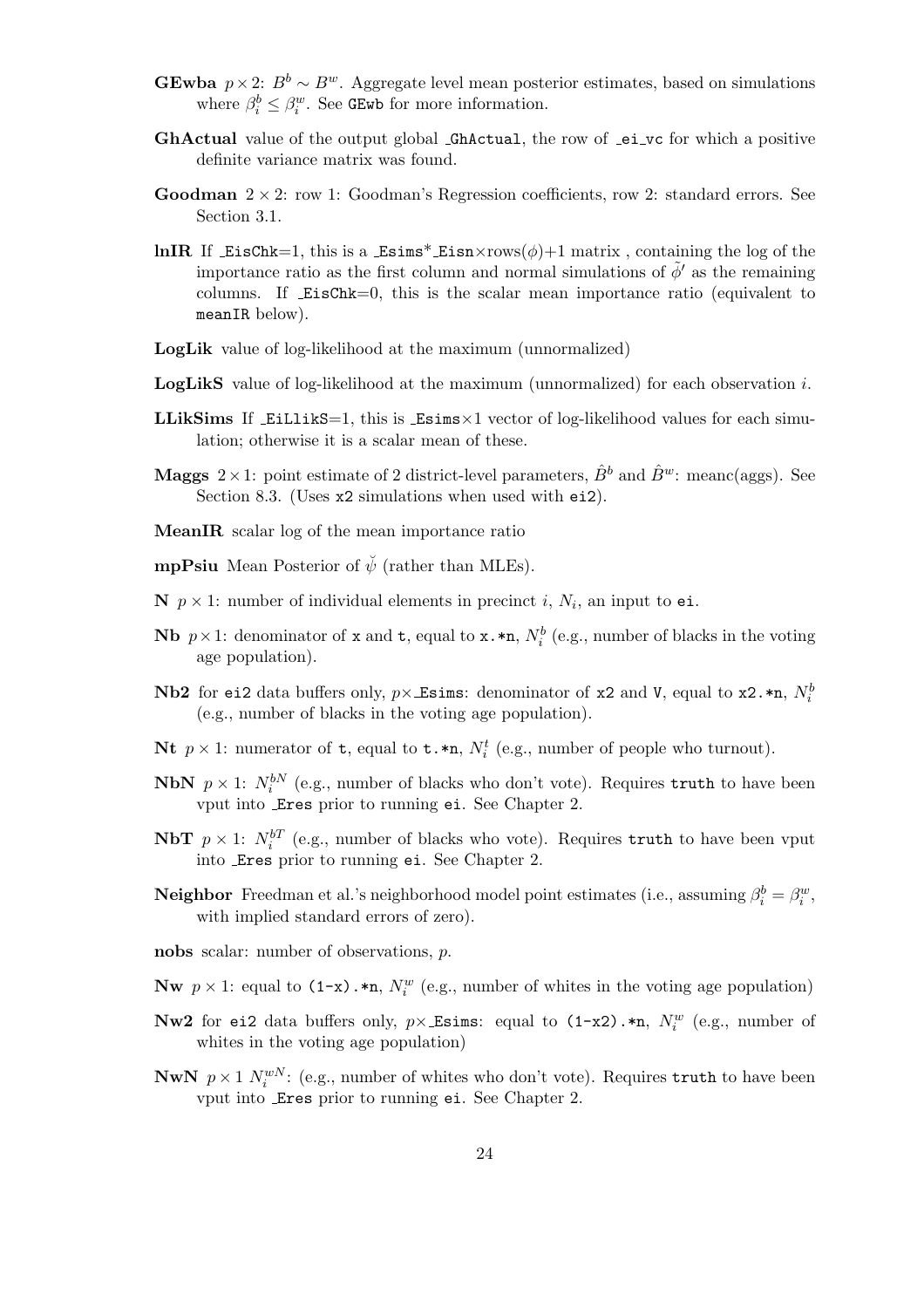**GEwba** $p \times 2$: $B^b \sim B^w$. Aggregate level mean posterior estimates, based on simulations where $\beta_i^b \leq \beta_i^w$. See `GEwb` for more information.

**GhActual** value of the output global `_GhActual`, the row of `_ei_vc` for which a positive definite variance matrix was found.

**Goodman** $2 \times 2$: row 1: Goodman's Regression coefficients, row 2: standard errors. See Section 3.1.

**lnIR** If `_EisChk`=1, this is a `_Esims`*`_Eisn`×rows($\phi$)+1 matrix , containing the log of the importance ratio as the first column and normal simulations of $\tilde{\phi}'$ as the remaining columns. If `_EisChk`=0, this is the scalar mean importance ratio (equivalent to `meanIR` below).

**LogLik** value of log-likelihood at the maximum (unnormalized)

**LogLikS** value of log-likelihood at the maximum (unnormalized) for each observation $i$.

**LLikSims** If `_EiLlikS`=1, this is `_Esims`×1 vector of log-likelihood values for each simulation; otherwise it is a scalar mean of these.

**Maggs** $2 \times 1$: point estimate of 2 district-level parameters, $\hat{B}^b$ and $\hat{B}^w$: meanc(aggs). See Section 8.3. (Uses `x2` simulations when used with `ei2`).

**MeanIR** scalar log of the mean importance ratio

**mpPsiu** Mean Posterior of $\breve{\psi}$ (rather than MLEs).

**N** $p \times 1$: number of individual elements in precinct $i$, $N_i$, an input to `ei`.

**Nb** $p \times 1$: denominator of `x` and `t`, equal to `x.*n`, $N_i^b$ (e.g., number of blacks in the voting age population).

**Nb2** for `ei2` data buffers only, $p\times$`_Esims`: denominator of `x2` and `V`, equal to `x2.*n`, $N_i^b$ (e.g., number of blacks in the voting age population).

**Nt** $p \times 1$: numerator of `t`, equal to `t.*n`, $N_i^t$ (e.g., number of people who turnout).

**NbN** $p \times 1$: $N_i^{bN}$ (e.g., number of blacks who don't vote). Requires `truth` to have been vput into `_Eres` prior to running `ei`. See Chapter 2.

**NbT** $p \times 1$: $N_i^{bT}$ (e.g., number of blacks who vote). Requires `truth` to have been vput into `_Eres` prior to running `ei`. See Chapter 2.

**Neighbor** Freedman et al.'s neighborhood model point estimates (i.e., assuming $\beta_i^b = \beta_i^w$, with implied standard errors of zero).

**nobs** scalar: number of observations, $p$.

**Nw** $p \times 1$: equal to `(1-x).*n`, $N_i^w$ (e.g., number of whites in the voting age population)

**Nw2** for `ei2` data buffers only, $p\times$`_Esims`: equal to `(1-x2).*n`, $N_i^w$ (e.g., number of whites in the voting age population)

**NwN** $p \times 1$ $N_i^{wN}$: (e.g., number of whites who don't vote). Requires `truth` to have been vput into `_Eres` prior to running `ei`. See Chapter 2.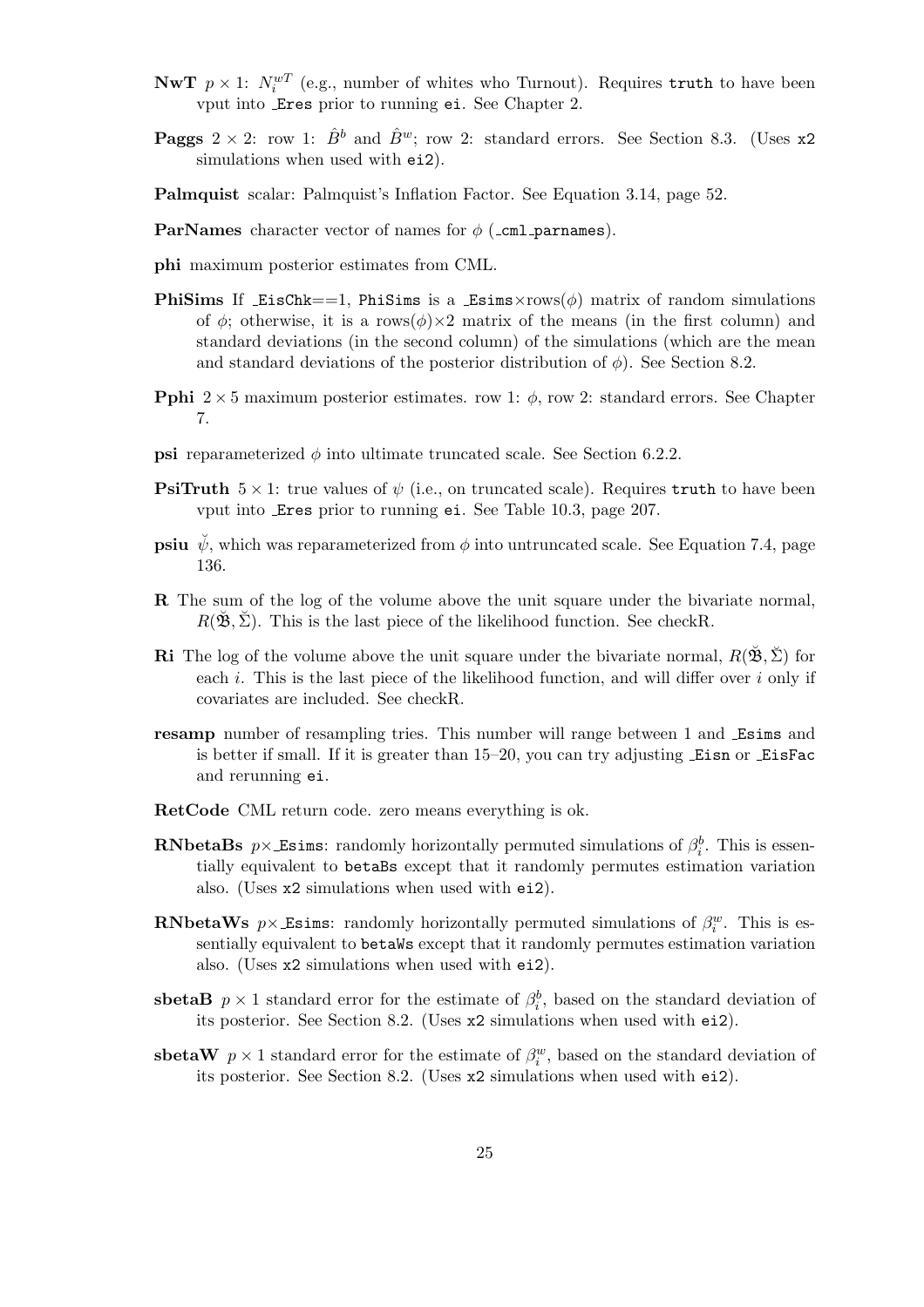**NwT** $p \times 1$: $N_i^{wT}$ (e.g., number of whites who Turnout). Requires `truth` to have been vput into `_Eres` prior to running `ei`. See Chapter 2.

**Paggs** $2 \times 2$: row 1: $\hat{B}^b$ and $\hat{B}^w$; row 2: standard errors. See Section 8.3. (Uses `x2` simulations when used with `ei2`).

**Palmquist** scalar: Palmquist's Inflation Factor. See Equation 3.14, page 52.

**ParNames** character vector of names for $\phi$ (`_cml_parnames`).

**phi** maximum posterior estimates from CML.

**PhiSims** If `_EisChk==1`, `PhiSims` is a `_Esims`×rows($\phi$) matrix of random simulations of $\phi$; otherwise, it is a rows($\phi$)×2 matrix of the means (in the first column) and standard deviations (in the second column) of the simulations (which are the mean and standard deviations of the posterior distribution of $\phi$). See Section 8.2.

**Pphi** $2 \times 5$ maximum posterior estimates. row 1: $\phi$, row 2: standard errors. See Chapter 7.

**psi** reparameterized $\phi$ into ultimate truncated scale. See Section 6.2.2.

**PsiTruth** $5 \times 1$: true values of $\psi$ (i.e., on truncated scale). Requires `truth` to have been vput into `_Eres` prior to running `ei`. See Table 10.3, page 207.

**psiu** $\breve{\psi}$, which was reparameterized from $\phi$ into untruncated scale. See Equation 7.4, page 136.

**R** The sum of the log of the volume above the unit square under the bivariate normal, $R(\breve{\mathfrak{B}}, \breve{\Sigma})$. This is the last piece of the likelihood function. See checkR.

**Ri** The log of the volume above the unit square under the bivariate normal, $R(\breve{\mathfrak{B}}, \breve{\Sigma})$ for each $i$. This is the last piece of the likelihood function, and will differ over $i$ only if covariates are included. See checkR.

**resamp** number of resampling tries. This number will range between 1 and `_Esims` and is better if small. If it is greater than 15–20, you can try adjusting `_Eisn` or `_EisFac` and rerunning `ei`.

**RetCode** CML return code. zero means everything is ok.

**RNbetaBs** $p\times$`_Esims`: randomly horizontally permuted simulations of $\beta_i^b$. This is essentially equivalent to `betaBs` except that it randomly permutes estimation variation also. (Uses `x2` simulations when used with `ei2`).

**RNbetaWs** $p\times$`_Esims`: randomly horizontally permuted simulations of $\beta_i^w$. This is essentially equivalent to `betaWs` except that it randomly permutes estimation variation also. (Uses `x2` simulations when used with `ei2`).

**sbetaB** $p \times 1$ standard error for the estimate of $\beta_i^b$, based on the standard deviation of its posterior. See Section 8.2. (Uses `x2` simulations when used with `ei2`).

**sbetaW** $p \times 1$ standard error for the estimate of $\beta_i^w$, based on the standard deviation of its posterior. See Section 8.2. (Uses `x2` simulations when used with `ei2`).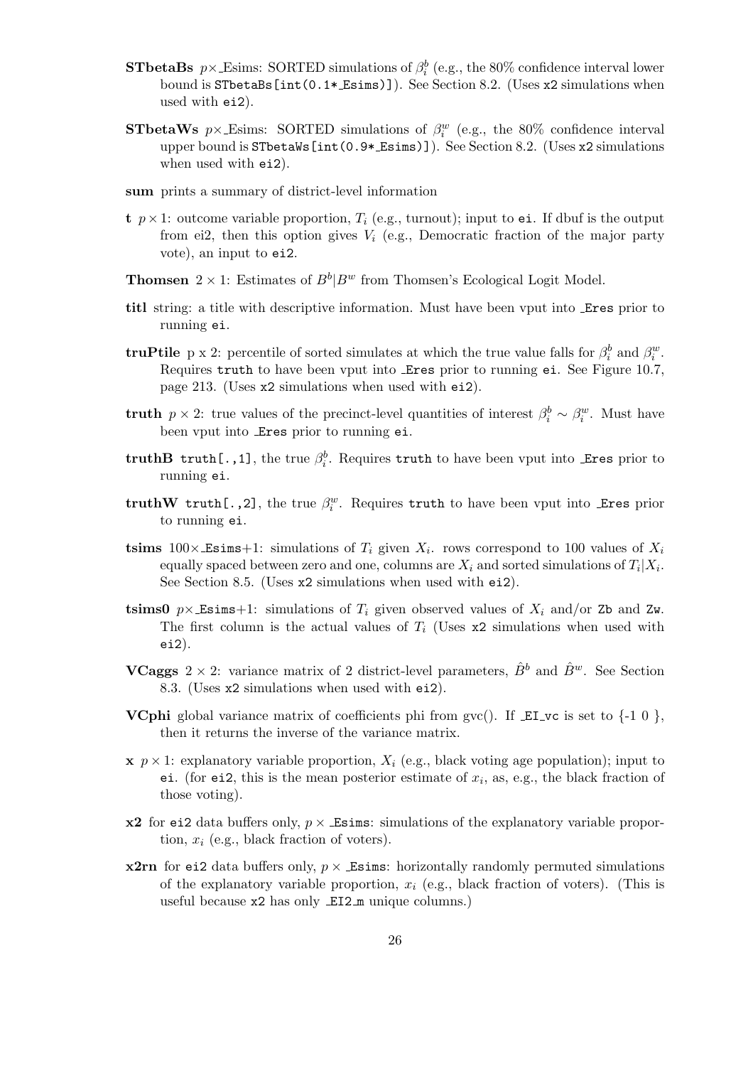**STbetaBs** $p\times$ _Esims: SORTED simulations of $\beta_i^b$ (e.g., the 80% confidence interval lower bound is `STbetaBs[int(0.1*_Esims)]`). See Section 8.2. (Uses `x2` simulations when used with `ei2`).

**STbetaWs** $p\times$ _Esims: SORTED simulations of $\beta_i^w$ (e.g., the 80% confidence interval upper bound is `STbetaWs[int(0.9*_Esims)]`). See Section 8.2. (Uses `x2` simulations when used with `ei2`).

**sum** prints a summary of district-level information

**t** $p \times 1$: outcome variable proportion, $T_i$ (e.g., turnout); input to `ei`. If dbuf is the output from ei2, then this option gives $V_i$ (e.g., Democratic fraction of the major party vote), an input to `ei2`.

**Thomsen** $2 \times 1$: Estimates of $B^b|B^w$ from Thomsen's Ecological Logit Model.

**titl** string: a title with descriptive information. Must have been vput into `_Eres` prior to running `ei`.

**truPtile** p x 2: percentile of sorted simulates at which the true value falls for $\beta_i^b$ and $\beta_i^w$. Requires `truth` to have been vput into `_Eres` prior to running `ei`. See Figure 10.7, page 213. (Uses `x2` simulations when used with `ei2`).

**truth** $p \times 2$: true values of the precinct-level quantities of interest $\beta_i^b \sim \beta_i^w$. Must have been vput into `_Eres` prior to running `ei`.

**truthB** `truth[.,1]`, the true $\beta_i^b$. Requires `truth` to have been vput into `_Eres` prior to running `ei`.

**truthW** `truth[.,2]`, the true $\beta_i^w$. Requires `truth` to have been vput into `_Eres` prior to running `ei`.

**tsims** $100\times$ _Esims+1: simulations of $T_i$ given $X_i$. rows correspond to 100 values of $X_i$ equally spaced between zero and one, columns are $X_i$ and sorted simulations of $T_i|X_i$. See Section 8.5. (Uses `x2` simulations when used with `ei2`).

**tsims0** $p\times$ _Esims+1: simulations of $T_i$ given observed values of $X_i$ and/or `Zb` and `Zw`. The first column is the actual values of $T_i$ (Uses `x2` simulations when used with `ei2`).

**VCaggs** $2 \times 2$: variance matrix of 2 district-level parameters, $\hat{B}^b$ and $\hat{B}^w$. See Section 8.3. (Uses `x2` simulations when used with `ei2`).

**VCphi** global variance matrix of coefficients phi from gvc(). If `_EI_vc` is set to {-1 0 }, then it returns the inverse of the variance matrix.

**x** $p \times 1$: explanatory variable proportion, $X_i$ (e.g., black voting age population); input to `ei`. (for `ei2`, this is the mean posterior estimate of $x_i$, as, e.g., the black fraction of those voting).

**x2** for `ei2` data buffers only, $p \times$ `_Esims`: simulations of the explanatory variable proportion, $x_i$ (e.g., black fraction of voters).

**x2rn** for `ei2` data buffers only, $p \times$ `_Esims`: horizontally randomly permuted simulations of the explanatory variable proportion, $x_i$ (e.g., black fraction of voters). (This is useful because `x2` has only `_EI2_m` unique columns.)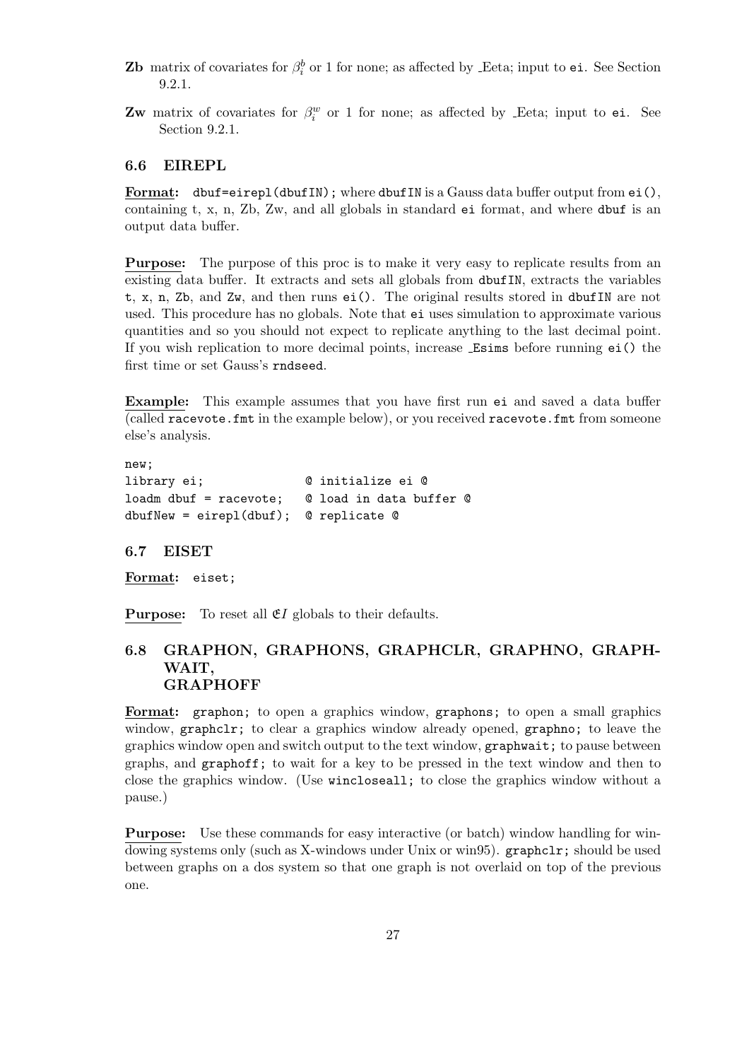**Zb** matrix of covariates for $\beta_i^b$ or 1 for none; as affected by _Eeta; input to `ei`. See Section 9.2.1.

**Zw** matrix of covariates for $\beta_i^w$ or 1 for none; as affected by _Eeta; input to `ei`. See Section 9.2.1.

### 6.6 EIREPL

**Format:** `dbuf=eirepl(dbufIN);` where `dbufIN` is a Gauss data buffer output from `ei()`, containing t, x, n, Zb, Zw, and all globals in standard `ei` format, and where `dbuf` is an output data buffer.

**Purpose:** The purpose of this proc is to make it very easy to replicate results from an existing data buffer. It extracts and sets all globals from `dbufIN`, extracts the variables `t`, `x`, `n`, `Zb`, and `Zw`, and then runs `ei()`. The original results stored in `dbufIN` are not used. This procedure has no globals. Note that `ei` uses simulation to approximate various quantities and so you should not expect to replicate anything to the last decimal point. If you wish replication to more decimal points, increase _Esims before running `ei()` the first time or set Gauss's `rndseed`.

**Example:** This example assumes that you have first run `ei` and saved a data buffer (called `racevote.fmt` in the example below), or you received `racevote.fmt` from someone else's analysis.

```
new;
library ei;              @ initialize ei @
loadm dbuf = racevote;   @ load in data buffer @
dbufNew = eirepl(dbuf);  @ replicate @
```

### 6.7 EISET

**Format:** `eiset;`

**Purpose:** To reset all $\mathfrak{E}I$ globals to their defaults.

### 6.8 GRAPHON, GRAPHONS, GRAPHCLR, GRAPHNO, GRAPHWAIT, GRAPHOFF

**Format:** `graphon;` to open a graphics window, `graphons;` to open a small graphics window, `graphclr;` to clear a graphics window already opened, `graphno;` to leave the graphics window open and switch output to the text window, `graphwait;` to pause between graphs, and `graphoff;` to wait for a key to be pressed in the text window and then to close the graphics window. (Use `wincloseall;` to close the graphics window without a pause.)

**Purpose:** Use these commands for easy interactive (or batch) window handling for windowing systems only (such as X-windows under Unix or win95). `graphclr;` should be used between graphs on a dos system so that one graph is not overlaid on top of the previous one.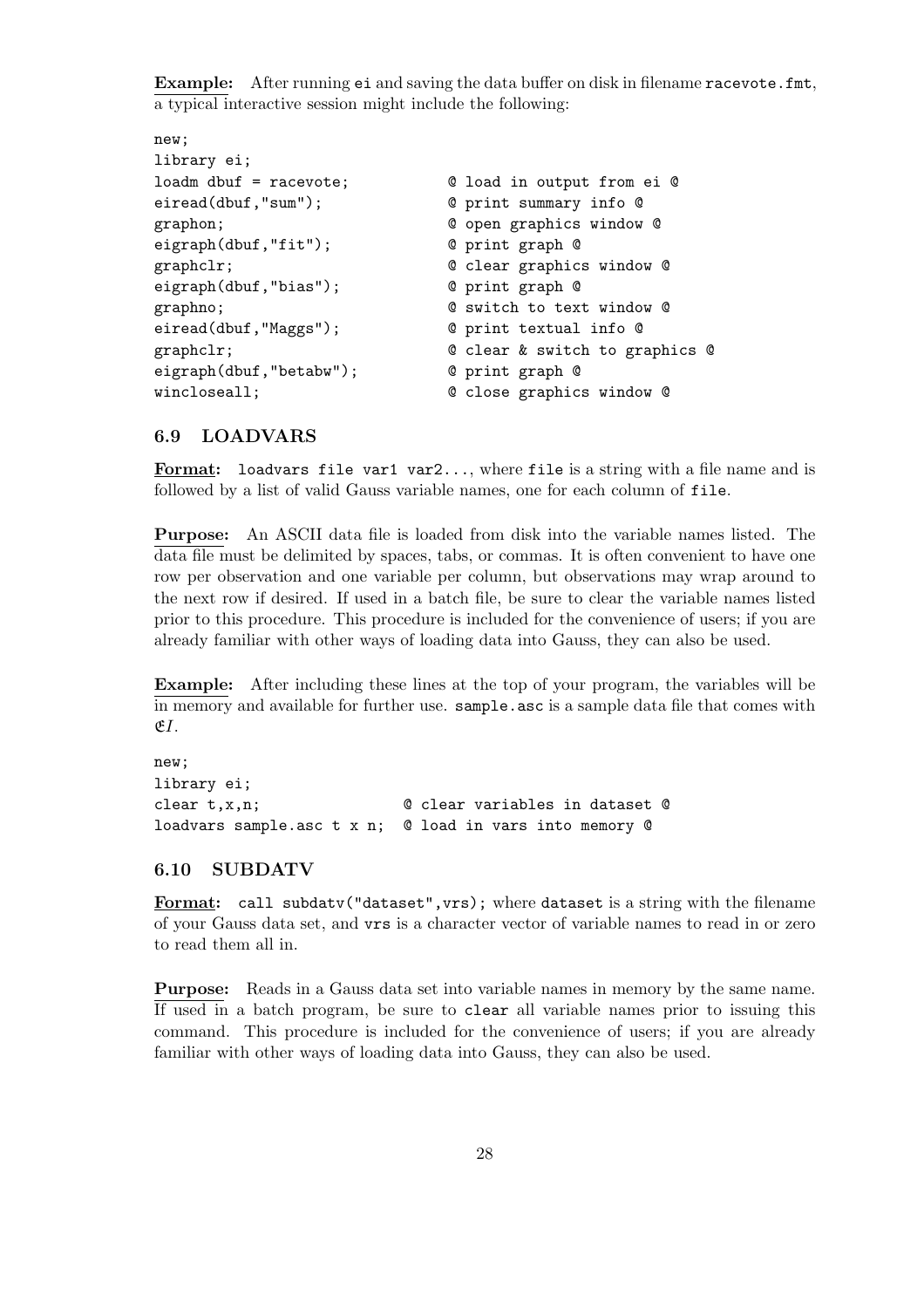**Example:** After running `ei` and saving the data buffer on disk in filename `racevote.fmt`, a typical interactive session might include the following:

```
new;
library ei;
loadm dbuf = racevote;          @ load in output from ei @
eiread(dbuf,"sum");             @ print summary info @
graphon;                        @ open graphics window @
eigraph(dbuf,"fit");            @ print graph @
graphclr;                       @ clear graphics window @
eigraph(dbuf,"bias");           @ print graph @
graphno;                        @ switch to text window @
eiread(dbuf,"Maggs");           @ print textual info @
graphclr;                       @ clear & switch to graphics @
eigraph(dbuf,"betabw");         @ print graph @
wincloseall;                    @ close graphics window @
```

### 6.9 LOADVARS

**Format:** `loadvars file var1 var2...`, where `file` is a string with a file name and is followed by a list of valid Gauss variable names, one for each column of `file`.

**Purpose:** An ASCII data file is loaded from disk into the variable names listed. The data file must be delimited by spaces, tabs, or commas. It is often convenient to have one row per observation and one variable per column, but observations may wrap around to the next row if desired. If used in a batch file, be sure to clear the variable names listed prior to this procedure. This procedure is included for the convenience of users; if you are already familiar with other ways of loading data into Gauss, they can also be used.

**Example:** After including these lines at the top of your program, the variables will be in memory and available for further use. `sample.asc` is a sample data file that comes with $\mathfrak{E}I$.

```
new;
library ei;
clear t,x,n;               @ clear variables in dataset @
loadvars sample.asc t x n;  @ load in vars into memory @
```

### 6.10 SUBDATV

**Format:** `call subdatv("dataset",vrs);` where `dataset` is a string with the filename of your Gauss data set, and `vrs` is a character vector of variable names to read in or zero to read them all in.

**Purpose:** Reads in a Gauss data set into variable names in memory by the same name. If used in a batch program, be sure to `clear` all variable names prior to issuing this command. This procedure is included for the convenience of users; if you are already familiar with other ways of loading data into Gauss, they can also be used.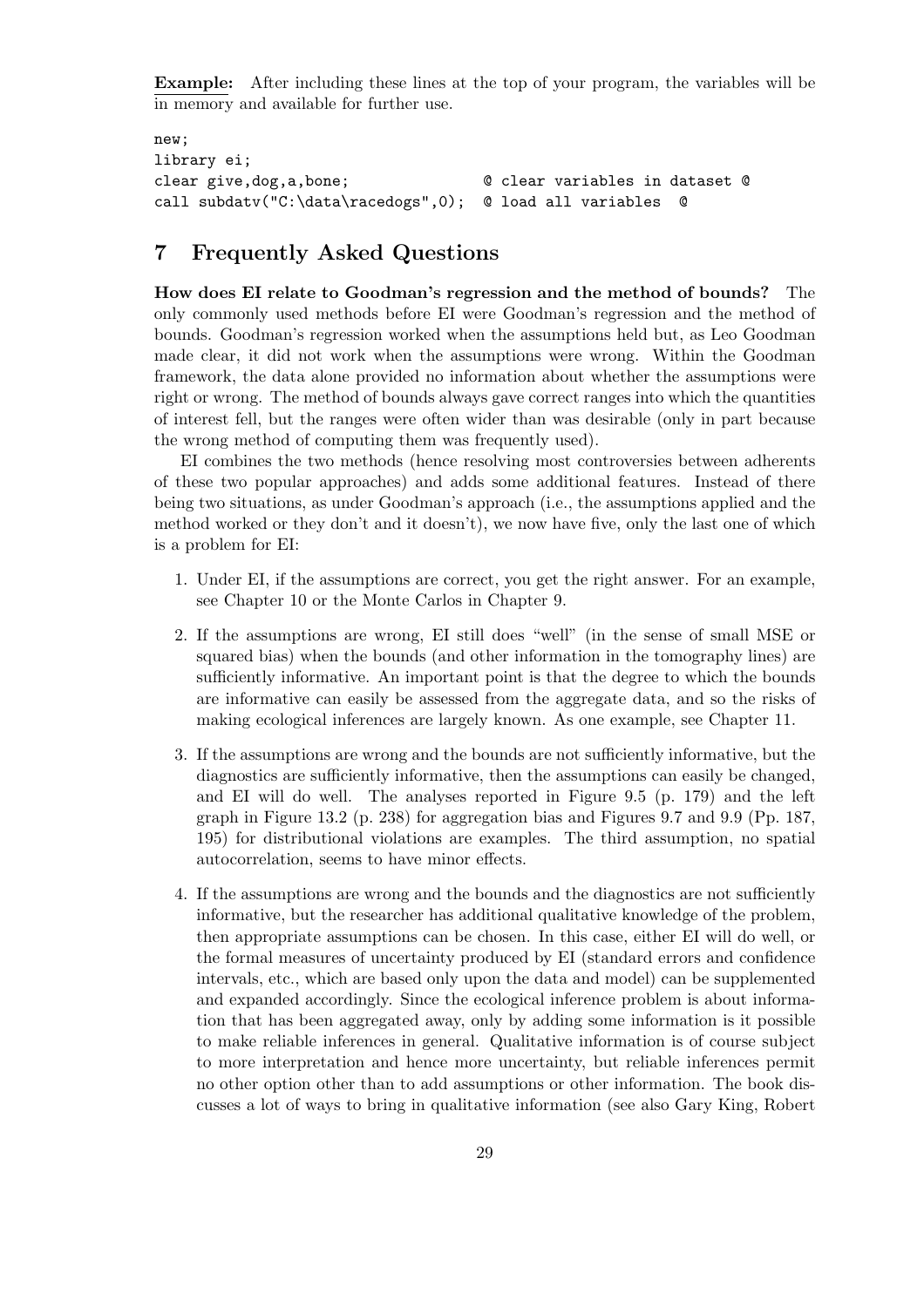**Example:** After including these lines at the top of your program, the variables will be in memory and available for further use.

```
new;
library ei;
clear give,dog,a,bone;              @ clear variables in dataset @
call subdatv("C:\data\racedogs",0); @ load all variables  @
```

## 7 Frequently Asked Questions

**How does EI relate to Goodman's regression and the method of bounds?** The only commonly used methods before EI were Goodman's regression and the method of bounds. Goodman's regression worked when the assumptions held but, as Leo Goodman made clear, it did not work when the assumptions were wrong. Within the Goodman framework, the data alone provided no information about whether the assumptions were right or wrong. The method of bounds always gave correct ranges into which the quantities of interest fell, but the ranges were often wider than was desirable (only in part because the wrong method of computing them was frequently used).

EI combines the two methods (hence resolving most controversies between adherents of these two popular approaches) and adds some additional features. Instead of there being two situations, as under Goodman's approach (i.e., the assumptions applied and the method worked or they don't and it doesn't), we now have five, only the last one of which is a problem for EI:

1. Under EI, if the assumptions are correct, you get the right answer. For an example, see Chapter 10 or the Monte Carlos in Chapter 9.
2. If the assumptions are wrong, EI still does "well" (in the sense of small MSE or squared bias) when the bounds (and other information in the tomography lines) are sufficiently informative. An important point is that the degree to which the bounds are informative can easily be assessed from the aggregate data, and so the risks of making ecological inferences are largely known. As one example, see Chapter 11.
3. If the assumptions are wrong and the bounds are not sufficiently informative, but the diagnostics are sufficiently informative, then the assumptions can easily be changed, and EI will do well. The analyses reported in Figure 9.5 (p. 179) and the left graph in Figure 13.2 (p. 238) for aggregation bias and Figures 9.7 and 9.9 (Pp. 187, 195) for distributional violations are examples. The third assumption, no spatial autocorrelation, seems to have minor effects.
4. If the assumptions are wrong and the bounds and the diagnostics are not sufficiently informative, but the researcher has additional qualitative knowledge of the problem, then appropriate assumptions can be chosen. In this case, either EI will do well, or the formal measures of uncertainty produced by EI (standard errors and confidence intervals, etc., which are based only upon the data and model) can be supplemented and expanded accordingly. Since the ecological inference problem is about information that has been aggregated away, only by adding some information is it possible to make reliable inferences in general. Qualitative information is of course subject to more interpretation and hence more uncertainty, but reliable inferences permit no other option other than to add assumptions or other information. The book discusses a lot of ways to bring in qualitative information (see also Gary King, Robert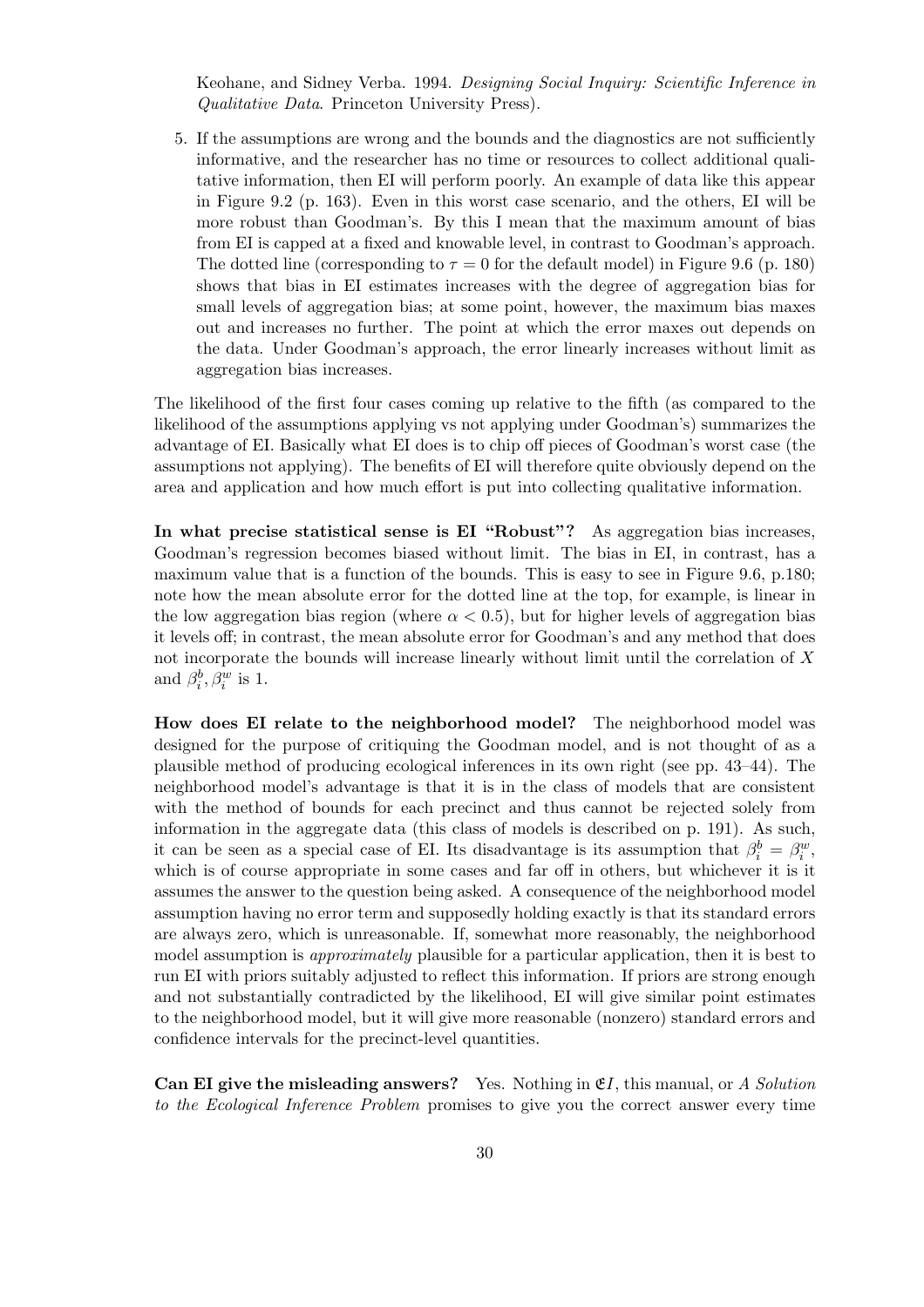Keohane, and Sidney Verba. 1994. *Designing Social Inquiry: Scientific Inference in Qualitative Data*. Princeton University Press).

5. If the assumptions are wrong and the bounds and the diagnostics are not sufficiently informative, and the researcher has no time or resources to collect additional qualitative information, then EI will perform poorly. An example of data like this appear in Figure 9.2 (p. 163). Even in this worst case scenario, and the others, EI will be more robust than Goodman's. By this I mean that the maximum amount of bias from EI is capped at a fixed and knowable level, in contrast to Goodman's approach. The dotted line (corresponding to $\tau = 0$ for the default model) in Figure 9.6 (p. 180) shows that bias in EI estimates increases with the degree of aggregation bias for small levels of aggregation bias; at some point, however, the maximum bias maxes out and increases no further. The point at which the error maxes out depends on the data. Under Goodman's approach, the error linearly increases without limit as aggregation bias increases.

The likelihood of the first four cases coming up relative to the fifth (as compared to the likelihood of the assumptions applying vs not applying under Goodman's) summarizes the advantage of EI. Basically what EI does is to chip off pieces of Goodman's worst case (the assumptions not applying). The benefits of EI will therefore quite obviously depend on the area and application and how much effort is put into collecting qualitative information.

**In what precise statistical sense is EI "Robust"?** As aggregation bias increases, Goodman's regression becomes biased without limit. The bias in EI, in contrast, has a maximum value that is a function of the bounds. This is easy to see in Figure 9.6, p.180; note how the mean absolute error for the dotted line at the top, for example, is linear in the low aggregation bias region (where $\alpha < 0.5$), but for higher levels of aggregation bias it levels off; in contrast, the mean absolute error for Goodman's and any method that does not incorporate the bounds will increase linearly without limit until the correlation of $X$ and $\beta_i^b, \beta_i^w$ is 1.

**How does EI relate to the neighborhood model?** The neighborhood model was designed for the purpose of critiquing the Goodman model, and is not thought of as a plausible method of producing ecological inferences in its own right (see pp. 43–44). The neighborhood model's advantage is that it is in the class of models that are consistent with the method of bounds for each precinct and thus cannot be rejected solely from information in the aggregate data (this class of models is described on p. 191). As such, it can be seen as a special case of EI. Its disadvantage is its assumption that $\beta_i^b = \beta_i^w$, which is of course appropriate in some cases and far off in others, but whichever it is it assumes the answer to the question being asked. A consequence of the neighborhood model assumption having no error term and supposedly holding exactly is that its standard errors are always zero, which is unreasonable. If, somewhat more reasonably, the neighborhood model assumption is *approximately* plausible for a particular application, then it is best to run EI with priors suitably adjusted to reflect this information. If priors are strong enough and not substantially contradicted by the likelihood, EI will give similar point estimates to the neighborhood model, but it will give more reasonable (nonzero) standard errors and confidence intervals for the precinct-level quantities.

**Can EI give the misleading answers?** Yes. Nothing in $\mathfrak{E}I$, this manual, or *A Solution to the Ecological Inference Problem* promises to give you the correct answer every time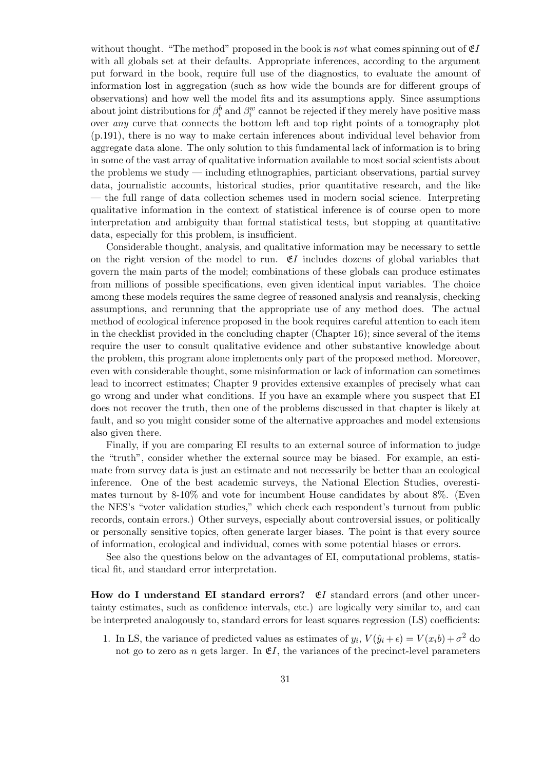without thought. "The method" proposed in the book is *not* what comes spinning out of $\mathfrak{E}I$ with all globals set at their defaults. Appropriate inferences, according to the argument put forward in the book, require full use of the diagnostics, to evaluate the amount of information lost in aggregation (such as how wide the bounds are for different groups of observations) and how well the model fits and its assumptions apply. Since assumptions about joint distributions for $\beta_i^b$ and $\beta_i^w$ cannot be rejected if they merely have positive mass over *any* curve that connects the bottom left and top right points of a tomography plot (p.191), there is no way to make certain inferences about individual level behavior from aggregate data alone. The only solution to this fundamental lack of information is to bring in some of the vast array of qualitative information available to most social scientists about the problems we study — including ethnographies, particiant observations, partial survey data, journalistic accounts, historical studies, prior quantitative research, and the like — the full range of data collection schemes used in modern social science. Interpreting qualitative information in the context of statistical inference is of course open to more interpretation and ambiguity than formal statistical tests, but stopping at quantitative data, especially for this problem, is insufficient.

Considerable thought, analysis, and qualitative information may be necessary to settle on the right version of the model to run. $\mathfrak{E}I$ includes dozens of global variables that govern the main parts of the model; combinations of these globals can produce estimates from millions of possible specifications, even given identical input variables. The choice among these models requires the same degree of reasoned analysis and reanalysis, checking assumptions, and rerunning that the appropriate use of any method does. The actual method of ecological inference proposed in the book requires careful attention to each item in the checklist provided in the concluding chapter (Chapter 16); since several of the items require the user to consult qualitative evidence and other substantive knowledge about the problem, this program alone implements only part of the proposed method. Moreover, even with considerable thought, some misinformation or lack of information can sometimes lead to incorrect estimates; Chapter 9 provides extensive examples of precisely what can go wrong and under what conditions. If you have an example where you suspect that EI does not recover the truth, then one of the problems discussed in that chapter is likely at fault, and so you might consider some of the alternative approaches and model extensions also given there.

Finally, if you are comparing EI results to an external source of information to judge the "truth", consider whether the external source may be biased. For example, an estimate from survey data is just an estimate and not necessarily be better than an ecological inference. One of the best academic surveys, the National Election Studies, overestimates turnout by 8-10% and vote for incumbent House candidates by about 8%. (Even the NES's "voter validation studies," which check each respondent's turnout from public records, contain errors.) Other surveys, especially about controversial issues, or politically or personally sensitive topics, often generate larger biases. The point is that every source of information, ecological and individual, comes with some potential biases or errors.

See also the questions below on the advantages of EI, computational problems, statistical fit, and standard error interpretation.

**How do I understand EI standard errors?** $\mathfrak{E}I$ standard errors (and other uncertainty estimates, such as confidence intervals, etc.) are logically very similar to, and can be interpreted analogously to, standard errors for least squares regression (LS) coefficients:

1. In LS, the variance of predicted values as estimates of $y_i$, $V(\hat{y}_i + \epsilon) = V(x_i b) + \sigma^2$ do not go to zero as $n$ gets larger. In $\mathfrak{E}I$, the variances of the precinct-level parameters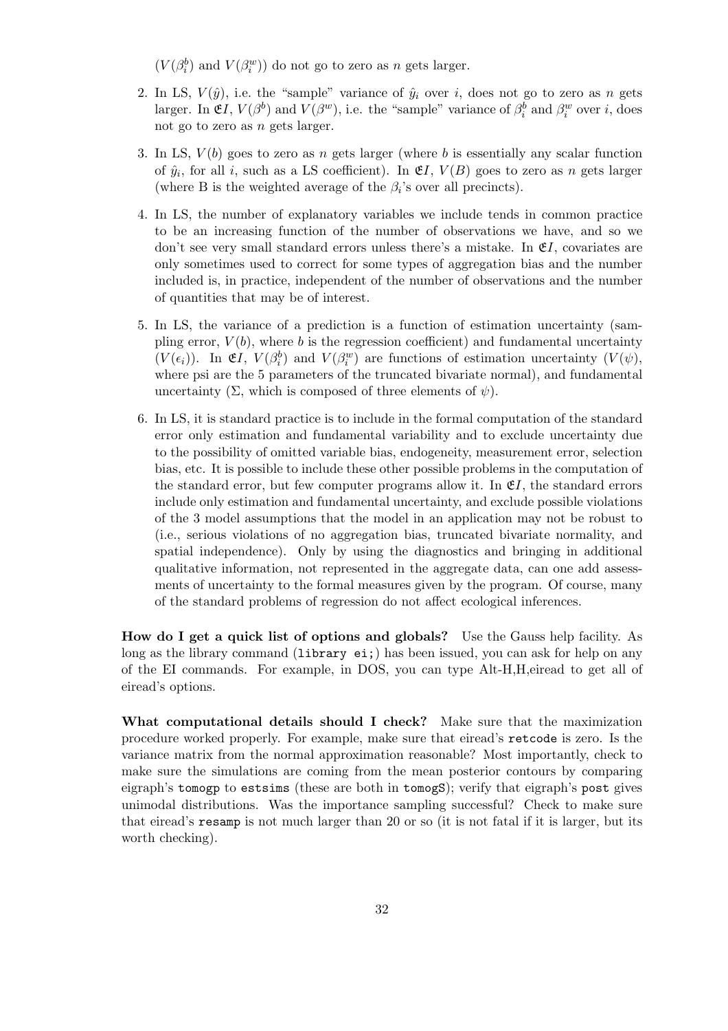($V(\beta_i^b)$ and $V(\beta_i^w)$) do not go to zero as $n$ gets larger.

2. In LS, $V(\hat{y})$, i.e. the "sample" variance of $\hat{y}_i$ over $i$, does not go to zero as $n$ gets larger. In $\mathfrak{E}I$, $V(\beta^b)$ and $V(\beta^w)$, i.e. the "sample" variance of $\beta_i^b$ and $\beta_i^w$ over $i$, does not go to zero as $n$ gets larger.

3. In LS, $V(b)$ goes to zero as $n$ gets larger (where $b$ is essentially any scalar function of $\hat{y}_i$, for all $i$, such as a LS coefficient). In $\mathfrak{E}I$, $V(B)$ goes to zero as $n$ gets larger (where B is the weighted average of the $\beta_i$'s over all precincts).

4. In LS, the number of explanatory variables we include tends in common practice to be an increasing function of the number of observations we have, and so we don't see very small standard errors unless there's a mistake. In $\mathfrak{E}I$, covariates are only sometimes used to correct for some types of aggregation bias and the number included is, in practice, independent of the number of observations and the number of quantities that may be of interest.

5. In LS, the variance of a prediction is a function of estimation uncertainty (sampling error, $V(b)$, where $b$ is the regression coefficient) and fundamental uncertainty ($V(\epsilon_i)$). In $\mathfrak{E}I$, $V(\beta_i^b)$ and $V(\beta_i^w)$ are functions of estimation uncertainty ($V(\psi)$, where psi are the 5 parameters of the truncated bivariate normal), and fundamental uncertainty ($\Sigma$, which is composed of three elements of $\psi$).

6. In LS, it is standard practice is to include in the formal computation of the standard error only estimation and fundamental variability and to exclude uncertainty due to the possibility of omitted variable bias, endogeneity, measurement error, selection bias, etc. It is possible to include these other possible problems in the computation of the standard error, but few computer programs allow it. In $\mathfrak{E}I$, the standard errors include only estimation and fundamental uncertainty, and exclude possible violations of the 3 model assumptions that the model in an application may not be robust to (i.e., serious violations of no aggregation bias, truncated bivariate normality, and spatial independence). Only by using the diagnostics and bringing in additional qualitative information, not represented in the aggregate data, can one add assessments of uncertainty to the formal measures given by the program. Of course, many of the standard problems of regression do not affect ecological inferences.

**How do I get a quick list of options and globals?** Use the Gauss help facility. As long as the library command (`library ei;`) has been issued, you can ask for help on any of the EI commands. For example, in DOS, you can type Alt-H,H,eiread to get all of eiread's options.

**What computational details should I check?** Make sure that the maximization procedure worked properly. For example, make sure that eiread's `retcode` is zero. Is the variance matrix from the normal approximation reasonable? Most importantly, check to make sure the simulations are coming from the mean posterior contours by comparing eigraph's `tomogp` to `estsims` (these are both in `tomogS`); verify that eigraph's `post` gives unimodal distributions. Was the importance sampling successful? Check to make sure that eiread's `resamp` is not much larger than 20 or so (it is not fatal if it is larger, but its worth checking).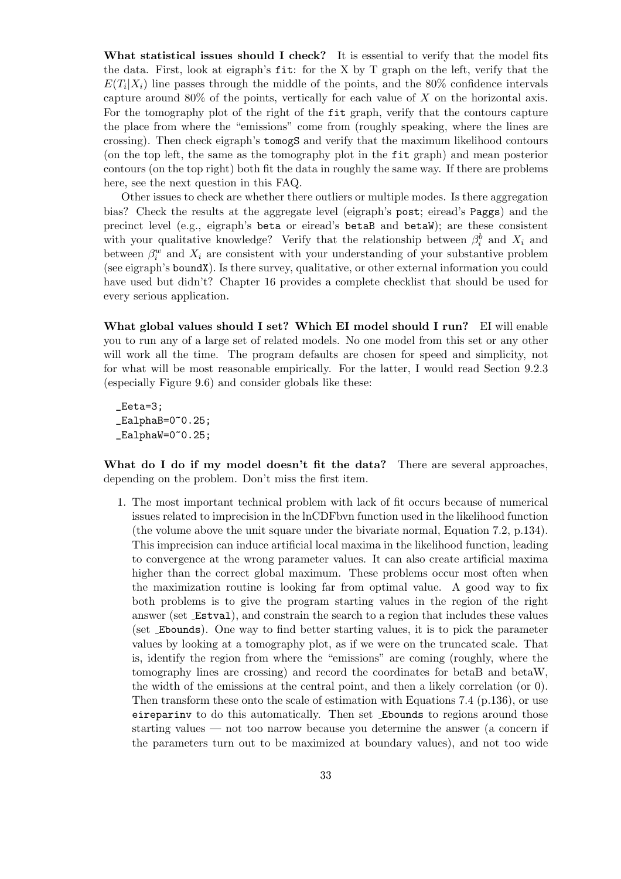**What statistical issues should I check?** It is essential to verify that the model fits the data. First, look at eigraph's `fit`: for the X by T graph on the left, verify that the $E(T_i|X_i)$ line passes through the middle of the points, and the 80% confidence intervals capture around 80% of the points, vertically for each value of $X$ on the horizontal axis. For the tomography plot of the right of the `fit` graph, verify that the contours capture the place from where the "emissions" come from (roughly speaking, where the lines are crossing). Then check eigraph's `tomogS` and verify that the maximum likelihood contours (on the top left, the same as the tomography plot in the `fit` graph) and mean posterior contours (on the top right) both fit the data in roughly the same way. If there are problems here, see the next question in this FAQ.

Other issues to check are whether there outliers or multiple modes. Is there aggregation bias? Check the results at the aggregate level (eigraph's `post`; eiread's `Paggs`) and the precinct level (e.g., eigraph's `beta` or eiread's `betaB` and `betaW`); are these consistent with your qualitative knowledge? Verify that the relationship between $\beta_i^b$ and $X_i$ and between $\beta_i^w$ and $X_i$ are consistent with your understanding of your substantive problem (see eigraph's `boundX`). Is there survey, qualitative, or other external information you could have used but didn't? Chapter 16 provides a complete checklist that should be used for every serious application.

**What global values should I set? Which EI model should I run?** EI will enable you to run any of a large set of related models. No one model from this set or any other will work all the time. The program defaults are chosen for speed and simplicity, not for what will be most reasonable empirically. For the latter, I would read Section 9.2.3 (especially Figure 9.6) and consider globals like these:

```
_Eeta=3;
_EalphaB=0~0.25;
_EalphaW=0~0.25;
```

**What do I do if my model doesn't fit the data?** There are several approaches, depending on the problem. Don't miss the first item.

1. The most important technical problem with lack of fit occurs because of numerical issues related to imprecision in the lnCDFbvn function used in the likelihood function (the volume above the unit square under the bivariate normal, Equation 7.2, p.134). This imprecision can induce artificial local maxima in the likelihood function, leading to convergence at the wrong parameter values. It can also create artificial maxima higher than the correct global maximum. These problems occur most often when the maximization routine is looking far from optimal value. A good way to fix both problems is to give the program starting values in the region of the right answer (set `_Estval`), and constrain the search to a region that includes these values (set `_Ebounds`). One way to find better starting values, it is to pick the parameter values by looking at a tomography plot, as if we were on the truncated scale. That is, identify the region from where the "emissions" are coming (roughly, where the tomography lines are crossing) and record the coordinates for betaB and betaW, the width of the emissions at the central point, and then a likely correlation (or 0). Then transform these onto the scale of estimation with Equations 7.4 (p.136), or use `eireparinv` to do this automatically. Then set `_Ebounds` to regions around those starting values — not too narrow because you determine the answer (a concern if the parameters turn out to be maximized at boundary values), and not too wide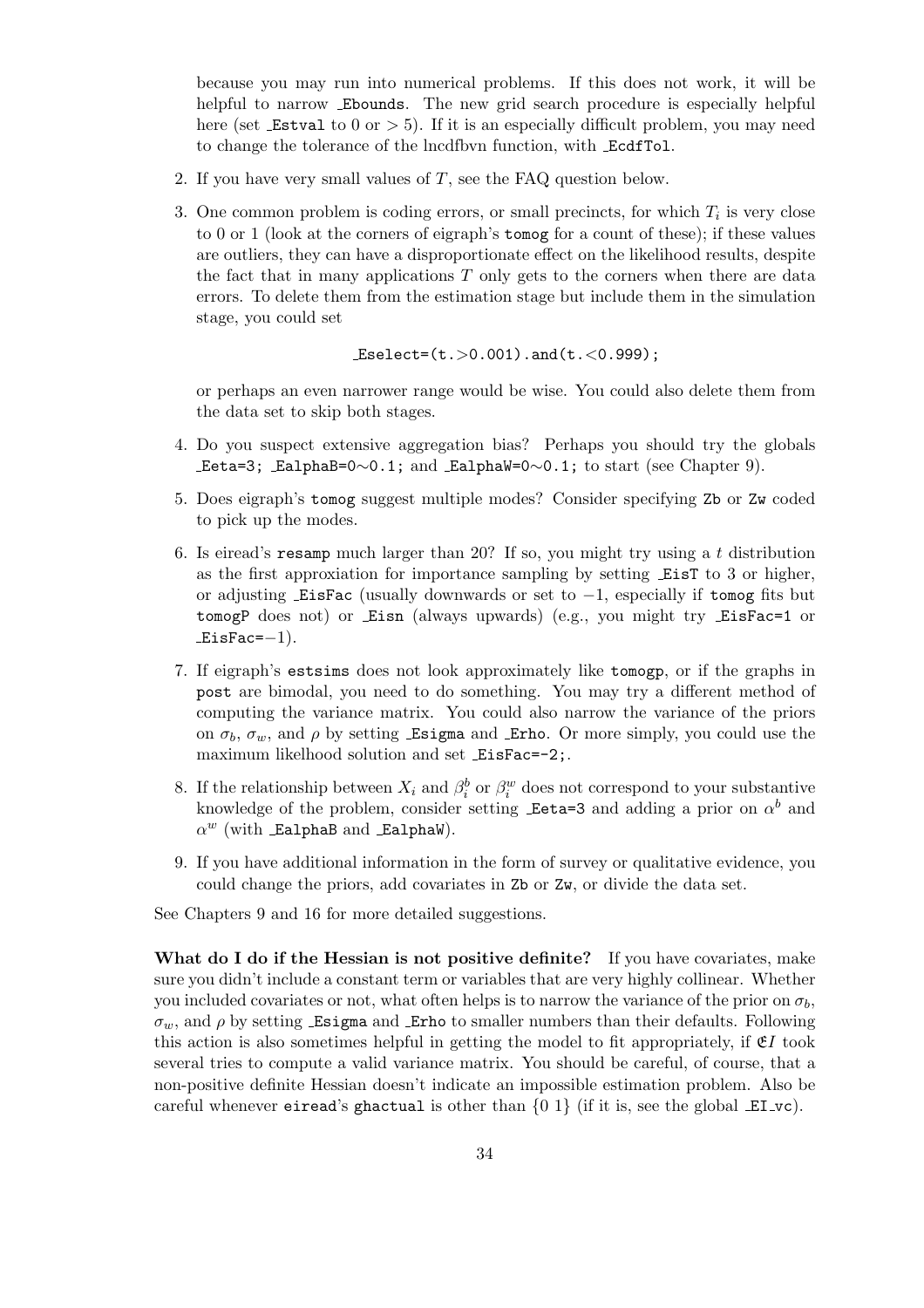because you may run into numerical problems. If this does not work, it will be helpful to narrow _Ebounds. The new grid search procedure is especially helpful here (set _Estval to 0 or > 5). If it is an especially difficult problem, you may need to change the tolerance of the lncdfbvn function, with _EcdfTol.

2. If you have very small values of $T$, see the FAQ question below.

3. One common problem is coding errors, or small precincts, for which $T_i$ is very close to 0 or 1 (look at the corners of eigraph's tomog for a count of these); if these values are outliers, they can have a disproportionate effect on the likelihood results, despite the fact that in many applications $T$ only gets to the corners when there are data errors. To delete them from the estimation stage but include them in the simulation stage, you could set

```
_Eselect=(t.>0.001).and(t.<0.999);
```

or perhaps an even narrower range would be wise. You could also delete them from the data set to skip both stages.

4. Do you suspect extensive aggregation bias? Perhaps you should try the globals _Eeta=3; _EalphaB=0~0.1; and _EalphaW=0~0.1; to start (see Chapter 9).

5. Does eigraph's tomog suggest multiple modes? Consider specifying Zb or Zw coded to pick up the modes.

6. Is eiread's resamp much larger than 20? If so, you might try using a $t$ distribution as the first approxiation for importance sampling by setting _EisT to 3 or higher, or adjusting _EisFac (usually downwards or set to $-1$, especially if tomog fits but tomogP does not) or _Eisn (always upwards) (e.g., you might try _EisFac=1 or _EisFac=$-1$).

7. If eigraph's estsims does not look approximately like tomogp, or if the graphs in post are bimodal, you need to do something. You may try a different method of computing the variance matrix. You could also narrow the variance of the priors on $\sigma_b$, $\sigma_w$, and $\rho$ by setting _Esigma and _Erho. Or more simply, you could use the maximum likelihood solution and set _EisFac=-2;.

8. If the relationship between $X_i$ and $\beta_i^b$ or $\beta_i^w$ does not correspond to your substantive knowledge of the problem, consider setting _Eeta=3 and adding a prior on $\alpha^b$ and $\alpha^w$ (with _EalphaB and _EalphaW).

9. If you have additional information in the form of survey or qualitative evidence, you could change the priors, add covariates in Zb or Zw, or divide the data set.

See Chapters 9 and 16 for more detailed suggestions.

**What do I do if the Hessian is not positive definite?** If you have covariates, make sure you didn't include a constant term or variables that are very highly collinear. Whether you included covariates or not, what often helps is to narrow the variance of the prior on $\sigma_b$, $\sigma_w$, and $\rho$ by setting _Esigma and _Erho to smaller numbers than their defaults. Following this action is also sometimes helpful in getting the model to fit appropriately, if $\mathfrak{E}I$ took several tries to compute a valid variance matrix. You should be careful, of course, that a non-positive definite Hessian doesn't indicate an impossible estimation problem. Also be careful whenever eiread's ghactual is other than {0 1} (if it is, see the global _EI_vc).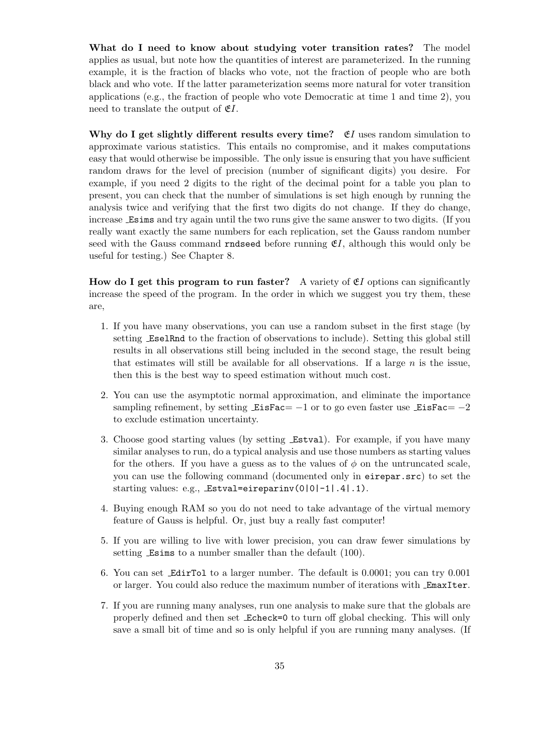**What do I need to know about studying voter transition rates?** The model applies as usual, but note how the quantities of interest are parameterized. In the running example, it is the fraction of blacks who vote, not the fraction of people who are both black and who vote. If the latter parameterization seems more natural for voter transition applications (e.g., the fraction of people who vote Democratic at time 1 and time 2), you need to translate the output of $\mathfrak{E}I$.

**Why do I get slightly different results every time?** $\mathfrak{E}I$ uses random simulation to approximate various statistics. This entails no compromise, and it makes computations easy that would otherwise be impossible. The only issue is ensuring that you have sufficient random draws for the level of precision (number of significant digits) you desire. For example, if you need 2 digits to the right of the decimal point for a table you plan to present, you can check that the number of simulations is set high enough by running the analysis twice and verifying that the first two digits do not change. If they do change, increase `_Esims` and try again until the two runs give the same answer to two digits. (If you really want exactly the same numbers for each replication, set the Gauss random number seed with the Gauss command `rndseed` before running $\mathfrak{E}I$, although this would only be useful for testing.) See Chapter 8.

**How do I get this program to run faster?** A variety of $\mathfrak{E}I$ options can significantly increase the speed of the program. In the order in which we suggest you try them, these are,

1. If you have many observations, you can use a random subset in the first stage (by setting `_EselRnd` to the fraction of observations to include). Setting this global still results in all observations still being included in the second stage, the result being that estimates will still be available for all observations. If a large $n$ is the issue, then this is the best way to speed estimation without much cost.
2. You can use the asymptotic normal approximation, and eliminate the importance sampling refinement, by setting `_EisFac`$= -1$ or to go even faster use `_EisFac`$= -2$ to exclude estimation uncertainty.
3. Choose good starting values (by setting `_Estval`). For example, if you have many similar analyses to run, do a typical analysis and use those numbers as starting values for the others. If you have a guess as to the values of $\phi$ on the untruncated scale, you can use the following command (documented only in `eirepar.src`) to set the starting values: e.g., `_Estval=eireparinv(0|0|-1|.4|.1)`.
4. Buying enough RAM so you do not need to take advantage of the virtual memory feature of Gauss is helpful. Or, just buy a really fast computer!
5. If you are willing to live with lower precision, you can draw fewer simulations by setting `_Esims` to a number smaller than the default (100).
6. You can set `_EdirTol` to a larger number. The default is 0.0001; you can try 0.001 or larger. You could also reduce the maximum number of iterations with `_EmaxIter`.
7. If you are running many analyses, run one analysis to make sure that the globals are properly defined and then set `_Echeck=0` to turn off global checking. This will only save a small bit of time and so is only helpful if you are running many analyses. (If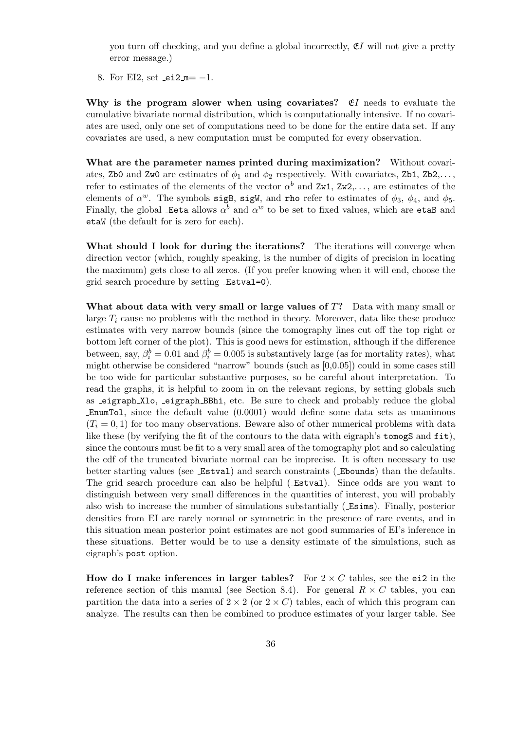you turn off checking, and you define a global incorrectly, $\mathfrak{E}I$ will not give a pretty error message.)

8. For EI2, set _ei2_m= −1.

**Why is the program slower when using covariates?** $\mathfrak{E}I$ needs to evaluate the cumulative bivariate normal distribution, which is computationally intensive. If no covariates are used, only one set of computations need to be done for the entire data set. If any covariates are used, a new computation must be computed for every observation.

**What are the parameter names printed during maximization?** Without covariates, `Zb0` and `Zw0` are estimates of $\phi_1$ and $\phi_2$ respectively. With covariates, `Zb1`, `Zb2`,..., refer to estimates of the elements of the vector $\alpha^b$ and `Zw1`, `Zw2`,..., are estimates of the elements of $\alpha^w$. The symbols `sigB`, `sigW`, and `rho` refer to estimates of $\phi_3$, $\phi_4$, and $\phi_5$. Finally, the global `_Eeta` allows $\alpha^b$ and $\alpha^w$ to be set to fixed values, which are `etaB` and `etaW` (the default for is zero for each).

**What should I look for during the iterations?** The iterations will converge when direction vector (which, roughly speaking, is the number of digits of precision in locating the maximum) gets close to all zeros. (If you prefer knowing when it will end, choose the grid search procedure by setting `_Estval=0`).

**What about data with very small or large values of $T$?** Data with many small or large $T_i$ cause no problems with the method in theory. Moreover, data like these produce estimates with very narrow bounds (since the tomography lines cut off the top right or bottom left corner of the plot). This is good news for estimation, although if the difference between, say, $\beta_i^b = 0.01$ and $\beta_i^b = 0.005$ is substantively large (as for mortality rates), what might otherwise be considered "narrow" bounds (such as [0,0.05]) could in some cases still be too wide for particular substantive purposes, so be careful about interpretation. To read the graphs, it is helpful to zoom in on the relevant regions, by setting globals such as `_eigraph_Xlo`, `_eigraph_BBhi`, etc. Be sure to check and probably reduce the global `_EnumTol`, since the default value (0.0001) would define some data sets as unanimous ($T_i = 0, 1$) for too many observations. Beware also of other numerical problems with data like these (by verifying the fit of the contours to the data with eigraph's `tomogS` and `fit`), since the contours must be fit to a very small area of the tomography plot and so calculating the cdf of the truncated bivariate normal can be imprecise. It is often necessary to use better starting values (see `_Estval`) and search constraints (`_Ebounds`) than the defaults. The grid search procedure can also be helpful (`_Estval`). Since odds are you want to distinguish between very small differences in the quantities of interest, you will probably also wish to increase the number of simulations substantially (`_Esims`). Finally, posterior densities from EI are rarely normal or symmetric in the presence of rare events, and in this situation mean posterior point estimates are not good summaries of EI's inference in these situations. Better would be to use a density estimate of the simulations, such as eigraph's `post` option.

**How do I make inferences in larger tables?** For $2 \times C$ tables, see the `ei2` in the reference section of this manual (see Section 8.4). For general $R \times C$ tables, you can partition the data into a series of $2 \times 2$ (or $2 \times C$) tables, each of which this program can analyze. The results can then be combined to produce estimates of your larger table. See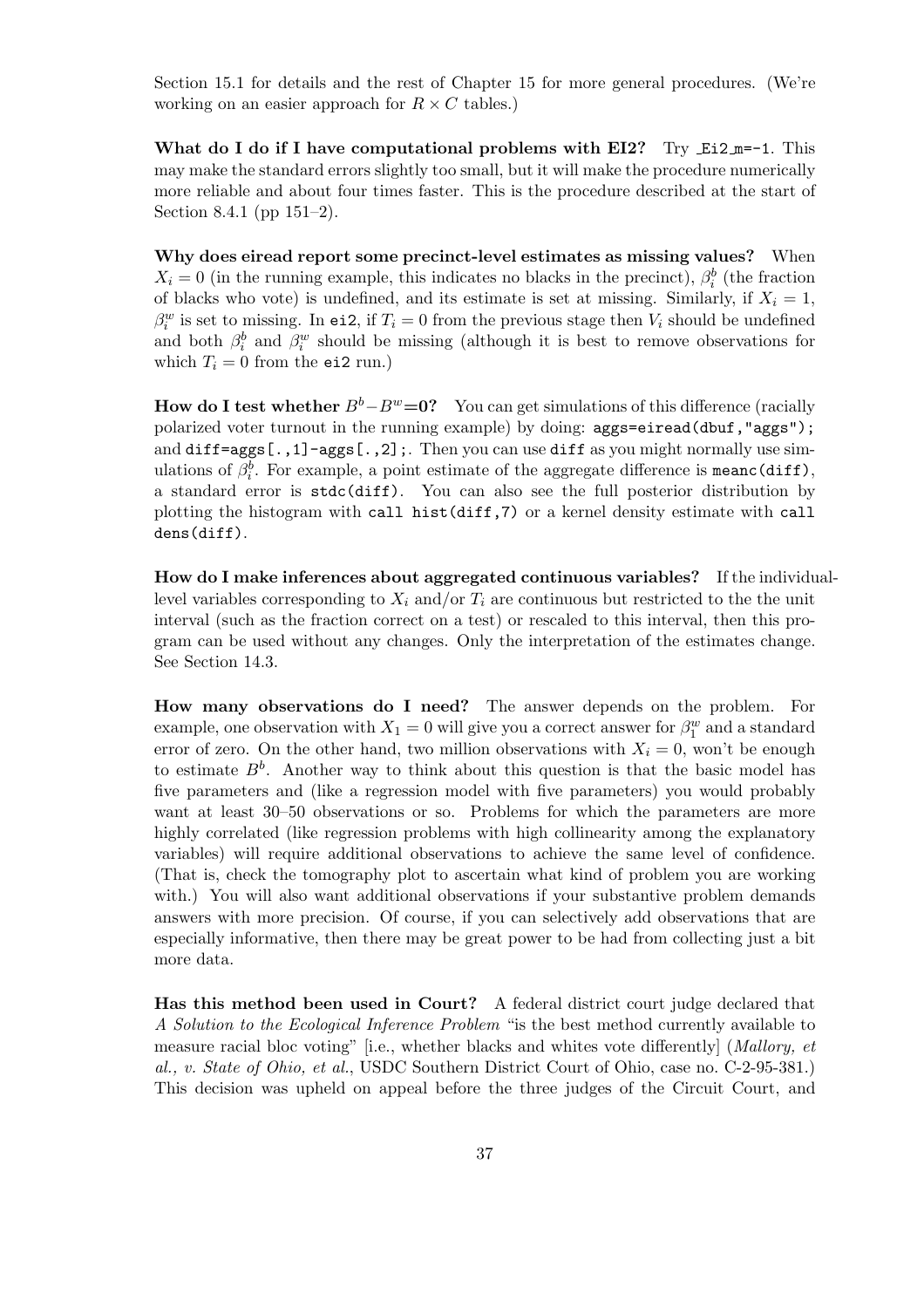Section 15.1 for details and the rest of Chapter 15 for more general procedures. (We're working on an easier approach for $R \times C$ tables.)

**What do I do if I have computational problems with EI2?** Try `_Ei2_m=-1`. This may make the standard errors slightly too small, but it will make the procedure numerically more reliable and about four times faster. This is the procedure described at the start of Section 8.4.1 (pp 151–2).

**Why does eiread report some precinct-level estimates as missing values?** When $X_i = 0$ (in the running example, this indicates no blacks in the precinct), $\beta_i^b$ (the fraction of blacks who vote) is undefined, and its estimate is set at missing. Similarly, if $X_i = 1$, $\beta_i^w$ is set to missing. In `ei2`, if $T_i = 0$ from the previous stage then $V_i$ should be undefined and both $\beta_i^b$ and $\beta_i^w$ should be missing (although it is best to remove observations for which $T_i = 0$ from the `ei2` run.)

**How do I test whether $B^b - B^w$=0?** You can get simulations of this difference (racially polarized voter turnout in the running example) by doing: `aggs=eiread(dbuf,"aggs");` and `diff=aggs[.,1]-aggs[.,2];`. Then you can use `diff` as you might normally use simulations of $\beta_i^b$. For example, a point estimate of the aggregate difference is `meanc(diff)`, a standard error is `stdc(diff)`. You can also see the full posterior distribution by plotting the histogram with `call hist(diff,7)` or a kernel density estimate with `call dens(diff)`.

**How do I make inferences about aggregated continuous variables?** If the individual-level variables corresponding to $X_i$ and/or $T_i$ are continuous but restricted to the the unit interval (such as the fraction correct on a test) or rescaled to this interval, then this program can be used without any changes. Only the interpretation of the estimates change. See Section 14.3.

**How many observations do I need?** The answer depends on the problem. For example, one observation with $X_1 = 0$ will give you a correct answer for $\beta_1^w$ and a standard error of zero. On the other hand, two million observations with $X_i = 0$, won't be enough to estimate $B^b$. Another way to think about this question is that the basic model has five parameters and (like a regression model with five parameters) you would probably want at least 30–50 observations or so. Problems for which the parameters are more highly correlated (like regression problems with high collinearity among the explanatory variables) will require additional observations to achieve the same level of confidence. (That is, check the tomography plot to ascertain what kind of problem you are working with.) You will also want additional observations if your substantive problem demands answers with more precision. Of course, if you can selectively add observations that are especially informative, then there may be great power to be had from collecting just a bit more data.

**Has this method been used in Court?** A federal district court judge declared that *A Solution to the Ecological Inference Problem* "is the best method currently available to measure racial bloc voting" [i.e., whether blacks and whites vote differently] (*Mallory, et al., v. State of Ohio, et al.*, USDC Southern District Court of Ohio, case no. C-2-95-381.) This decision was upheld on appeal before the three judges of the Circuit Court, and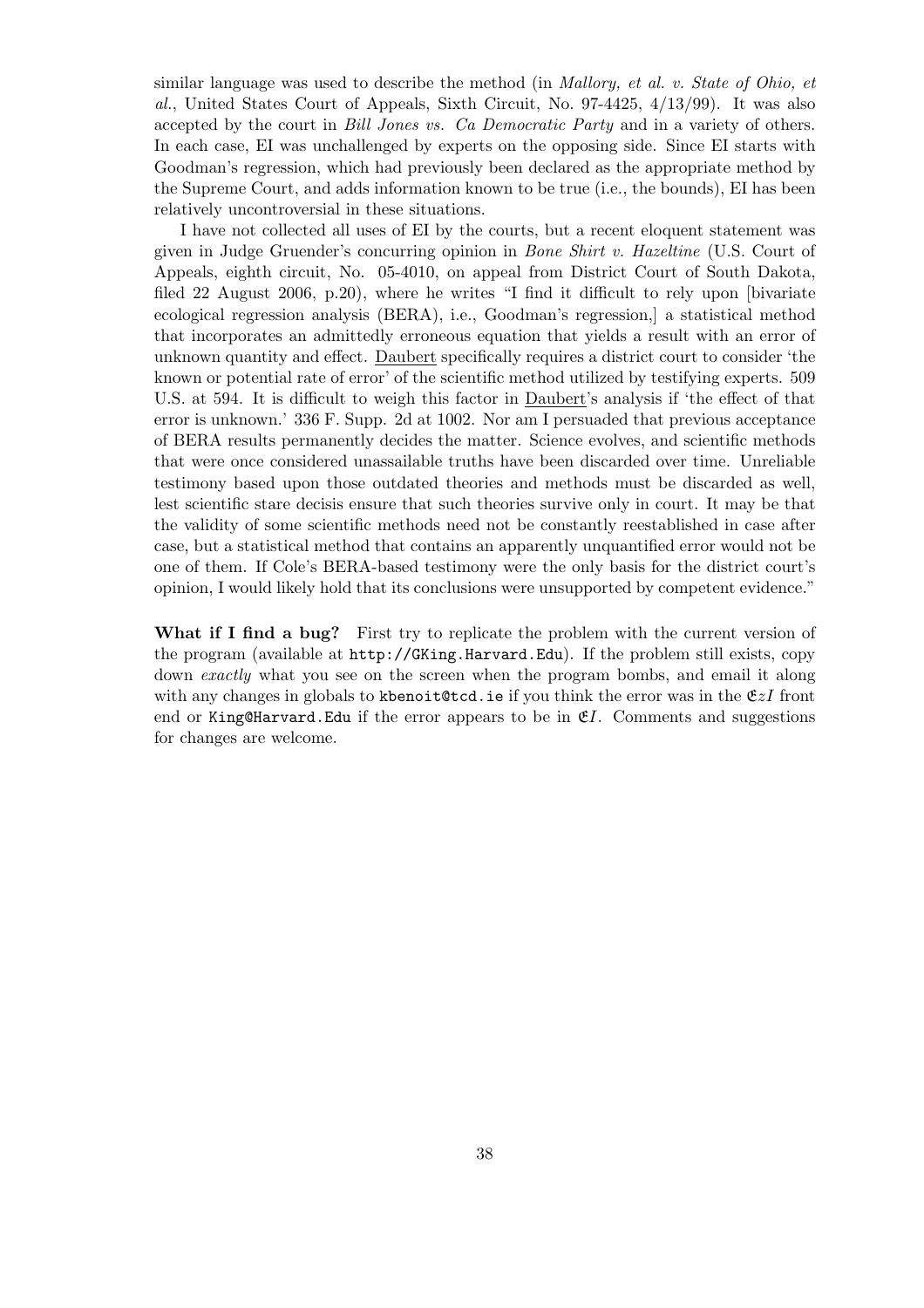similar language was used to describe the method (in *Mallory, et al. v. State of Ohio, et al.*, United States Court of Appeals, Sixth Circuit, No. 97-4425, 4/13/99). It was also accepted by the court in *Bill Jones vs. Ca Democratic Party* and in a variety of others. In each case, EI was unchallenged by experts on the opposing side. Since EI starts with Goodman's regression, which had previously been declared as the appropriate method by the Supreme Court, and adds information known to be true (i.e., the bounds), EI has been relatively uncontroversial in these situations.

I have not collected all uses of EI by the courts, but a recent eloquent statement was given in Judge Gruender's concurring opinion in *Bone Shirt v. Hazeltine* (U.S. Court of Appeals, eighth circuit, No. 05-4010, on appeal from District Court of South Dakota, filed 22 August 2006, p.20), where he writes "I find it difficult to rely upon [bivariate ecological regression analysis (BERA), i.e., Goodman's regression,] a statistical method that incorporates an admittedly erroneous equation that yields a result with an error of unknown quantity and effect. Daubert specifically requires a district court to consider 'the known or potential rate of error' of the scientific method utilized by testifying experts. 509 U.S. at 594. It is difficult to weigh this factor in Daubert's analysis if 'the effect of that error is unknown.' 336 F. Supp. 2d at 1002. Nor am I persuaded that previous acceptance of BERA results permanently decides the matter. Science evolves, and scientific methods that were once considered unassailable truths have been discarded over time. Unreliable testimony based upon those outdated theories and methods must be discarded as well, lest scientific stare decisis ensure that such theories survive only in court. It may be that the validity of some scientific methods need not be constantly reestablished in case after case, but a statistical method that contains an apparently unquantified error would not be one of them. If Cole's BERA-based testimony were the only basis for the district court's opinion, I would likely hold that its conclusions were unsupported by competent evidence."

**What if I find a bug?** First try to replicate the problem with the current version of the program (available at `http://GKing.Harvard.Edu`). If the problem still exists, copy down *exactly* what you see on the screen when the program bombs, and email it along with any changes in globals to `kbenoit@tcd.ie` if you think the error was in the $\mathfrak{E}zI$ front end or `King@Harvard.Edu` if the error appears to be in $\mathfrak{E}I$. Comments and suggestions for changes are welcome.